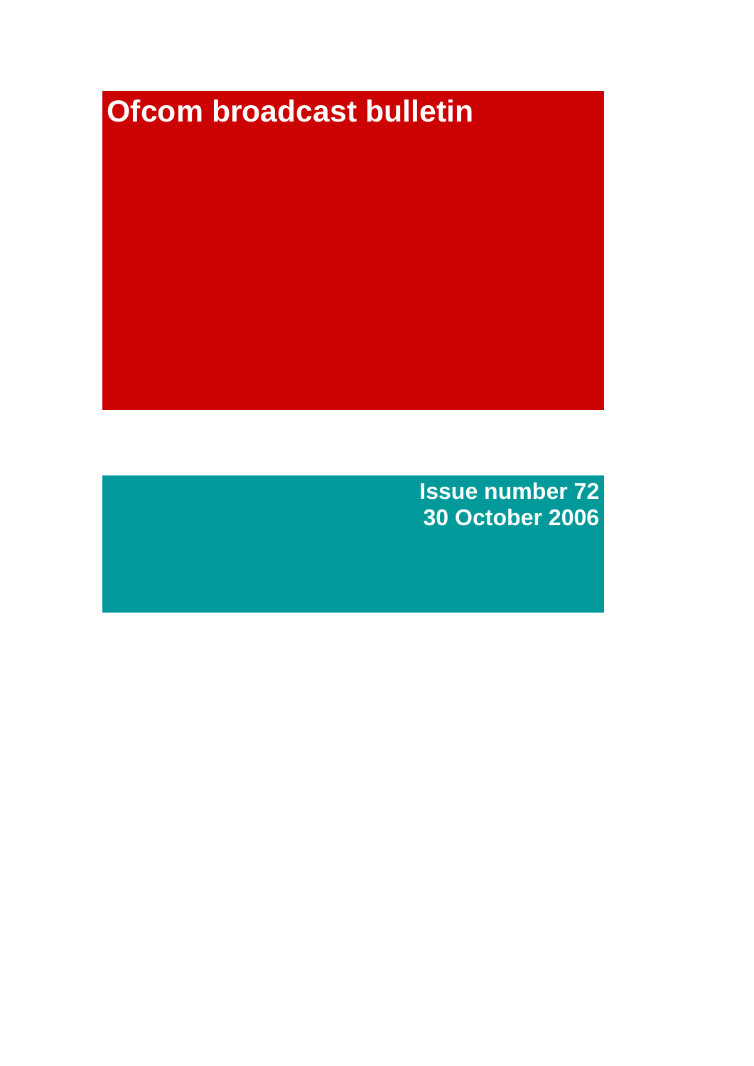# Ofcom broadcast bulletin

**Issue number 72**
**30 October 2006**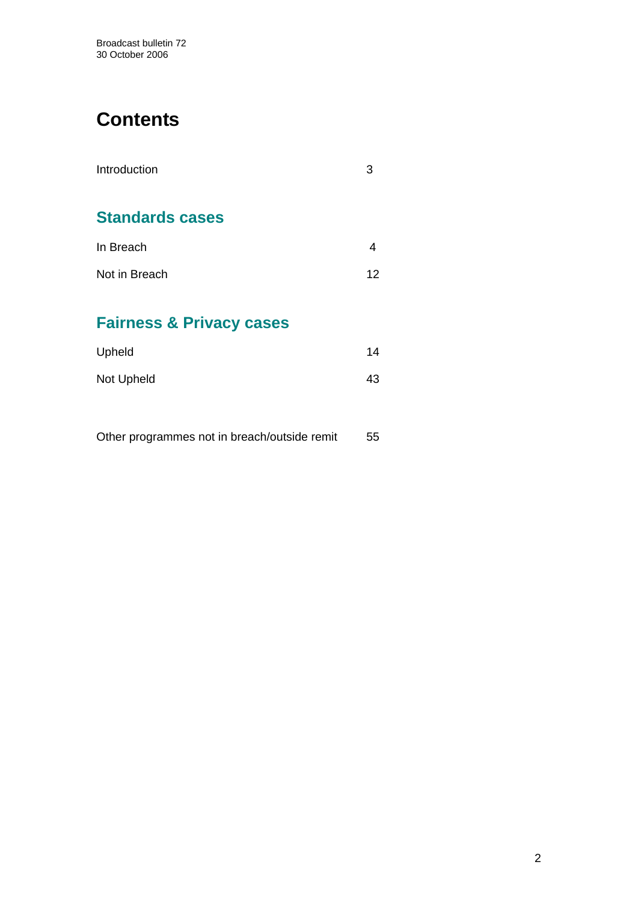# Contents

| | |
|---|---|
| Introduction | 3 |

## Standards cases

| | |
|---|---|
| In Breach | 4 |
| Not in Breach | 12 |

## Fairness & Privacy cases

| | |
|---|---|
| Upheld | 14 |
| Not Upheld | 43 |

| | |
|---|---|
| Other programmes not in breach/outside remit | 55 |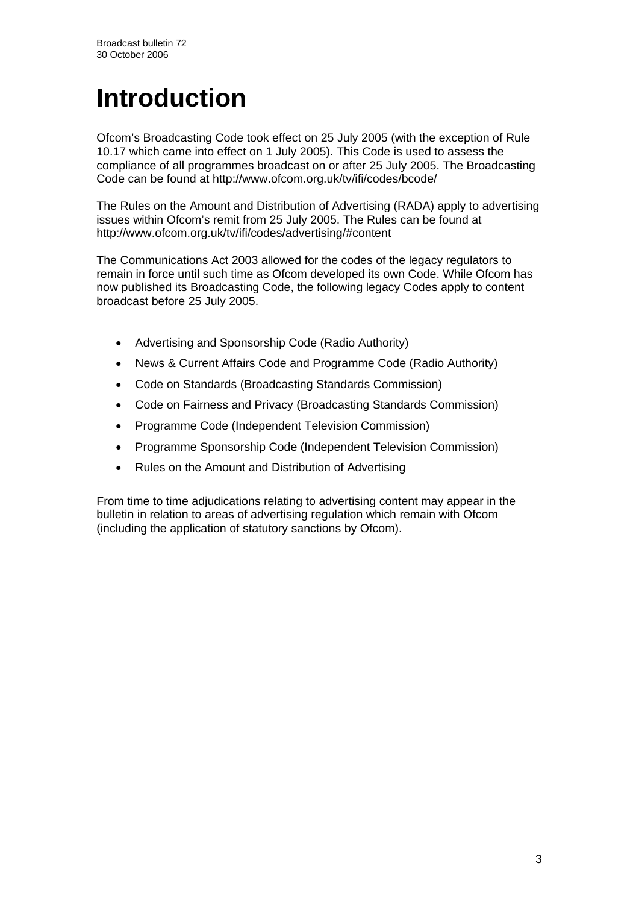# Introduction

Ofcom's Broadcasting Code took effect on 25 July 2005 (with the exception of Rule 10.17 which came into effect on 1 July 2005). This Code is used to assess the compliance of all programmes broadcast on or after 25 July 2005. The Broadcasting Code can be found at http://www.ofcom.org.uk/tv/ifi/codes/bcode/

The Rules on the Amount and Distribution of Advertising (RADA) apply to advertising issues within Ofcom's remit from 25 July 2005. The Rules can be found at http://www.ofcom.org.uk/tv/ifi/codes/advertising/#content

The Communications Act 2003 allowed for the codes of the legacy regulators to remain in force until such time as Ofcom developed its own Code. While Ofcom has now published its Broadcasting Code, the following legacy Codes apply to content broadcast before 25 July 2005.

- Advertising and Sponsorship Code (Radio Authority)
- News & Current Affairs Code and Programme Code (Radio Authority)
- Code on Standards (Broadcasting Standards Commission)
- Code on Fairness and Privacy (Broadcasting Standards Commission)
- Programme Code (Independent Television Commission)
- Programme Sponsorship Code (Independent Television Commission)
- Rules on the Amount and Distribution of Advertising

From time to time adjudications relating to advertising content may appear in the bulletin in relation to areas of advertising regulation which remain with Ofcom (including the application of statutory sanctions by Ofcom).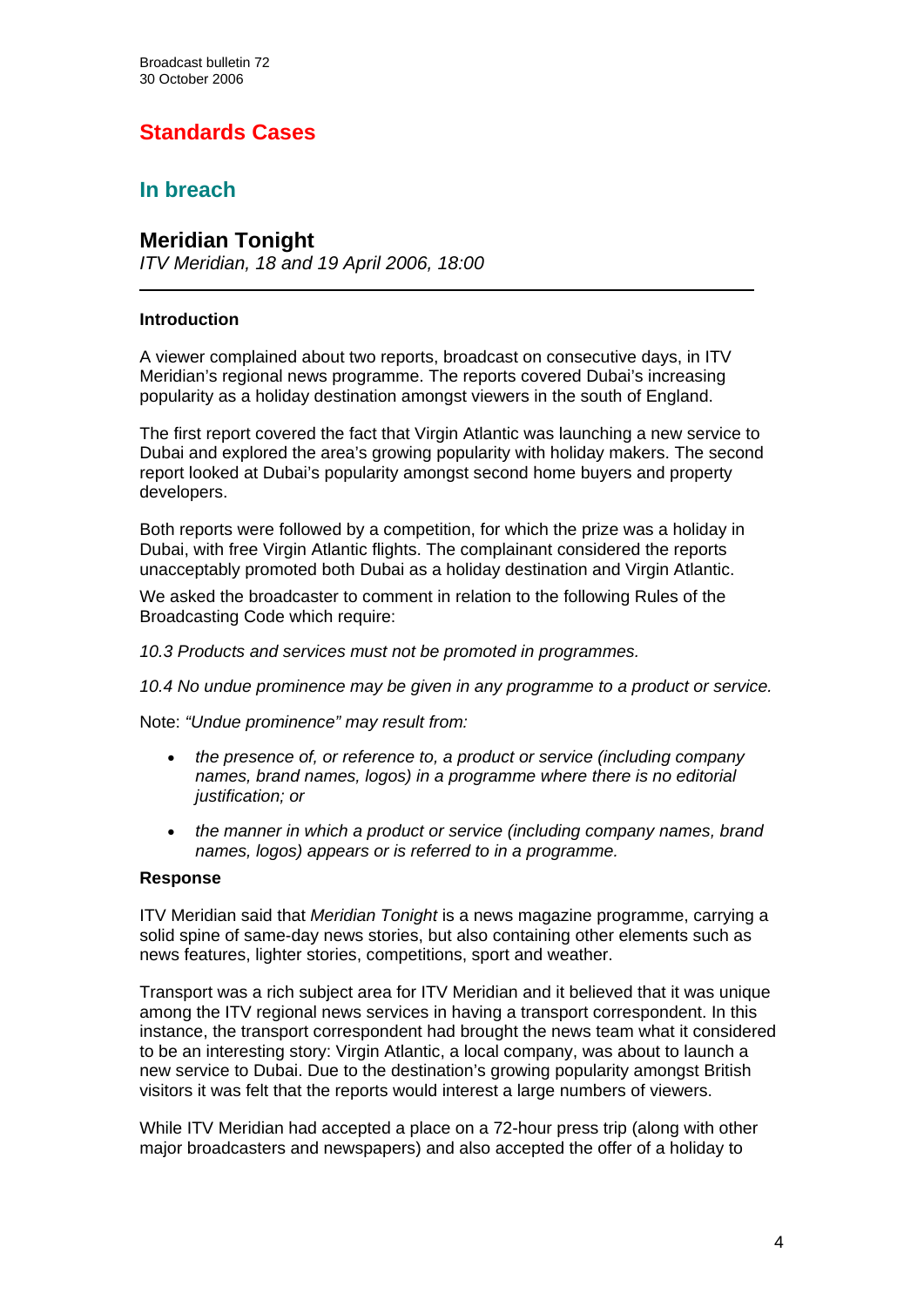# Standards Cases

## In breach

### Meridian Tonight

*ITV Meridian, 18 and 19 April 2006, 18:00*

---

**Introduction**

A viewer complained about two reports, broadcast on consecutive days, in ITV Meridian's regional news programme. The reports covered Dubai's increasing popularity as a holiday destination amongst viewers in the south of England.

The first report covered the fact that Virgin Atlantic was launching a new service to Dubai and explored the area's growing popularity with holiday makers. The second report looked at Dubai's popularity amongst second home buyers and property developers.

Both reports were followed by a competition, for which the prize was a holiday in Dubai, with free Virgin Atlantic flights. The complainant considered the reports unacceptably promoted both Dubai as a holiday destination and Virgin Atlantic.

We asked the broadcaster to comment in relation to the following Rules of the Broadcasting Code which require:

*10.3 Products and services must not be promoted in programmes.*

*10.4 No undue prominence may be given in any programme to a product or service.*

Note: *"Undue prominence" may result from:*

- *the presence of, or reference to, a product or service (including company names, brand names, logos) in a programme where there is no editorial justification; or*
- *the manner in which a product or service (including company names, brand names, logos) appears or is referred to in a programme.*

**Response**

ITV Meridian said that *Meridian Tonight* is a news magazine programme, carrying a solid spine of same-day news stories, but also containing other elements such as news features, lighter stories, competitions, sport and weather.

Transport was a rich subject area for ITV Meridian and it believed that it was unique among the ITV regional news services in having a transport correspondent. In this instance, the transport correspondent had brought the news team what it considered to be an interesting story: Virgin Atlantic, a local company, was about to launch a new service to Dubai. Due to the destination's growing popularity amongst British visitors it was felt that the reports would interest a large numbers of viewers.

While ITV Meridian had accepted a place on a 72-hour press trip (along with other major broadcasters and newspapers) and also accepted the offer of a holiday to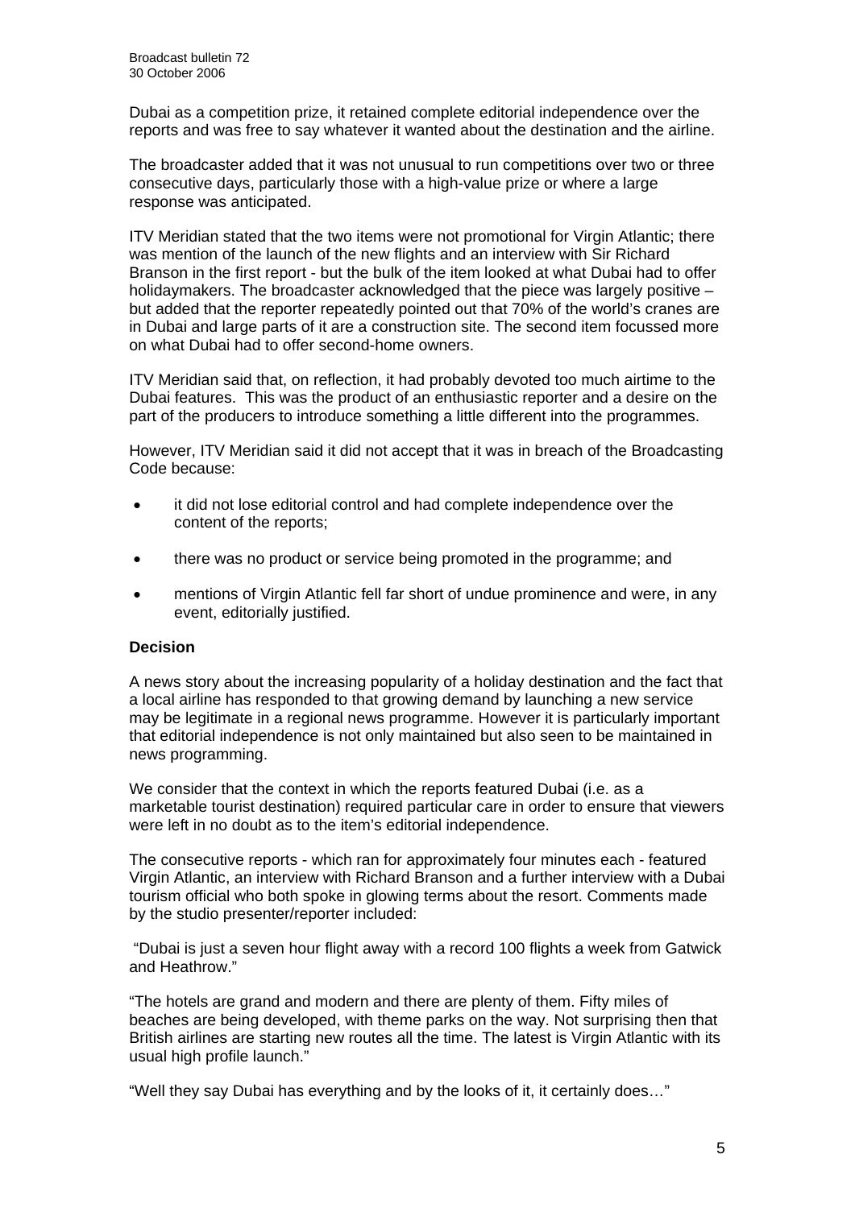Dubai as a competition prize, it retained complete editorial independence over the reports and was free to say whatever it wanted about the destination and the airline.

The broadcaster added that it was not unusual to run competitions over two or three consecutive days, particularly those with a high-value prize or where a large response was anticipated.

ITV Meridian stated that the two items were not promotional for Virgin Atlantic; there was mention of the launch of the new flights and an interview with Sir Richard Branson in the first report - but the bulk of the item looked at what Dubai had to offer holidaymakers. The broadcaster acknowledged that the piece was largely positive – but added that the reporter repeatedly pointed out that 70% of the world's cranes are in Dubai and large parts of it are a construction site. The second item focussed more on what Dubai had to offer second-home owners.

ITV Meridian said that, on reflection, it had probably devoted too much airtime to the Dubai features. This was the product of an enthusiastic reporter and a desire on the part of the producers to introduce something a little different into the programmes.

However, ITV Meridian said it did not accept that it was in breach of the Broadcasting Code because:

- it did not lose editorial control and had complete independence over the content of the reports;
- there was no product or service being promoted in the programme; and
- mentions of Virgin Atlantic fell far short of undue prominence and were, in any event, editorially justified.

### Decision

A news story about the increasing popularity of a holiday destination and the fact that a local airline has responded to that growing demand by launching a new service may be legitimate in a regional news programme. However it is particularly important that editorial independence is not only maintained but also seen to be maintained in news programming.

We consider that the context in which the reports featured Dubai (i.e. as a marketable tourist destination) required particular care in order to ensure that viewers were left in no doubt as to the item's editorial independence.

The consecutive reports - which ran for approximately four minutes each - featured Virgin Atlantic, an interview with Richard Branson and a further interview with a Dubai tourism official who both spoke in glowing terms about the resort. Comments made by the studio presenter/reporter included:

"Dubai is just a seven hour flight away with a record 100 flights a week from Gatwick and Heathrow."

"The hotels are grand and modern and there are plenty of them. Fifty miles of beaches are being developed, with theme parks on the way. Not surprising then that British airlines are starting new routes all the time. The latest is Virgin Atlantic with its usual high profile launch."

"Well they say Dubai has everything and by the looks of it, it certainly does…"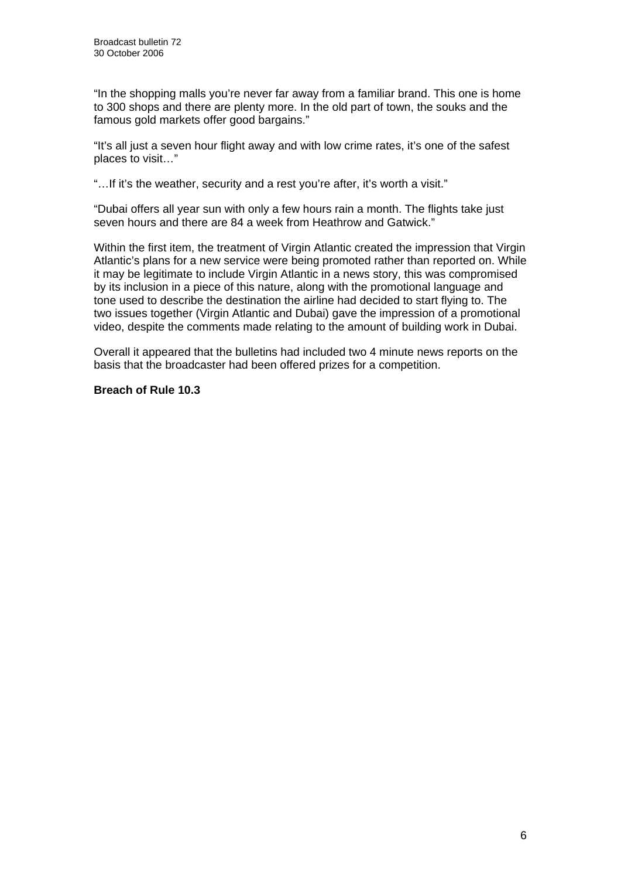"In the shopping malls you're never far away from a familiar brand. This one is home to 300 shops and there are plenty more. In the old part of town, the souks and the famous gold markets offer good bargains."

"It's all just a seven hour flight away and with low crime rates, it's one of the safest places to visit…"

"…If it's the weather, security and a rest you're after, it's worth a visit."

"Dubai offers all year sun with only a few hours rain a month. The flights take just seven hours and there are 84 a week from Heathrow and Gatwick."

Within the first item, the treatment of Virgin Atlantic created the impression that Virgin Atlantic's plans for a new service were being promoted rather than reported on. While it may be legitimate to include Virgin Atlantic in a news story, this was compromised by its inclusion in a piece of this nature, along with the promotional language and tone used to describe the destination the airline had decided to start flying to. The two issues together (Virgin Atlantic and Dubai) gave the impression of a promotional video, despite the comments made relating to the amount of building work in Dubai.

Overall it appeared that the bulletins had included two 4 minute news reports on the basis that the broadcaster had been offered prizes for a competition.

**Breach of Rule 10.3**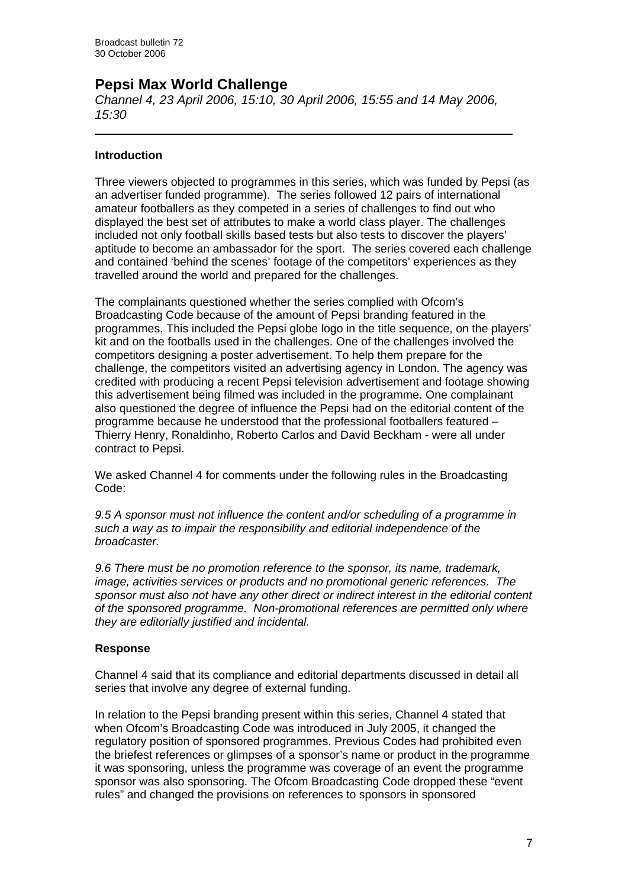# Pepsi Max World Challenge

*Channel 4, 23 April 2006, 15:10, 30 April 2006, 15:55 and 14 May 2006, 15:30*

---

### Introduction

Three viewers objected to programmes in this series, which was funded by Pepsi (as an advertiser funded programme). The series followed 12 pairs of international amateur footballers as they competed in a series of challenges to find out who displayed the best set of attributes to make a world class player. The challenges included not only football skills based tests but also tests to discover the players' aptitude to become an ambassador for the sport. The series covered each challenge and contained 'behind the scenes' footage of the competitors' experiences as they travelled around the world and prepared for the challenges.

The complainants questioned whether the series complied with Ofcom's Broadcasting Code because of the amount of Pepsi branding featured in the programmes. This included the Pepsi globe logo in the title sequence, on the players' kit and on the footballs used in the challenges. One of the challenges involved the competitors designing a poster advertisement. To help them prepare for the challenge, the competitors visited an advertising agency in London. The agency was credited with producing a recent Pepsi television advertisement and footage showing this advertisement being filmed was included in the programme. One complainant also questioned the degree of influence the Pepsi had on the editorial content of the programme because he understood that the professional footballers featured – Thierry Henry, Ronaldinho, Roberto Carlos and David Beckham - were all under contract to Pepsi.

We asked Channel 4 for comments under the following rules in the Broadcasting Code:

*9.5 A sponsor must not influence the content and/or scheduling of a programme in such a way as to impair the responsibility and editorial independence of the broadcaster.*

*9.6 There must be no promotion reference to the sponsor, its name, trademark, image, activities services or products and no promotional generic references. The sponsor must also not have any other direct or indirect interest in the editorial content of the sponsored programme. Non-promotional references are permitted only where they are editorially justified and incidental.*

### Response

Channel 4 said that its compliance and editorial departments discussed in detail all series that involve any degree of external funding.

In relation to the Pepsi branding present within this series, Channel 4 stated that when Ofcom's Broadcasting Code was introduced in July 2005, it changed the regulatory position of sponsored programmes. Previous Codes had prohibited even the briefest references or glimpses of a sponsor's name or product in the programme it was sponsoring, unless the programme was coverage of an event the programme sponsor was also sponsoring. The Ofcom Broadcasting Code dropped these "event rules" and changed the provisions on references to sponsors in sponsored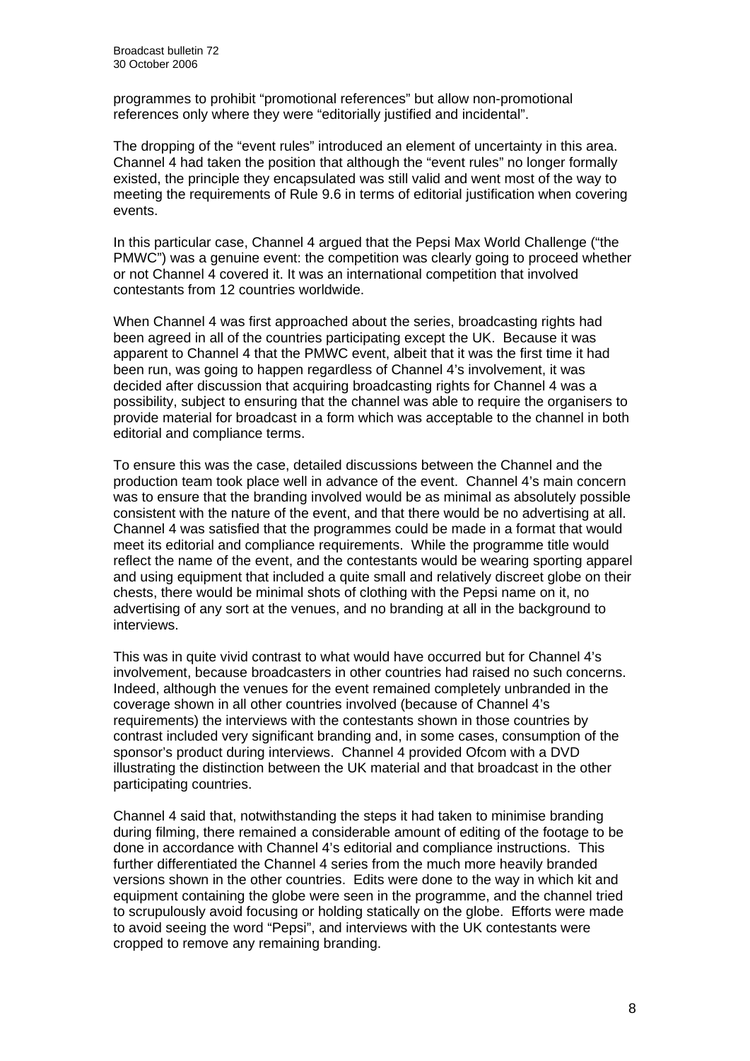programmes to prohibit "promotional references" but allow non-promotional references only where they were "editorially justified and incidental".

The dropping of the "event rules" introduced an element of uncertainty in this area. Channel 4 had taken the position that although the "event rules" no longer formally existed, the principle they encapsulated was still valid and went most of the way to meeting the requirements of Rule 9.6 in terms of editorial justification when covering events.

In this particular case, Channel 4 argued that the Pepsi Max World Challenge ("the PMWC") was a genuine event: the competition was clearly going to proceed whether or not Channel 4 covered it. It was an international competition that involved contestants from 12 countries worldwide.

When Channel 4 was first approached about the series, broadcasting rights had been agreed in all of the countries participating except the UK. Because it was apparent to Channel 4 that the PMWC event, albeit that it was the first time it had been run, was going to happen regardless of Channel 4's involvement, it was decided after discussion that acquiring broadcasting rights for Channel 4 was a possibility, subject to ensuring that the channel was able to require the organisers to provide material for broadcast in a form which was acceptable to the channel in both editorial and compliance terms.

To ensure this was the case, detailed discussions between the Channel and the production team took place well in advance of the event. Channel 4's main concern was to ensure that the branding involved would be as minimal as absolutely possible consistent with the nature of the event, and that there would be no advertising at all. Channel 4 was satisfied that the programmes could be made in a format that would meet its editorial and compliance requirements. While the programme title would reflect the name of the event, and the contestants would be wearing sporting apparel and using equipment that included a quite small and relatively discreet globe on their chests, there would be minimal shots of clothing with the Pepsi name on it, no advertising of any sort at the venues, and no branding at all in the background to interviews.

This was in quite vivid contrast to what would have occurred but for Channel 4's involvement, because broadcasters in other countries had raised no such concerns. Indeed, although the venues for the event remained completely unbranded in the coverage shown in all other countries involved (because of Channel 4's requirements) the interviews with the contestants shown in those countries by contrast included very significant branding and, in some cases, consumption of the sponsor's product during interviews. Channel 4 provided Ofcom with a DVD illustrating the distinction between the UK material and that broadcast in the other participating countries.

Channel 4 said that, notwithstanding the steps it had taken to minimise branding during filming, there remained a considerable amount of editing of the footage to be done in accordance with Channel 4's editorial and compliance instructions. This further differentiated the Channel 4 series from the much more heavily branded versions shown in the other countries. Edits were done to the way in which kit and equipment containing the globe were seen in the programme, and the channel tried to scrupulously avoid focusing or holding statically on the globe. Efforts were made to avoid seeing the word "Pepsi", and interviews with the UK contestants were cropped to remove any remaining branding.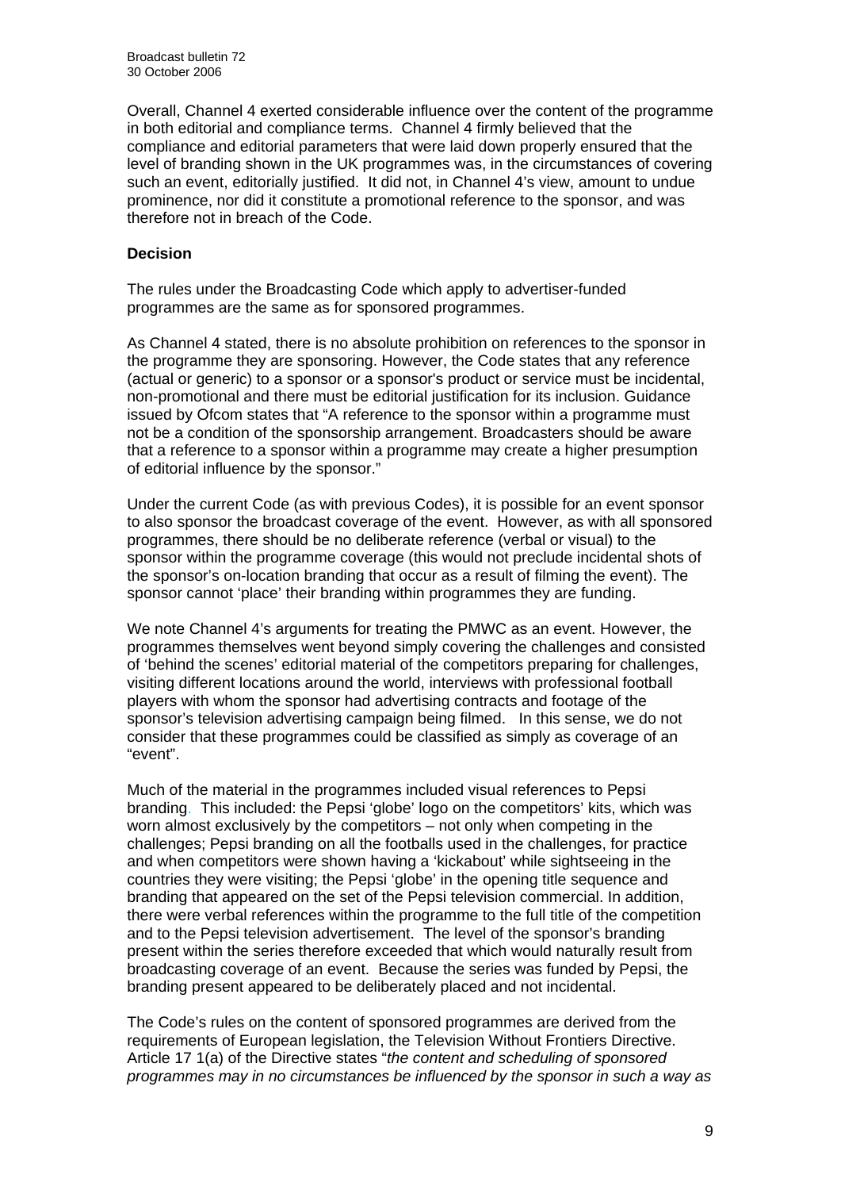Overall, Channel 4 exerted considerable influence over the content of the programme in both editorial and compliance terms. Channel 4 firmly believed that the compliance and editorial parameters that were laid down properly ensured that the level of branding shown in the UK programmes was, in the circumstances of covering such an event, editorially justified. It did not, in Channel 4's view, amount to undue prominence, nor did it constitute a promotional reference to the sponsor, and was therefore not in breach of the Code.

**Decision**

The rules under the Broadcasting Code which apply to advertiser-funded programmes are the same as for sponsored programmes.

As Channel 4 stated, there is no absolute prohibition on references to the sponsor in the programme they are sponsoring. However, the Code states that any reference (actual or generic) to a sponsor or a sponsor's product or service must be incidental, non-promotional and there must be editorial justification for its inclusion. Guidance issued by Ofcom states that "A reference to the sponsor within a programme must not be a condition of the sponsorship arrangement. Broadcasters should be aware that a reference to a sponsor within a programme may create a higher presumption of editorial influence by the sponsor."

Under the current Code (as with previous Codes), it is possible for an event sponsor to also sponsor the broadcast coverage of the event. However, as with all sponsored programmes, there should be no deliberate reference (verbal or visual) to the sponsor within the programme coverage (this would not preclude incidental shots of the sponsor's on-location branding that occur as a result of filming the event). The sponsor cannot 'place' their branding within programmes they are funding.

We note Channel 4's arguments for treating the PMWC as an event. However, the programmes themselves went beyond simply covering the challenges and consisted of 'behind the scenes' editorial material of the competitors preparing for challenges, visiting different locations around the world, interviews with professional football players with whom the sponsor had advertising contracts and footage of the sponsor's television advertising campaign being filmed. In this sense, we do not consider that these programmes could be classified as simply as coverage of an "event".

Much of the material in the programmes included visual references to Pepsi branding. This included: the Pepsi 'globe' logo on the competitors' kits, which was worn almost exclusively by the competitors – not only when competing in the challenges; Pepsi branding on all the footballs used in the challenges, for practice and when competitors were shown having a 'kickabout' while sightseeing in the countries they were visiting; the Pepsi 'globe' in the opening title sequence and branding that appeared on the set of the Pepsi television commercial. In addition, there were verbal references within the programme to the full title of the competition and to the Pepsi television advertisement. The level of the sponsor's branding present within the series therefore exceeded that which would naturally result from broadcasting coverage of an event. Because the series was funded by Pepsi, the branding present appeared to be deliberately placed and not incidental.

The Code's rules on the content of sponsored programmes are derived from the requirements of European legislation, the Television Without Frontiers Directive. Article 17 1(a) of the Directive states "*the content and scheduling of sponsored programmes may in no circumstances be influenced by the sponsor in such a way as*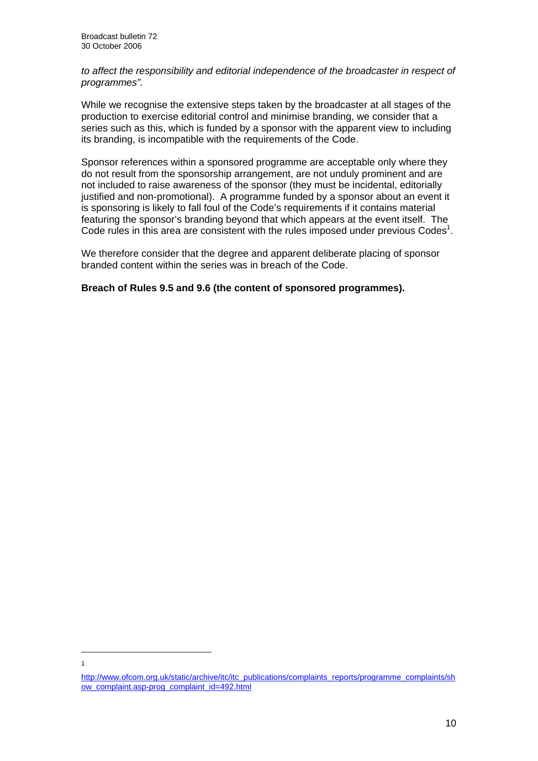*to affect the responsibility and editorial independence of the broadcaster in respect of programmes".*

While we recognise the extensive steps taken by the broadcaster at all stages of the production to exercise editorial control and minimise branding, we consider that a series such as this, which is funded by a sponsor with the apparent view to including its branding, is incompatible with the requirements of the Code.

Sponsor references within a sponsored programme are acceptable only where they do not result from the sponsorship arrangement, are not unduly prominent and are not included to raise awareness of the sponsor (they must be incidental, editorially justified and non-promotional). A programme funded by a sponsor about an event it is sponsoring is likely to fall foul of the Code's requirements if it contains material featuring the sponsor's branding beyond that which appears at the event itself. The Code rules in this area are consistent with the rules imposed under previous Codes[1].

We therefore consider that the degree and apparent deliberate placing of sponsor branded content within the series was in breach of the Code.

**Breach of Rules 9.5 and 9.6 (the content of sponsored programmes).**

---

[1] http://www.ofcom.org.uk/static/archive/itc/itc_publications/complaints_reports/programme_complaints/show_complaint.asp-prog_complaint_id=492.html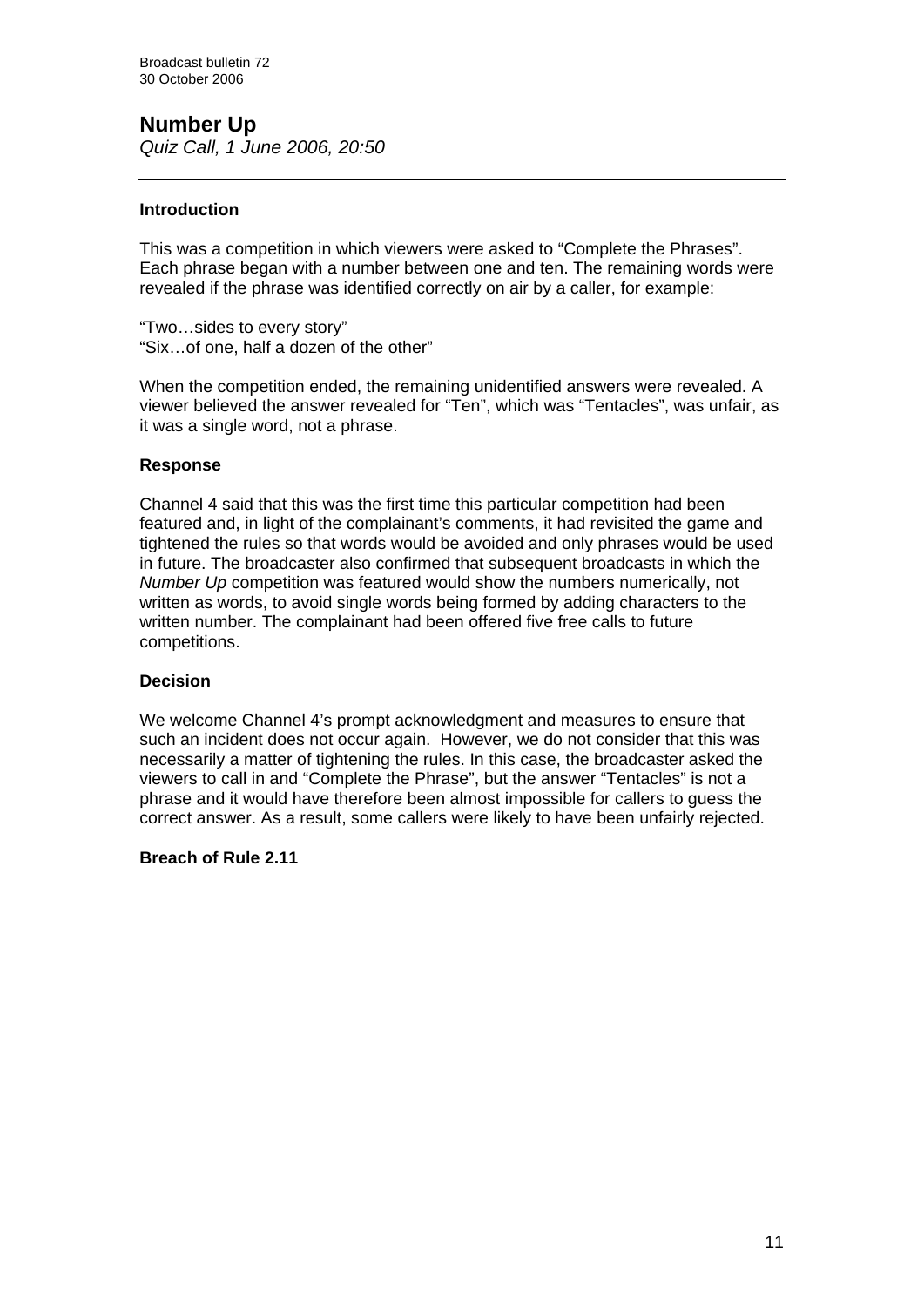## Number Up

*Quiz Call, 1 June 2006, 20:50*

---

### Introduction

This was a competition in which viewers were asked to "Complete the Phrases". Each phrase began with a number between one and ten. The remaining words were revealed if the phrase was identified correctly on air by a caller, for example:

"Two…sides to every story"
"Six…of one, half a dozen of the other"

When the competition ended, the remaining unidentified answers were revealed. A viewer believed the answer revealed for "Ten", which was "Tentacles", was unfair, as it was a single word, not a phrase.

### Response

Channel 4 said that this was the first time this particular competition had been featured and, in light of the complainant's comments, it had revisited the game and tightened the rules so that words would be avoided and only phrases would be used in future. The broadcaster also confirmed that subsequent broadcasts in which the *Number Up* competition was featured would show the numbers numerically, not written as words, to avoid single words being formed by adding characters to the written number. The complainant had been offered five free calls to future competitions.

### Decision

We welcome Channel 4's prompt acknowledgment and measures to ensure that such an incident does not occur again. However, we do not consider that this was necessarily a matter of tightening the rules. In this case, the broadcaster asked the viewers to call in and "Complete the Phrase", but the answer "Tentacles" is not a phrase and it would have therefore been almost impossible for callers to guess the correct answer. As a result, some callers were likely to have been unfairly rejected.

**Breach of Rule 2.11**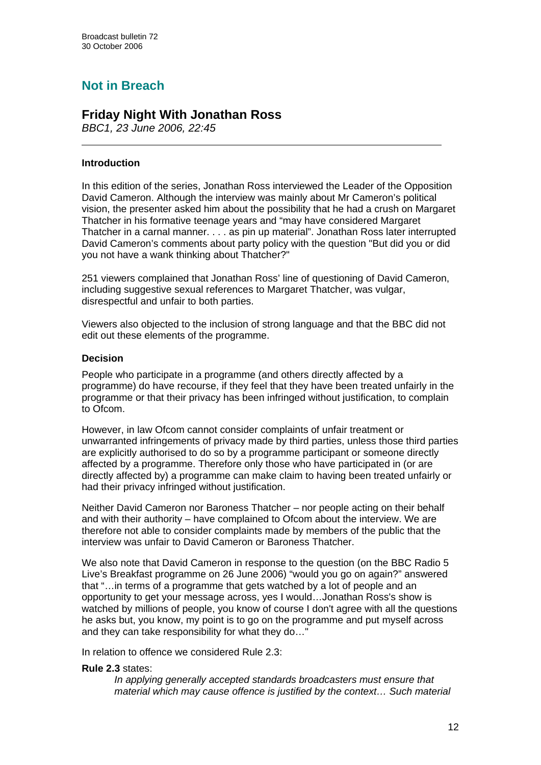## Not in Breach

## Friday Night With Jonathan Ross

*BBC1, 23 June 2006, 22:45*

---

### Introduction

In this edition of the series, Jonathan Ross interviewed the Leader of the Opposition David Cameron. Although the interview was mainly about Mr Cameron's political vision, the presenter asked him about the possibility that he had a crush on Margaret Thatcher in his formative teenage years and "may have considered Margaret Thatcher in a carnal manner. . . . as pin up material". Jonathan Ross later interrupted David Cameron's comments about party policy with the question "But did you or did you not have a wank thinking about Thatcher?"

251 viewers complained that Jonathan Ross' line of questioning of David Cameron, including suggestive sexual references to Margaret Thatcher, was vulgar, disrespectful and unfair to both parties.

Viewers also objected to the inclusion of strong language and that the BBC did not edit out these elements of the programme.

### Decision

People who participate in a programme (and others directly affected by a programme) do have recourse, if they feel that they have been treated unfairly in the programme or that their privacy has been infringed without justification, to complain to Ofcom.

However, in law Ofcom cannot consider complaints of unfair treatment or unwarranted infringements of privacy made by third parties, unless those third parties are explicitly authorised to do so by a programme participant or someone directly affected by a programme. Therefore only those who have participated in (or are directly affected by) a programme can make claim to having been treated unfairly or had their privacy infringed without justification.

Neither David Cameron nor Baroness Thatcher – nor people acting on their behalf and with their authority – have complained to Ofcom about the interview. We are therefore not able to consider complaints made by members of the public that the interview was unfair to David Cameron or Baroness Thatcher.

We also note that David Cameron in response to the question (on the BBC Radio 5 Live's Breakfast programme on 26 June 2006) "would you go on again?" answered that "…in terms of a programme that gets watched by a lot of people and an opportunity to get your message across, yes I would…Jonathan Ross's show is watched by millions of people, you know of course I don't agree with all the questions he asks but, you know, my point is to go on the programme and put myself across and they can take responsibility for what they do…"

In relation to offence we considered Rule 2.3:

**Rule 2.3** states:

> *In applying generally accepted standards broadcasters must ensure that material which may cause offence is justified by the context… Such material*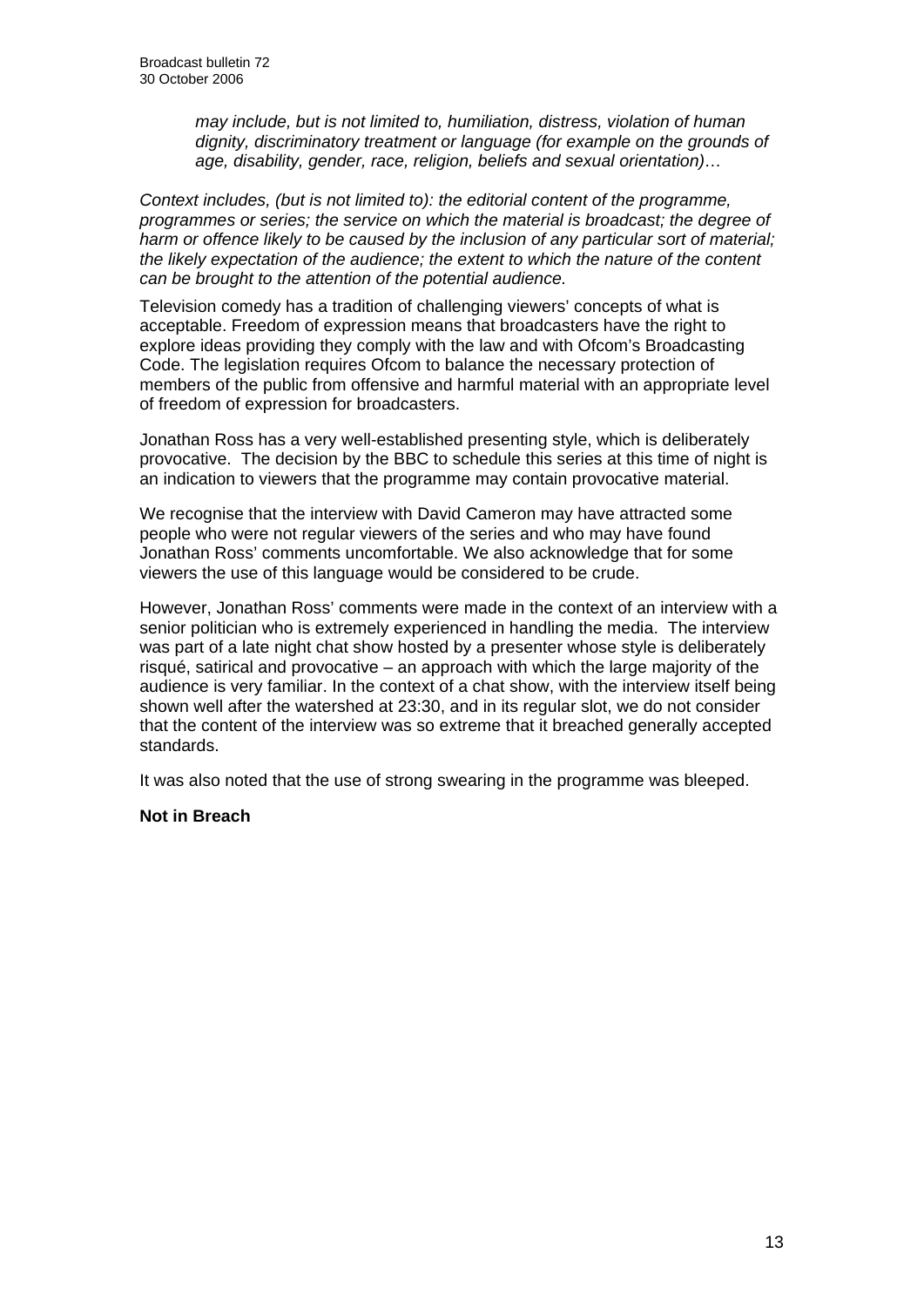*may include, but is not limited to, humiliation, distress, violation of human dignity, discriminatory treatment or language (for example on the grounds of age, disability, gender, race, religion, beliefs and sexual orientation)…*

*Context includes, (but is not limited to): the editorial content of the programme, programmes or series; the service on which the material is broadcast; the degree of harm or offence likely to be caused by the inclusion of any particular sort of material; the likely expectation of the audience; the extent to which the nature of the content can be brought to the attention of the potential audience.*

Television comedy has a tradition of challenging viewers' concepts of what is acceptable. Freedom of expression means that broadcasters have the right to explore ideas providing they comply with the law and with Ofcom's Broadcasting Code. The legislation requires Ofcom to balance the necessary protection of members of the public from offensive and harmful material with an appropriate level of freedom of expression for broadcasters.

Jonathan Ross has a very well-established presenting style, which is deliberately provocative. The decision by the BBC to schedule this series at this time of night is an indication to viewers that the programme may contain provocative material.

We recognise that the interview with David Cameron may have attracted some people who were not regular viewers of the series and who may have found Jonathan Ross' comments uncomfortable. We also acknowledge that for some viewers the use of this language would be considered to be crude.

However, Jonathan Ross' comments were made in the context of an interview with a senior politician who is extremely experienced in handling the media. The interview was part of a late night chat show hosted by a presenter whose style is deliberately risqué, satirical and provocative – an approach with which the large majority of the audience is very familiar. In the context of a chat show, with the interview itself being shown well after the watershed at 23:30, and in its regular slot, we do not consider that the content of the interview was so extreme that it breached generally accepted standards.

It was also noted that the use of strong swearing in the programme was bleeped.

**Not in Breach**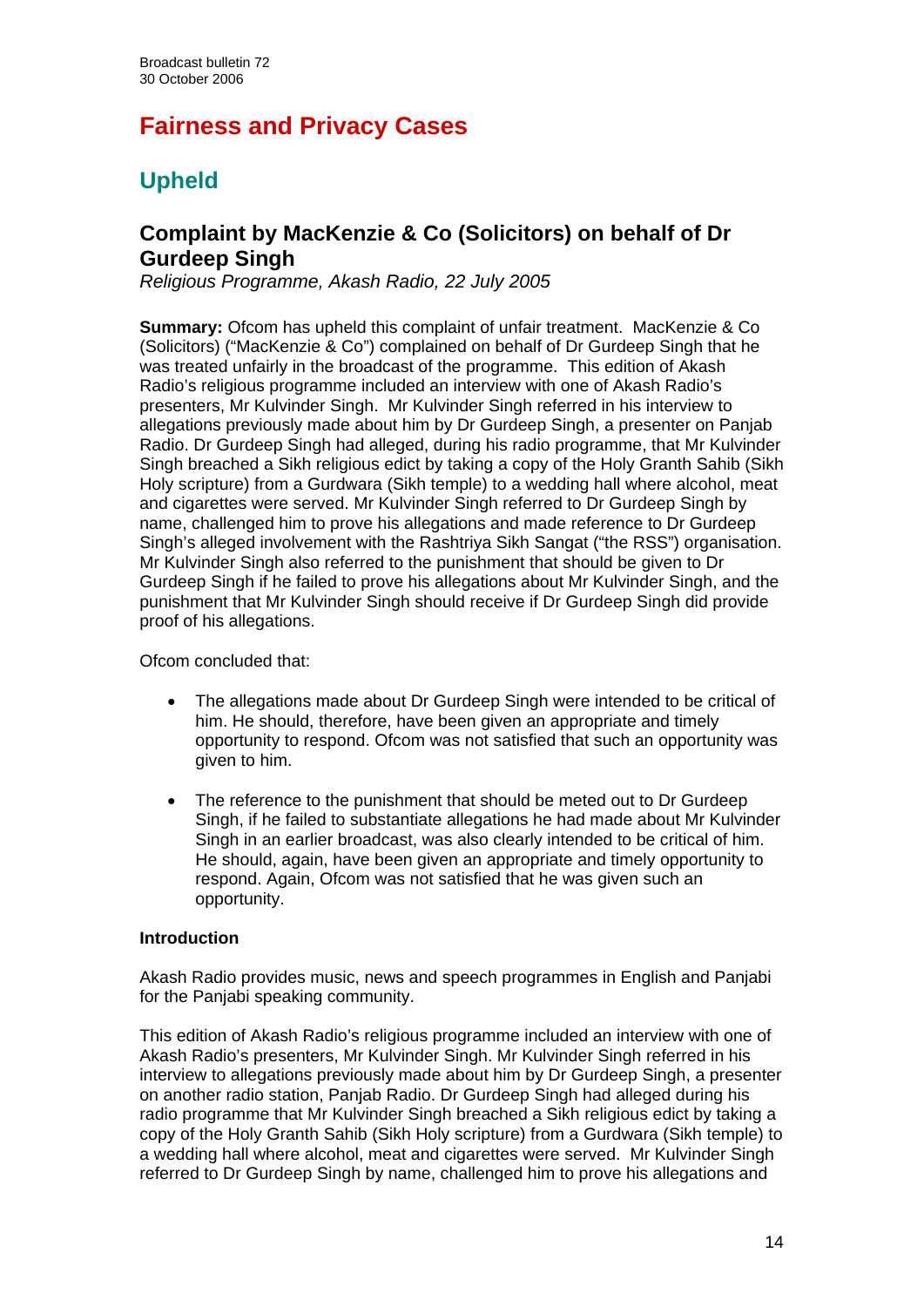# Fairness and Privacy Cases

## Upheld

### Complaint by MacKenzie & Co (Solicitors) on behalf of Dr Gurdeep Singh

*Religious Programme, Akash Radio, 22 July 2005*

**Summary:** Ofcom has upheld this complaint of unfair treatment. MacKenzie & Co (Solicitors) ("MacKenzie & Co") complained on behalf of Dr Gurdeep Singh that he was treated unfairly in the broadcast of the programme. This edition of Akash Radio's religious programme included an interview with one of Akash Radio's presenters, Mr Kulvinder Singh. Mr Kulvinder Singh referred in his interview to allegations previously made about him by Dr Gurdeep Singh, a presenter on Panjab Radio. Dr Gurdeep Singh had alleged, during his radio programme, that Mr Kulvinder Singh breached a Sikh religious edict by taking a copy of the Holy Granth Sahib (Sikh Holy scripture) from a Gurdwara (Sikh temple) to a wedding hall where alcohol, meat and cigarettes were served. Mr Kulvinder Singh referred to Dr Gurdeep Singh by name, challenged him to prove his allegations and made reference to Dr Gurdeep Singh's alleged involvement with the Rashtriya Sikh Sangat ("the RSS") organisation. Mr Kulvinder Singh also referred to the punishment that should be given to Dr Gurdeep Singh if he failed to prove his allegations about Mr Kulvinder Singh, and the punishment that Mr Kulvinder Singh should receive if Dr Gurdeep Singh did provide proof of his allegations.

Ofcom concluded that:

- The allegations made about Dr Gurdeep Singh were intended to be critical of him. He should, therefore, have been given an appropriate and timely opportunity to respond. Ofcom was not satisfied that such an opportunity was given to him.
- The reference to the punishment that should be meted out to Dr Gurdeep Singh, if he failed to substantiate allegations he had made about Mr Kulvinder Singh in an earlier broadcast, was also clearly intended to be critical of him. He should, again, have been given an appropriate and timely opportunity to respond. Again, Ofcom was not satisfied that he was given such an opportunity.

**Introduction**

Akash Radio provides music, news and speech programmes in English and Panjabi for the Panjabi speaking community.

This edition of Akash Radio's religious programme included an interview with one of Akash Radio's presenters, Mr Kulvinder Singh. Mr Kulvinder Singh referred in his interview to allegations previously made about him by Dr Gurdeep Singh, a presenter on another radio station, Panjab Radio. Dr Gurdeep Singh had alleged during his radio programme that Mr Kulvinder Singh breached a Sikh religious edict by taking a copy of the Holy Granth Sahib (Sikh Holy scripture) from a Gurdwara (Sikh temple) to a wedding hall where alcohol, meat and cigarettes were served. Mr Kulvinder Singh referred to Dr Gurdeep Singh by name, challenged him to prove his allegations and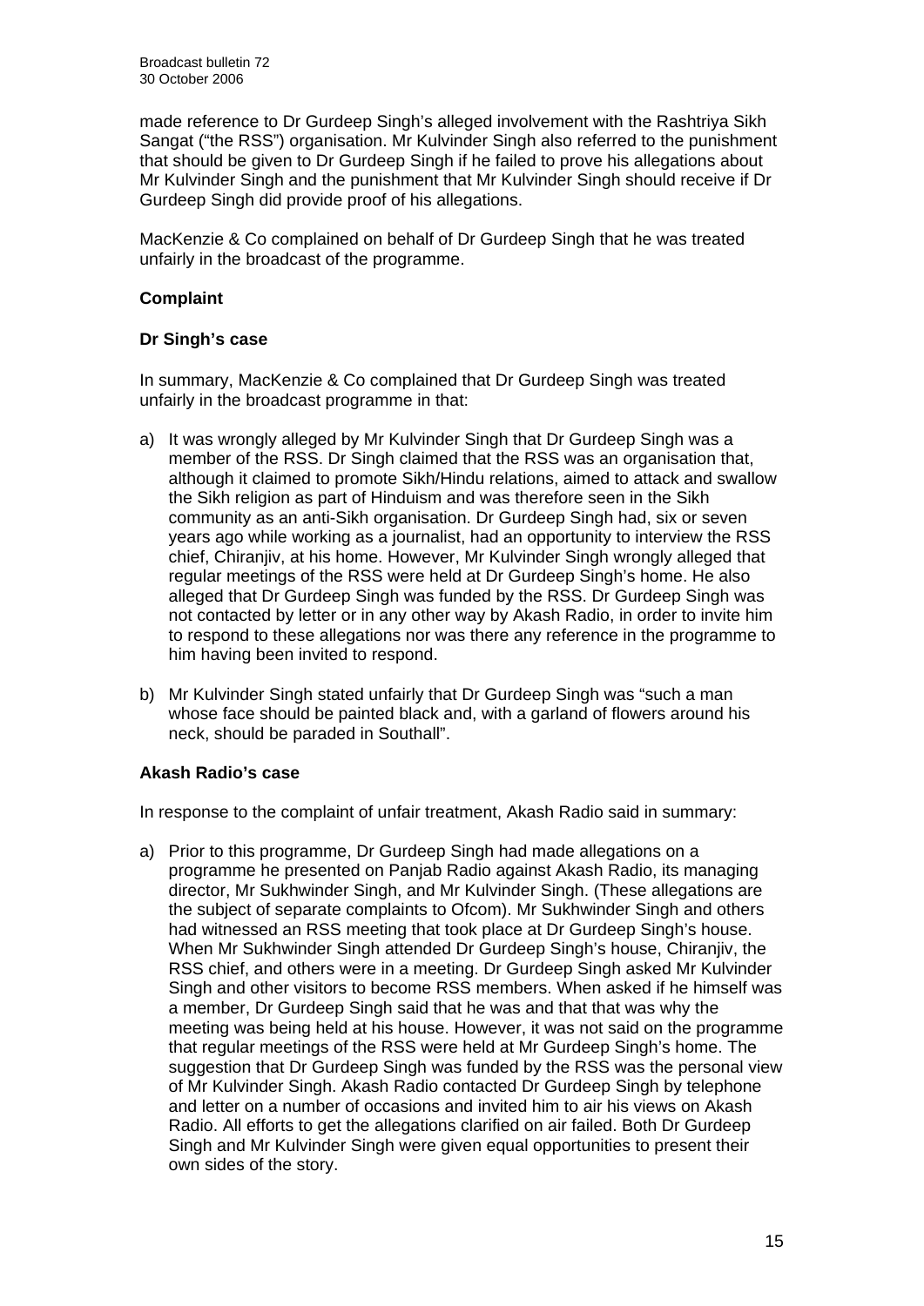made reference to Dr Gurdeep Singh's alleged involvement with the Rashtriya Sikh Sangat ("the RSS") organisation. Mr Kulvinder Singh also referred to the punishment that should be given to Dr Gurdeep Singh if he failed to prove his allegations about Mr Kulvinder Singh and the punishment that Mr Kulvinder Singh should receive if Dr Gurdeep Singh did provide proof of his allegations.

MacKenzie & Co complained on behalf of Dr Gurdeep Singh that he was treated unfairly in the broadcast of the programme.

### Complaint

#### Dr Singh's case

In summary, MacKenzie & Co complained that Dr Gurdeep Singh was treated unfairly in the broadcast programme in that:

a) It was wrongly alleged by Mr Kulvinder Singh that Dr Gurdeep Singh was a member of the RSS. Dr Singh claimed that the RSS was an organisation that, although it claimed to promote Sikh/Hindu relations, aimed to attack and swallow the Sikh religion as part of Hinduism and was therefore seen in the Sikh community as an anti-Sikh organisation. Dr Gurdeep Singh had, six or seven years ago while working as a journalist, had an opportunity to interview the RSS chief, Chiranjiv, at his home. However, Mr Kulvinder Singh wrongly alleged that regular meetings of the RSS were held at Dr Gurdeep Singh's home. He also alleged that Dr Gurdeep Singh was funded by the RSS. Dr Gurdeep Singh was not contacted by letter or in any other way by Akash Radio, in order to invite him to respond to these allegations nor was there any reference in the programme to him having been invited to respond.

b) Mr Kulvinder Singh stated unfairly that Dr Gurdeep Singh was "such a man whose face should be painted black and, with a garland of flowers around his neck, should be paraded in Southall".

#### Akash Radio's case

In response to the complaint of unfair treatment, Akash Radio said in summary:

a) Prior to this programme, Dr Gurdeep Singh had made allegations on a programme he presented on Panjab Radio against Akash Radio, its managing director, Mr Sukhwinder Singh, and Mr Kulvinder Singh. (These allegations are the subject of separate complaints to Ofcom). Mr Sukhwinder Singh and others had witnessed an RSS meeting that took place at Dr Gurdeep Singh's house. When Mr Sukhwinder Singh attended Dr Gurdeep Singh's house, Chiranjiv, the RSS chief, and others were in a meeting. Dr Gurdeep Singh asked Mr Kulvinder Singh and other visitors to become RSS members. When asked if he himself was a member, Dr Gurdeep Singh said that he was and that that was why the meeting was being held at his house. However, it was not said on the programme that regular meetings of the RSS were held at Mr Gurdeep Singh's home. The suggestion that Dr Gurdeep Singh was funded by the RSS was the personal view of Mr Kulvinder Singh. Akash Radio contacted Dr Gurdeep Singh by telephone and letter on a number of occasions and invited him to air his views on Akash Radio. All efforts to get the allegations clarified on air failed. Both Dr Gurdeep Singh and Mr Kulvinder Singh were given equal opportunities to present their own sides of the story.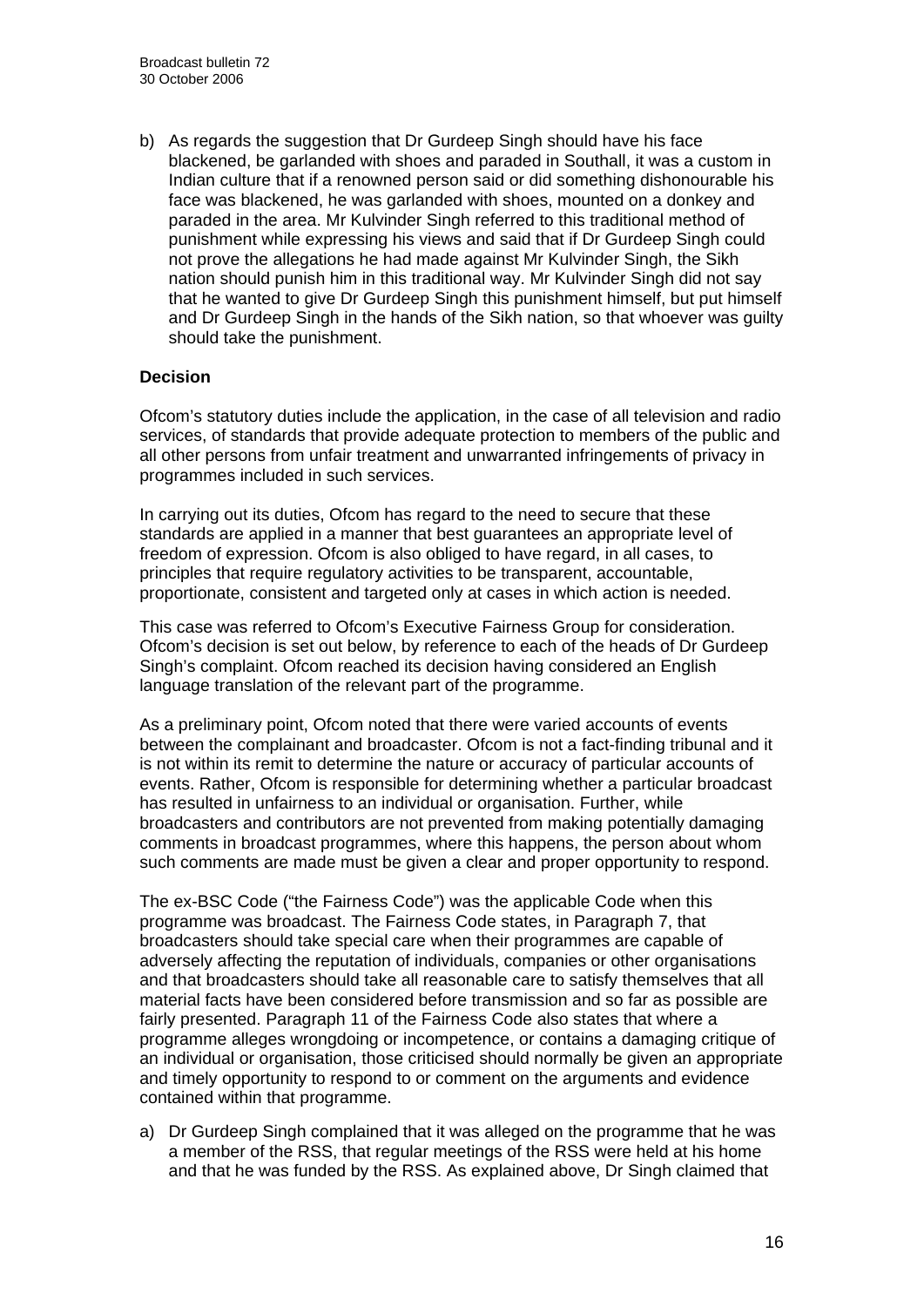b) As regards the suggestion that Dr Gurdeep Singh should have his face blackened, be garlanded with shoes and paraded in Southall, it was a custom in Indian culture that if a renowned person said or did something dishonourable his face was blackened, he was garlanded with shoes, mounted on a donkey and paraded in the area. Mr Kulvinder Singh referred to this traditional method of punishment while expressing his views and said that if Dr Gurdeep Singh could not prove the allegations he had made against Mr Kulvinder Singh, the Sikh nation should punish him in this traditional way. Mr Kulvinder Singh did not say that he wanted to give Dr Gurdeep Singh this punishment himself, but put himself and Dr Gurdeep Singh in the hands of the Sikh nation, so that whoever was guilty should take the punishment.

### Decision

Ofcom's statutory duties include the application, in the case of all television and radio services, of standards that provide adequate protection to members of the public and all other persons from unfair treatment and unwarranted infringements of privacy in programmes included in such services.

In carrying out its duties, Ofcom has regard to the need to secure that these standards are applied in a manner that best guarantees an appropriate level of freedom of expression. Ofcom is also obliged to have regard, in all cases, to principles that require regulatory activities to be transparent, accountable, proportionate, consistent and targeted only at cases in which action is needed.

This case was referred to Ofcom's Executive Fairness Group for consideration. Ofcom's decision is set out below, by reference to each of the heads of Dr Gurdeep Singh's complaint. Ofcom reached its decision having considered an English language translation of the relevant part of the programme.

As a preliminary point, Ofcom noted that there were varied accounts of events between the complainant and broadcaster. Ofcom is not a fact-finding tribunal and it is not within its remit to determine the nature or accuracy of particular accounts of events. Rather, Ofcom is responsible for determining whether a particular broadcast has resulted in unfairness to an individual or organisation. Further, while broadcasters and contributors are not prevented from making potentially damaging comments in broadcast programmes, where this happens, the person about whom such comments are made must be given a clear and proper opportunity to respond.

The ex-BSC Code ("the Fairness Code") was the applicable Code when this programme was broadcast. The Fairness Code states, in Paragraph 7, that broadcasters should take special care when their programmes are capable of adversely affecting the reputation of individuals, companies or other organisations and that broadcasters should take all reasonable care to satisfy themselves that all material facts have been considered before transmission and so far as possible are fairly presented. Paragraph 11 of the Fairness Code also states that where a programme alleges wrongdoing or incompetence, or contains a damaging critique of an individual or organisation, those criticised should normally be given an appropriate and timely opportunity to respond to or comment on the arguments and evidence contained within that programme.

a) Dr Gurdeep Singh complained that it was alleged on the programme that he was a member of the RSS, that regular meetings of the RSS were held at his home and that he was funded by the RSS. As explained above, Dr Singh claimed that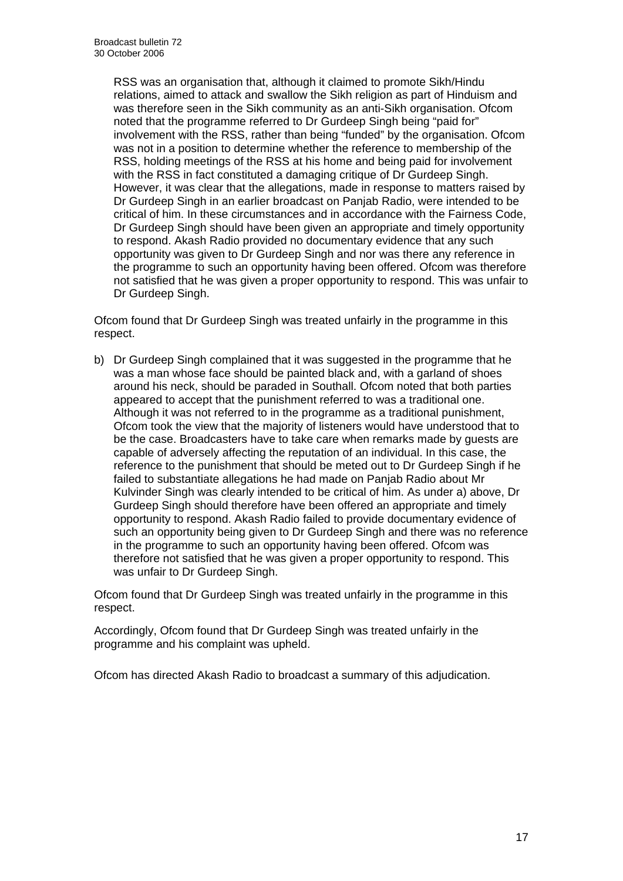RSS was an organisation that, although it claimed to promote Sikh/Hindu relations, aimed to attack and swallow the Sikh religion as part of Hinduism and was therefore seen in the Sikh community as an anti-Sikh organisation. Ofcom noted that the programme referred to Dr Gurdeep Singh being "paid for" involvement with the RSS, rather than being "funded" by the organisation. Ofcom was not in a position to determine whether the reference to membership of the RSS, holding meetings of the RSS at his home and being paid for involvement with the RSS in fact constituted a damaging critique of Dr Gurdeep Singh. However, it was clear that the allegations, made in response to matters raised by Dr Gurdeep Singh in an earlier broadcast on Panjab Radio, were intended to be critical of him. In these circumstances and in accordance with the Fairness Code, Dr Gurdeep Singh should have been given an appropriate and timely opportunity to respond. Akash Radio provided no documentary evidence that any such opportunity was given to Dr Gurdeep Singh and nor was there any reference in the programme to such an opportunity having been offered. Ofcom was therefore not satisfied that he was given a proper opportunity to respond. This was unfair to Dr Gurdeep Singh.

Ofcom found that Dr Gurdeep Singh was treated unfairly in the programme in this respect.

b) Dr Gurdeep Singh complained that it was suggested in the programme that he was a man whose face should be painted black and, with a garland of shoes around his neck, should be paraded in Southall. Ofcom noted that both parties appeared to accept that the punishment referred to was a traditional one. Although it was not referred to in the programme as a traditional punishment, Ofcom took the view that the majority of listeners would have understood that to be the case. Broadcasters have to take care when remarks made by guests are capable of adversely affecting the reputation of an individual. In this case, the reference to the punishment that should be meted out to Dr Gurdeep Singh if he failed to substantiate allegations he had made on Panjab Radio about Mr Kulvinder Singh was clearly intended to be critical of him. As under a) above, Dr Gurdeep Singh should therefore have been offered an appropriate and timely opportunity to respond. Akash Radio failed to provide documentary evidence of such an opportunity being given to Dr Gurdeep Singh and there was no reference in the programme to such an opportunity having been offered. Ofcom was therefore not satisfied that he was given a proper opportunity to respond. This was unfair to Dr Gurdeep Singh.

Ofcom found that Dr Gurdeep Singh was treated unfairly in the programme in this respect.

Accordingly, Ofcom found that Dr Gurdeep Singh was treated unfairly in the programme and his complaint was upheld.

Ofcom has directed Akash Radio to broadcast a summary of this adjudication.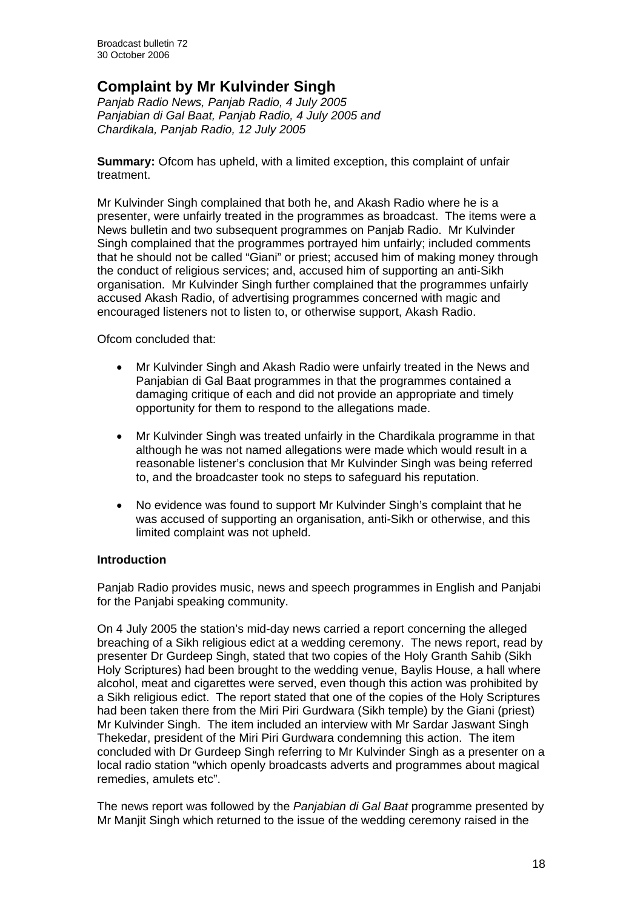## Complaint by Mr Kulvinder Singh

*Panjab Radio News, Panjab Radio, 4 July 2005*
*Panjabian di Gal Baat, Panjab Radio, 4 July 2005 and*
*Chardikala, Panjab Radio, 12 July 2005*

**Summary:** Ofcom has upheld, with a limited exception, this complaint of unfair treatment.

Mr Kulvinder Singh complained that both he, and Akash Radio where he is a presenter, were unfairly treated in the programmes as broadcast. The items were a News bulletin and two subsequent programmes on Panjab Radio. Mr Kulvinder Singh complained that the programmes portrayed him unfairly; included comments that he should not be called "Giani" or priest; accused him of making money through the conduct of religious services; and, accused him of supporting an anti-Sikh organisation. Mr Kulvinder Singh further complained that the programmes unfairly accused Akash Radio, of advertising programmes concerned with magic and encouraged listeners not to listen to, or otherwise support, Akash Radio.

Ofcom concluded that:

- Mr Kulvinder Singh and Akash Radio were unfairly treated in the News and Panjabian di Gal Baat programmes in that the programmes contained a damaging critique of each and did not provide an appropriate and timely opportunity for them to respond to the allegations made.
- Mr Kulvinder Singh was treated unfairly in the Chardikala programme in that although he was not named allegations were made which would result in a reasonable listener's conclusion that Mr Kulvinder Singh was being referred to, and the broadcaster took no steps to safeguard his reputation.
- No evidence was found to support Mr Kulvinder Singh's complaint that he was accused of supporting an organisation, anti-Sikh or otherwise, and this limited complaint was not upheld.

### Introduction

Panjab Radio provides music, news and speech programmes in English and Panjabi for the Panjabi speaking community.

On 4 July 2005 the station's mid-day news carried a report concerning the alleged breaching of a Sikh religious edict at a wedding ceremony. The news report, read by presenter Dr Gurdeep Singh, stated that two copies of the Holy Granth Sahib (Sikh Holy Scriptures) had been brought to the wedding venue, Baylis House, a hall where alcohol, meat and cigarettes were served, even though this action was prohibited by a Sikh religious edict. The report stated that one of the copies of the Holy Scriptures had been taken there from the Miri Piri Gurdwara (Sikh temple) by the Giani (priest) Mr Kulvinder Singh. The item included an interview with Mr Sardar Jaswant Singh Thekedar, president of the Miri Piri Gurdwara condemning this action. The item concluded with Dr Gurdeep Singh referring to Mr Kulvinder Singh as a presenter on a local radio station "which openly broadcasts adverts and programmes about magical remedies, amulets etc".

The news report was followed by the *Panjabian di Gal Baat* programme presented by Mr Manjit Singh which returned to the issue of the wedding ceremony raised in the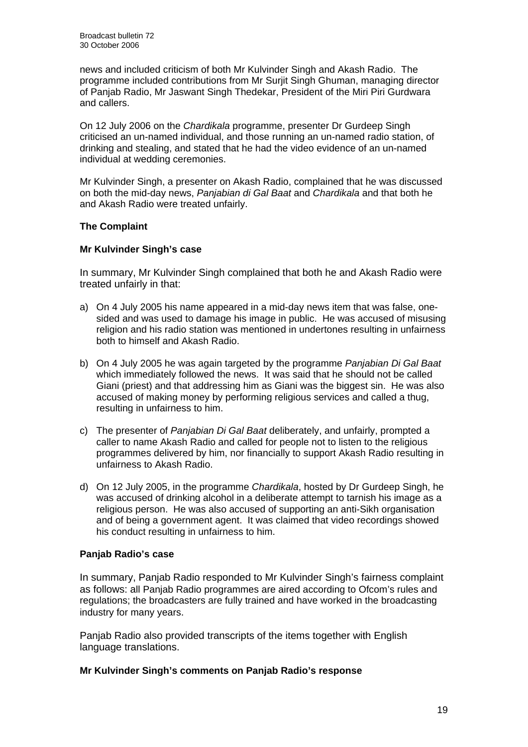news and included criticism of both Mr Kulvinder Singh and Akash Radio. The programme included contributions from Mr Surjit Singh Ghuman, managing director of Panjab Radio, Mr Jaswant Singh Thedekar, President of the Miri Piri Gurdwara and callers.

On 12 July 2006 on the *Chardikala* programme, presenter Dr Gurdeep Singh criticised an un-named individual, and those running an un-named radio station, of drinking and stealing, and stated that he had the video evidence of an un-named individual at wedding ceremonies.

Mr Kulvinder Singh, a presenter on Akash Radio, complained that he was discussed on both the mid-day news, *Panjabian di Gal Baat* and *Chardikala* and that both he and Akash Radio were treated unfairly.

### The Complaint

#### Mr Kulvinder Singh's case

In summary, Mr Kulvinder Singh complained that both he and Akash Radio were treated unfairly in that:

a) On 4 July 2005 his name appeared in a mid-day news item that was false, one-sided and was used to damage his image in public. He was accused of misusing religion and his radio station was mentioned in undertones resulting in unfairness both to himself and Akash Radio.

b) On 4 July 2005 he was again targeted by the programme *Panjabian Di Gal Baat* which immediately followed the news. It was said that he should not be called Giani (priest) and that addressing him as Giani was the biggest sin. He was also accused of making money by performing religious services and called a thug, resulting in unfairness to him.

c) The presenter of *Panjabian Di Gal Baat* deliberately, and unfairly, prompted a caller to name Akash Radio and called for people not to listen to the religious programmes delivered by him, nor financially to support Akash Radio resulting in unfairness to Akash Radio.

d) On 12 July 2005, in the programme *Chardikala*, hosted by Dr Gurdeep Singh, he was accused of drinking alcohol in a deliberate attempt to tarnish his image as a religious person. He was also accused of supporting an anti-Sikh organisation and of being a government agent. It was claimed that video recordings showed his conduct resulting in unfairness to him.

#### Panjab Radio's case

In summary, Panjab Radio responded to Mr Kulvinder Singh's fairness complaint as follows: all Panjab Radio programmes are aired according to Ofcom's rules and regulations; the broadcasters are fully trained and have worked in the broadcasting industry for many years.

Panjab Radio also provided transcripts of the items together with English language translations.

#### Mr Kulvinder Singh's comments on Panjab Radio's response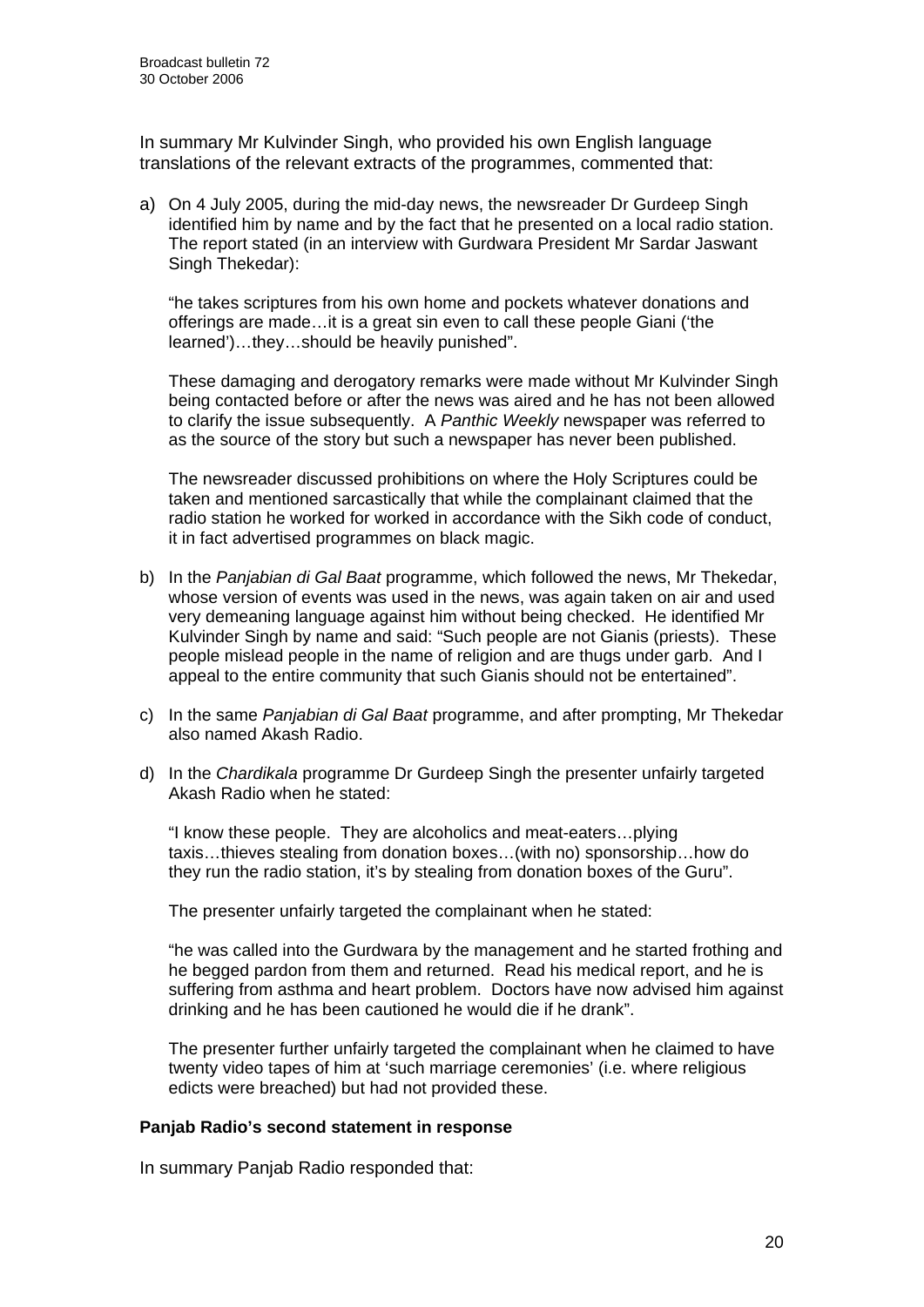In summary Mr Kulvinder Singh, who provided his own English language translations of the relevant extracts of the programmes, commented that:

a) On 4 July 2005, during the mid-day news, the newsreader Dr Gurdeep Singh identified him by name and by the fact that he presented on a local radio station. The report stated (in an interview with Gurdwara President Mr Sardar Jaswant Singh Thekedar):

   "he takes scriptures from his own home and pockets whatever donations and offerings are made…it is a great sin even to call these people Giani ('the learned')…they…should be heavily punished".

   These damaging and derogatory remarks were made without Mr Kulvinder Singh being contacted before or after the news was aired and he has not been allowed to clarify the issue subsequently. A *Panthic Weekly* newspaper was referred to as the source of the story but such a newspaper has never been published.

   The newsreader discussed prohibitions on where the Holy Scriptures could be taken and mentioned sarcastically that while the complainant claimed that the radio station he worked for worked in accordance with the Sikh code of conduct, it in fact advertised programmes on black magic.

b) In the *Panjabian di Gal Baat* programme, which followed the news, Mr Thekedar, whose version of events was used in the news, was again taken on air and used very demeaning language against him without being checked. He identified Mr Kulvinder Singh by name and said: "Such people are not Gianis (priests). These people mislead people in the name of religion and are thugs under garb. And I appeal to the entire community that such Gianis should not be entertained".

c) In the same *Panjabian di Gal Baat* programme, and after prompting, Mr Thekedar also named Akash Radio.

d) In the *Chardikala* programme Dr Gurdeep Singh the presenter unfairly targeted Akash Radio when he stated:

   "I know these people. They are alcoholics and meat-eaters…plying taxis…thieves stealing from donation boxes…(with no) sponsorship…how do they run the radio station, it's by stealing from donation boxes of the Guru".

   The presenter unfairly targeted the complainant when he stated:

   "he was called into the Gurdwara by the management and he started frothing and he begged pardon from them and returned. Read his medical report, and he is suffering from asthma and heart problem. Doctors have now advised him against drinking and he has been cautioned he would die if he drank".

   The presenter further unfairly targeted the complainant when he claimed to have twenty video tapes of him at 'such marriage ceremonies' (i.e. where religious edicts were breached) but had not provided these.

**Panjab Radio's second statement in response**

In summary Panjab Radio responded that: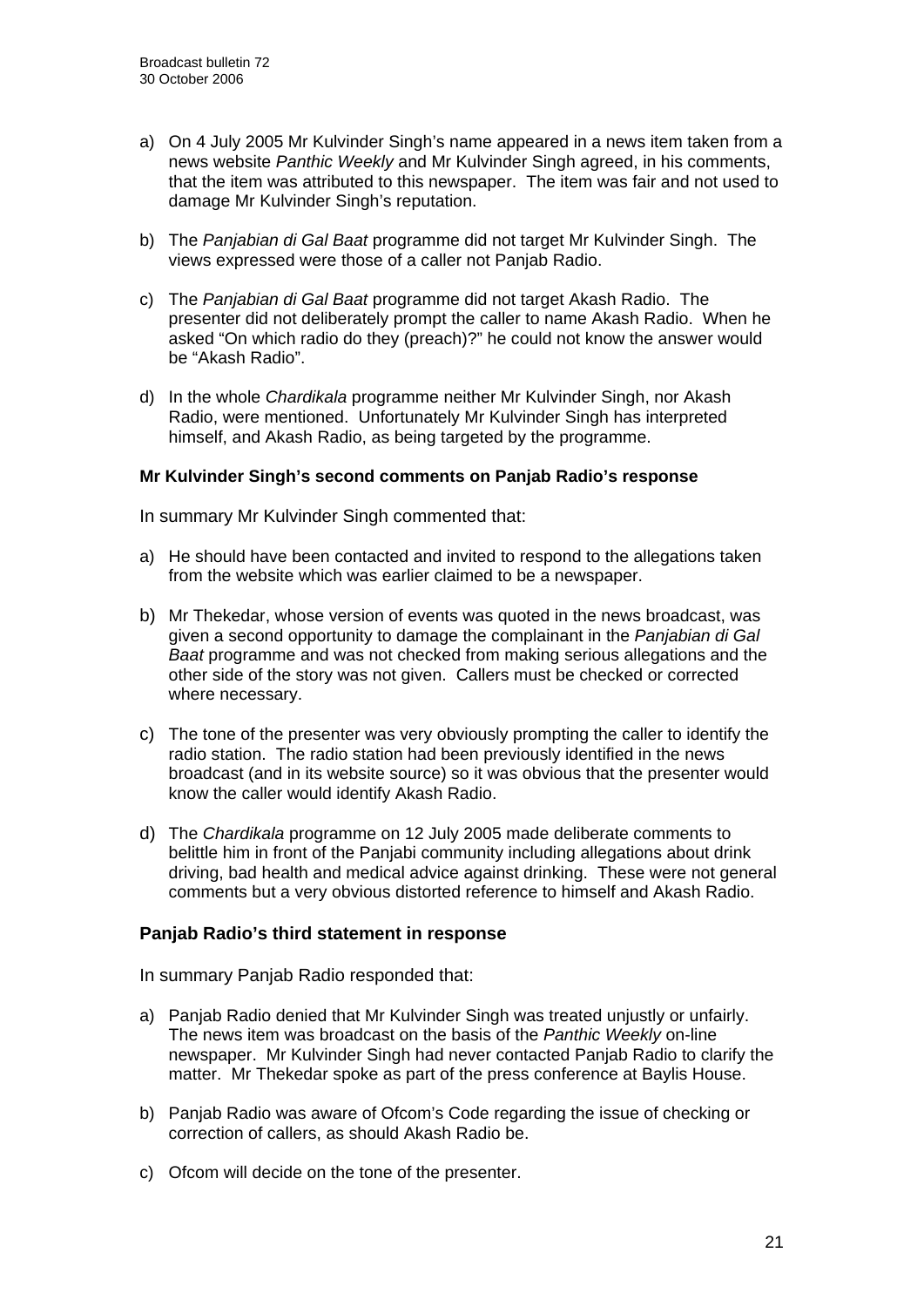a) On 4 July 2005 Mr Kulvinder Singh's name appeared in a news item taken from a news website *Panthic Weekly* and Mr Kulvinder Singh agreed, in his comments, that the item was attributed to this newspaper. The item was fair and not used to damage Mr Kulvinder Singh's reputation.

b) The *Panjabian di Gal Baat* programme did not target Mr Kulvinder Singh. The views expressed were those of a caller not Panjab Radio.

c) The *Panjabian di Gal Baat* programme did not target Akash Radio. The presenter did not deliberately prompt the caller to name Akash Radio. When he asked "On which radio do they (preach)?" he could not know the answer would be "Akash Radio".

d) In the whole *Chardikala* programme neither Mr Kulvinder Singh, nor Akash Radio, were mentioned. Unfortunately Mr Kulvinder Singh has interpreted himself, and Akash Radio, as being targeted by the programme.

**Mr Kulvinder Singh's second comments on Panjab Radio's response**

In summary Mr Kulvinder Singh commented that:

a) He should have been contacted and invited to respond to the allegations taken from the website which was earlier claimed to be a newspaper.

b) Mr Thekedar, whose version of events was quoted in the news broadcast, was given a second opportunity to damage the complainant in the *Panjabian di Gal Baat* programme and was not checked from making serious allegations and the other side of the story was not given. Callers must be checked or corrected where necessary.

c) The tone of the presenter was very obviously prompting the caller to identify the radio station. The radio station had been previously identified in the news broadcast (and in its website source) so it was obvious that the presenter would know the caller would identify Akash Radio.

d) The *Chardikala* programme on 12 July 2005 made deliberate comments to belittle him in front of the Panjabi community including allegations about drink driving, bad health and medical advice against drinking. These were not general comments but a very obvious distorted reference to himself and Akash Radio.

**Panjab Radio's third statement in response**

In summary Panjab Radio responded that:

a) Panjab Radio denied that Mr Kulvinder Singh was treated unjustly or unfairly. The news item was broadcast on the basis of the *Panthic Weekly* on-line newspaper. Mr Kulvinder Singh had never contacted Panjab Radio to clarify the matter. Mr Thekedar spoke as part of the press conference at Baylis House.

b) Panjab Radio was aware of Ofcom's Code regarding the issue of checking or correction of callers, as should Akash Radio be.

c) Ofcom will decide on the tone of the presenter.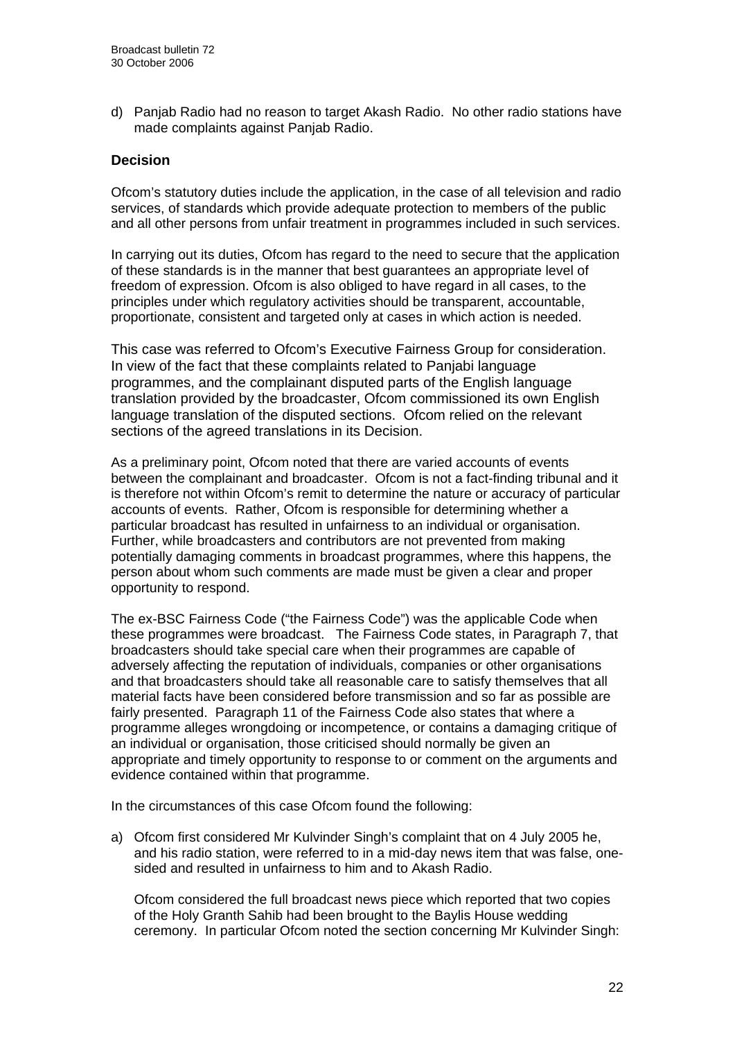d) Panjab Radio had no reason to target Akash Radio. No other radio stations have made complaints against Panjab Radio.

### Decision

Ofcom's statutory duties include the application, in the case of all television and radio services, of standards which provide adequate protection to members of the public and all other persons from unfair treatment in programmes included in such services.

In carrying out its duties, Ofcom has regard to the need to secure that the application of these standards is in the manner that best guarantees an appropriate level of freedom of expression. Ofcom is also obliged to have regard in all cases, to the principles under which regulatory activities should be transparent, accountable, proportionate, consistent and targeted only at cases in which action is needed.

This case was referred to Ofcom's Executive Fairness Group for consideration. In view of the fact that these complaints related to Panjabi language programmes, and the complainant disputed parts of the English language translation provided by the broadcaster, Ofcom commissioned its own English language translation of the disputed sections. Ofcom relied on the relevant sections of the agreed translations in its Decision.

As a preliminary point, Ofcom noted that there are varied accounts of events between the complainant and broadcaster. Ofcom is not a fact-finding tribunal and it is therefore not within Ofcom's remit to determine the nature or accuracy of particular accounts of events. Rather, Ofcom is responsible for determining whether a particular broadcast has resulted in unfairness to an individual or organisation. Further, while broadcasters and contributors are not prevented from making potentially damaging comments in broadcast programmes, where this happens, the person about whom such comments are made must be given a clear and proper opportunity to respond.

The ex-BSC Fairness Code ("the Fairness Code") was the applicable Code when these programmes were broadcast. The Fairness Code states, in Paragraph 7, that broadcasters should take special care when their programmes are capable of adversely affecting the reputation of individuals, companies or other organisations and that broadcasters should take all reasonable care to satisfy themselves that all material facts have been considered before transmission and so far as possible are fairly presented. Paragraph 11 of the Fairness Code also states that where a programme alleges wrongdoing or incompetence, or contains a damaging critique of an individual or organisation, those criticised should normally be given an appropriate and timely opportunity to response to or comment on the arguments and evidence contained within that programme.

In the circumstances of this case Ofcom found the following:

a) Ofcom first considered Mr Kulvinder Singh's complaint that on 4 July 2005 he, and his radio station, were referred to in a mid-day news item that was false, one-sided and resulted in unfairness to him and to Akash Radio.

   Ofcom considered the full broadcast news piece which reported that two copies of the Holy Granth Sahib had been brought to the Baylis House wedding ceremony. In particular Ofcom noted the section concerning Mr Kulvinder Singh: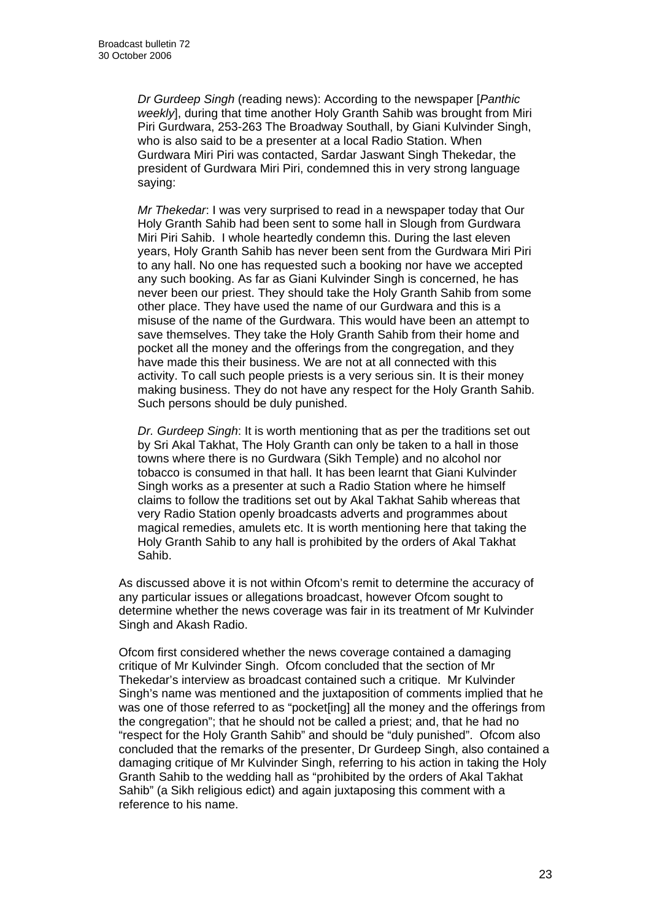*Dr Gurdeep Singh* (reading news): According to the newspaper [*Panthic weekly*], during that time another Holy Granth Sahib was brought from Miri Piri Gurdwara, 253-263 The Broadway Southall, by Giani Kulvinder Singh, who is also said to be a presenter at a local Radio Station. When Gurdwara Miri Piri was contacted, Sardar Jaswant Singh Thekedar, the president of Gurdwara Miri Piri, condemned this in very strong language saying:

*Mr Thekedar*: I was very surprised to read in a newspaper today that Our Holy Granth Sahib had been sent to some hall in Slough from Gurdwara Miri Piri Sahib. I whole heartedly condemn this. During the last eleven years, Holy Granth Sahib has never been sent from the Gurdwara Miri Piri to any hall. No one has requested such a booking nor have we accepted any such booking. As far as Giani Kulvinder Singh is concerned, he has never been our priest. They should take the Holy Granth Sahib from some other place. They have used the name of our Gurdwara and this is a misuse of the name of the Gurdwara. This would have been an attempt to save themselves. They take the Holy Granth Sahib from their home and pocket all the money and the offerings from the congregation, and they have made this their business. We are not at all connected with this activity. To call such people priests is a very serious sin. It is their money making business. They do not have any respect for the Holy Granth Sahib. Such persons should be duly punished.

*Dr. Gurdeep Singh*: It is worth mentioning that as per the traditions set out by Sri Akal Takhat, The Holy Granth can only be taken to a hall in those towns where there is no Gurdwara (Sikh Temple) and no alcohol nor tobacco is consumed in that hall. It has been learnt that Giani Kulvinder Singh works as a presenter at such a Radio Station where he himself claims to follow the traditions set out by Akal Takhat Sahib whereas that very Radio Station openly broadcasts adverts and programmes about magical remedies, amulets etc. It is worth mentioning here that taking the Holy Granth Sahib to any hall is prohibited by the orders of Akal Takhat Sahib.

As discussed above it is not within Ofcom's remit to determine the accuracy of any particular issues or allegations broadcast, however Ofcom sought to determine whether the news coverage was fair in its treatment of Mr Kulvinder Singh and Akash Radio.

Ofcom first considered whether the news coverage contained a damaging critique of Mr Kulvinder Singh. Ofcom concluded that the section of Mr Thekedar's interview as broadcast contained such a critique. Mr Kulvinder Singh's name was mentioned and the juxtaposition of comments implied that he was one of those referred to as "pocket[ing] all the money and the offerings from the congregation"; that he should not be called a priest; and, that he had no "respect for the Holy Granth Sahib" and should be "duly punished". Ofcom also concluded that the remarks of the presenter, Dr Gurdeep Singh, also contained a damaging critique of Mr Kulvinder Singh, referring to his action in taking the Holy Granth Sahib to the wedding hall as "prohibited by the orders of Akal Takhat Sahib" (a Sikh religious edict) and again juxtaposing this comment with a reference to his name.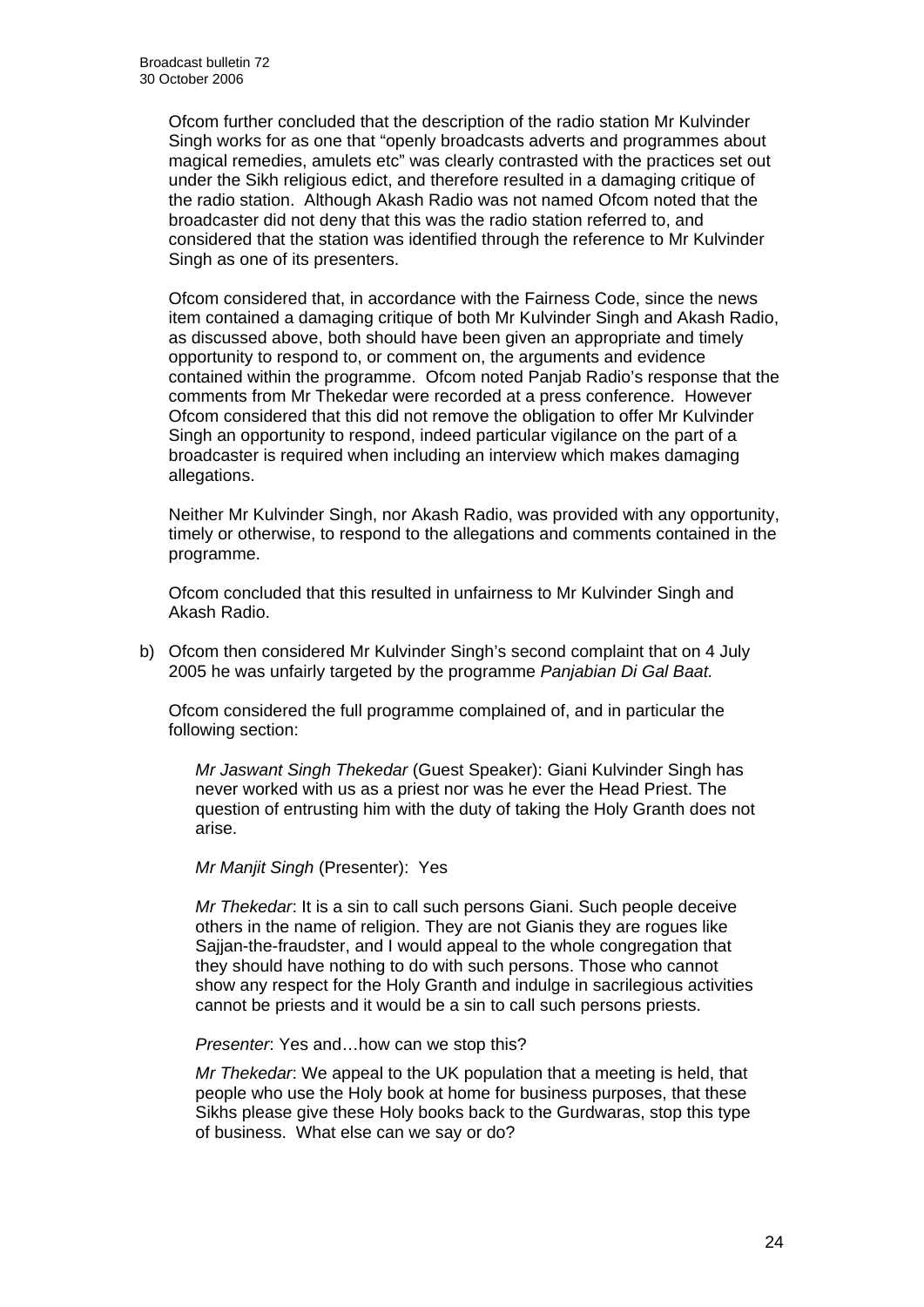Ofcom further concluded that the description of the radio station Mr Kulvinder Singh works for as one that "openly broadcasts adverts and programmes about magical remedies, amulets etc" was clearly contrasted with the practices set out under the Sikh religious edict, and therefore resulted in a damaging critique of the radio station. Although Akash Radio was not named Ofcom noted that the broadcaster did not deny that this was the radio station referred to, and considered that the station was identified through the reference to Mr Kulvinder Singh as one of its presenters.

Ofcom considered that, in accordance with the Fairness Code, since the news item contained a damaging critique of both Mr Kulvinder Singh and Akash Radio, as discussed above, both should have been given an appropriate and timely opportunity to respond to, or comment on, the arguments and evidence contained within the programme. Ofcom noted Panjab Radio's response that the comments from Mr Thekedar were recorded at a press conference. However Ofcom considered that this did not remove the obligation to offer Mr Kulvinder Singh an opportunity to respond, indeed particular vigilance on the part of a broadcaster is required when including an interview which makes damaging allegations.

Neither Mr Kulvinder Singh, nor Akash Radio, was provided with any opportunity, timely or otherwise, to respond to the allegations and comments contained in the programme.

Ofcom concluded that this resulted in unfairness to Mr Kulvinder Singh and Akash Radio.

b) Ofcom then considered Mr Kulvinder Singh's second complaint that on 4 July 2005 he was unfairly targeted by the programme *Panjabian Di Gal Baat.*

   Ofcom considered the full programme complained of, and in particular the following section:

   *Mr Jaswant Singh Thekedar* (Guest Speaker): Giani Kulvinder Singh has never worked with us as a priest nor was he ever the Head Priest. The question of entrusting him with the duty of taking the Holy Granth does not arise.

   *Mr Manjit Singh* (Presenter): Yes

   *Mr Thekedar*: It is a sin to call such persons Giani. Such people deceive others in the name of religion. They are not Gianis they are rogues like Sajjan-the-fraudster, and I would appeal to the whole congregation that they should have nothing to do with such persons. Those who cannot show any respect for the Holy Granth and indulge in sacrilegious activities cannot be priests and it would be a sin to call such persons priests.

   *Presenter*: Yes and…how can we stop this?

   *Mr Thekedar*: We appeal to the UK population that a meeting is held, that people who use the Holy book at home for business purposes, that these Sikhs please give these Holy books back to the Gurdwaras, stop this type of business. What else can we say or do?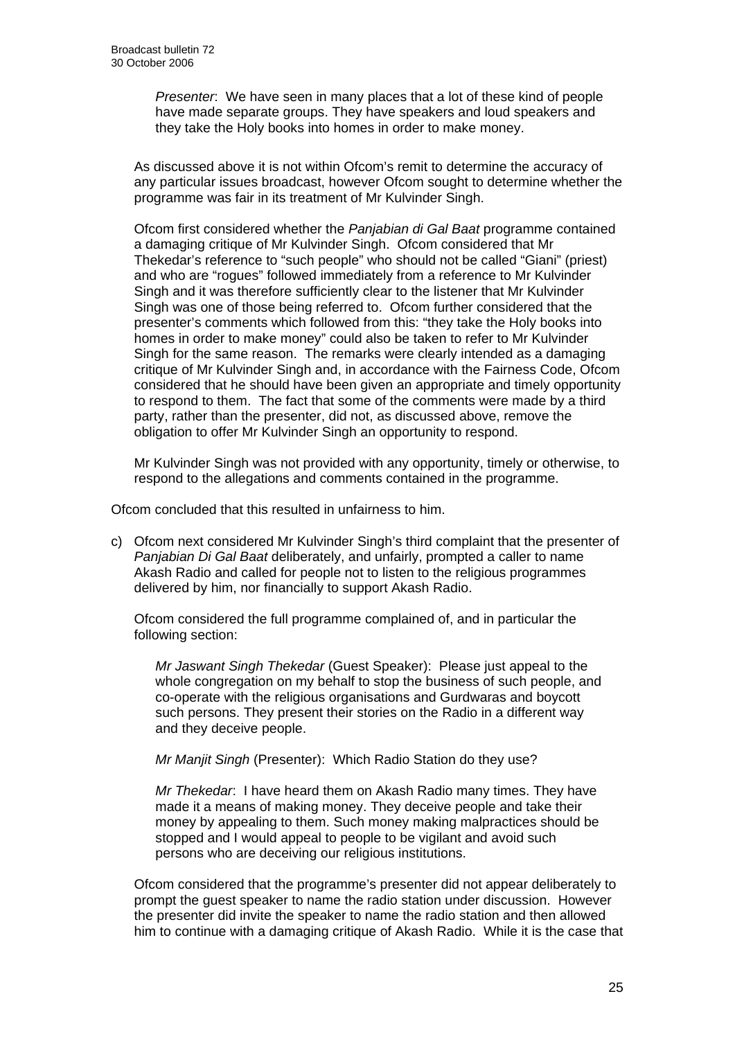*Presenter*: We have seen in many places that a lot of these kind of people have made separate groups. They have speakers and loud speakers and they take the Holy books into homes in order to make money.

As discussed above it is not within Ofcom's remit to determine the accuracy of any particular issues broadcast, however Ofcom sought to determine whether the programme was fair in its treatment of Mr Kulvinder Singh.

Ofcom first considered whether the *Panjabian di Gal Baat* programme contained a damaging critique of Mr Kulvinder Singh. Ofcom considered that Mr Thekedar's reference to "such people" who should not be called "Giani" (priest) and who are "rogues" followed immediately from a reference to Mr Kulvinder Singh and it was therefore sufficiently clear to the listener that Mr Kulvinder Singh was one of those being referred to. Ofcom further considered that the presenter's comments which followed from this: "they take the Holy books into homes in order to make money" could also be taken to refer to Mr Kulvinder Singh for the same reason. The remarks were clearly intended as a damaging critique of Mr Kulvinder Singh and, in accordance with the Fairness Code, Ofcom considered that he should have been given an appropriate and timely opportunity to respond to them. The fact that some of the comments were made by a third party, rather than the presenter, did not, as discussed above, remove the obligation to offer Mr Kulvinder Singh an opportunity to respond.

Mr Kulvinder Singh was not provided with any opportunity, timely or otherwise, to respond to the allegations and comments contained in the programme.

Ofcom concluded that this resulted in unfairness to him.

c) Ofcom next considered Mr Kulvinder Singh's third complaint that the presenter of *Panjabian Di Gal Baat* deliberately, and unfairly, prompted a caller to name Akash Radio and called for people not to listen to the religious programmes delivered by him, nor financially to support Akash Radio.

   Ofcom considered the full programme complained of, and in particular the following section:

   *Mr Jaswant Singh Thekedar* (Guest Speaker): Please just appeal to the whole congregation on my behalf to stop the business of such people, and co-operate with the religious organisations and Gurdwaras and boycott such persons. They present their stories on the Radio in a different way and they deceive people.

   *Mr Manjit Singh* (Presenter): Which Radio Station do they use?

   *Mr Thekedar*: I have heard them on Akash Radio many times. They have made it a means of making money. They deceive people and take their money by appealing to them. Such money making malpractices should be stopped and I would appeal to people to be vigilant and avoid such persons who are deceiving our religious institutions.

   Ofcom considered that the programme's presenter did not appear deliberately to prompt the guest speaker to name the radio station under discussion. However the presenter did invite the speaker to name the radio station and then allowed him to continue with a damaging critique of Akash Radio. While it is the case that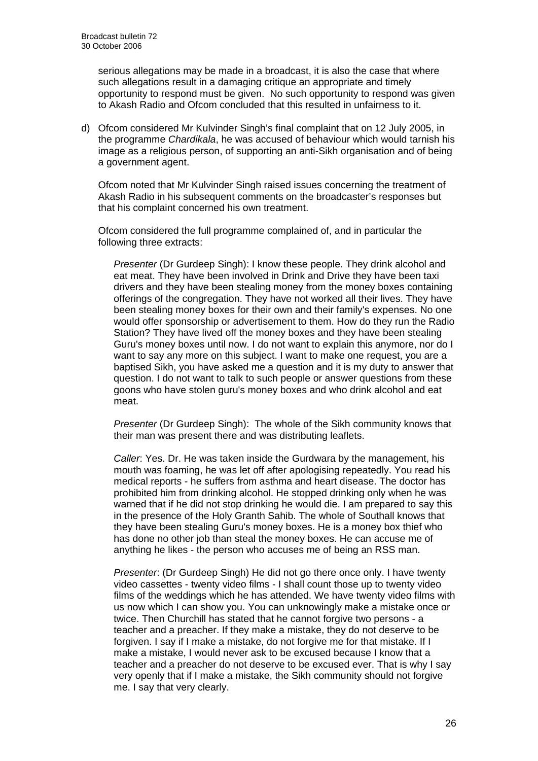serious allegations may be made in a broadcast, it is also the case that where such allegations result in a damaging critique an appropriate and timely opportunity to respond must be given. No such opportunity to respond was given to Akash Radio and Ofcom concluded that this resulted in unfairness to it.

d) Ofcom considered Mr Kulvinder Singh's final complaint that on 12 July 2005, in the programme *Chardikala*, he was accused of behaviour which would tarnish his image as a religious person, of supporting an anti-Sikh organisation and of being a government agent.

   Ofcom noted that Mr Kulvinder Singh raised issues concerning the treatment of Akash Radio in his subsequent comments on the broadcaster's responses but that his complaint concerned his own treatment.

   Ofcom considered the full programme complained of, and in particular the following three extracts:

   > *Presenter* (Dr Gurdeep Singh): I know these people. They drink alcohol and eat meat. They have been involved in Drink and Drive they have been taxi drivers and they have been stealing money from the money boxes containing offerings of the congregation. They have not worked all their lives. They have been stealing money boxes for their own and their family's expenses. No one would offer sponsorship or advertisement to them. How do they run the Radio Station? They have lived off the money boxes and they have been stealing Guru's money boxes until now. I do not want to explain this anymore, nor do I want to say any more on this subject. I want to make one request, you are a baptised Sikh, you have asked me a question and it is my duty to answer that question. I do not want to talk to such people or answer questions from these goons who have stolen guru's money boxes and who drink alcohol and eat meat.
   >
   > *Presenter* (Dr Gurdeep Singh): The whole of the Sikh community knows that their man was present there and was distributing leaflets.
   >
   > *Caller*: Yes. Dr. He was taken inside the Gurdwara by the management, his mouth was foaming, he was let off after apologising repeatedly. You read his medical reports - he suffers from asthma and heart disease. The doctor has prohibited him from drinking alcohol. He stopped drinking only when he was warned that if he did not stop drinking he would die. I am prepared to say this in the presence of the Holy Granth Sahib. The whole of Southall knows that they have been stealing Guru's money boxes. He is a money box thief who has done no other job than steal the money boxes. He can accuse me of anything he likes - the person who accuses me of being an RSS man.
   >
   > *Presenter*: (Dr Gurdeep Singh) He did not go there once only. I have twenty video cassettes - twenty video films - I shall count those up to twenty video films of the weddings which he has attended. We have twenty video films with us now which I can show you. You can unknowingly make a mistake once or twice. Then Churchill has stated that he cannot forgive two persons - a teacher and a preacher. If they make a mistake, they do not deserve to be forgiven. I say if I make a mistake, do not forgive me for that mistake. If I make a mistake, I would never ask to be excused because I know that a teacher and a preacher do not deserve to be excused ever. That is why I say very openly that if I make a mistake, the Sikh community should not forgive me. I say that very clearly.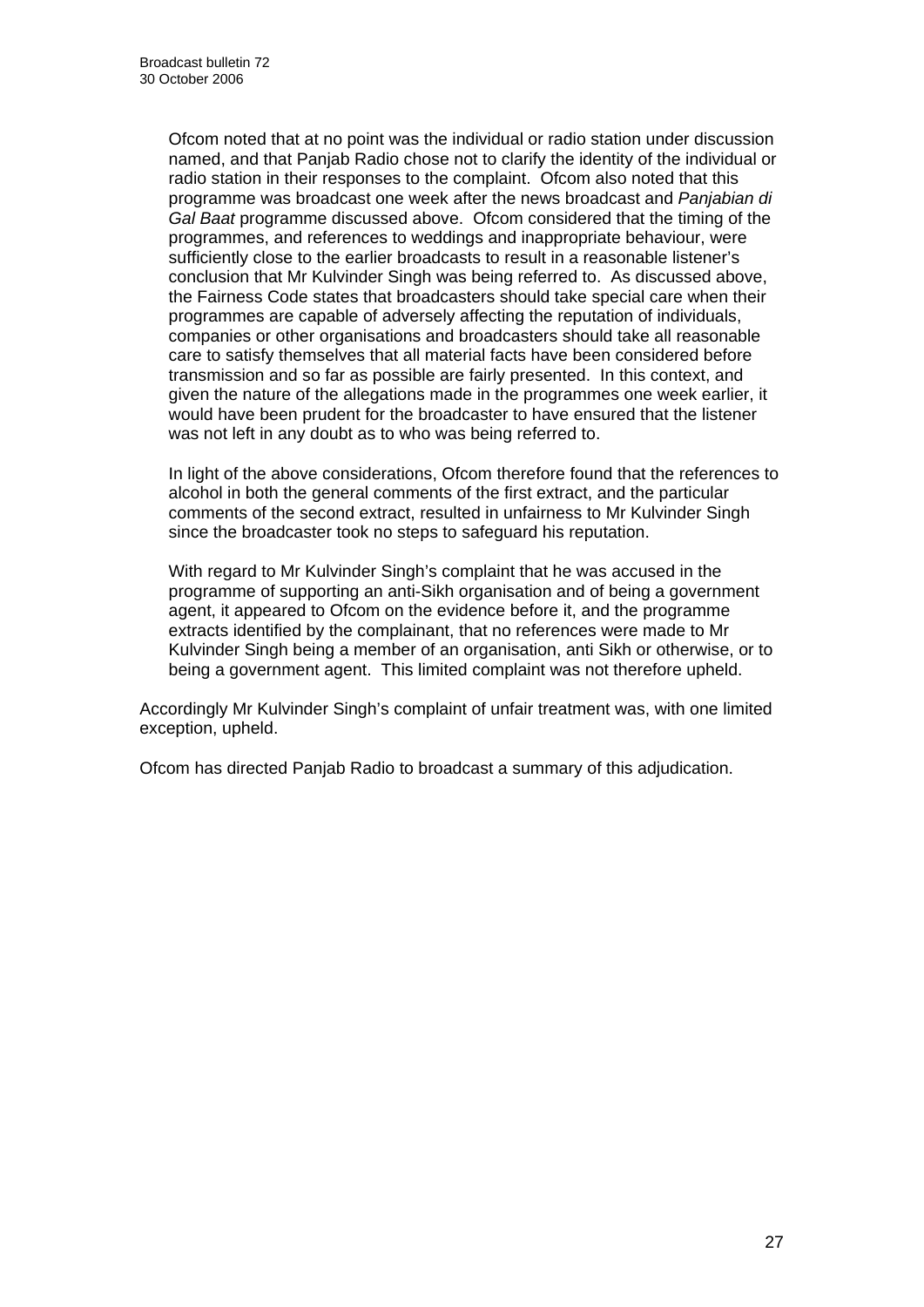Ofcom noted that at no point was the individual or radio station under discussion named, and that Panjab Radio chose not to clarify the identity of the individual or radio station in their responses to the complaint. Ofcom also noted that this programme was broadcast one week after the news broadcast and *Panjabian di Gal Baat* programme discussed above. Ofcom considered that the timing of the programmes, and references to weddings and inappropriate behaviour, were sufficiently close to the earlier broadcasts to result in a reasonable listener's conclusion that Mr Kulvinder Singh was being referred to. As discussed above, the Fairness Code states that broadcasters should take special care when their programmes are capable of adversely affecting the reputation of individuals, companies or other organisations and broadcasters should take all reasonable care to satisfy themselves that all material facts have been considered before transmission and so far as possible are fairly presented. In this context, and given the nature of the allegations made in the programmes one week earlier, it would have been prudent for the broadcaster to have ensured that the listener was not left in any doubt as to who was being referred to.

In light of the above considerations, Ofcom therefore found that the references to alcohol in both the general comments of the first extract, and the particular comments of the second extract, resulted in unfairness to Mr Kulvinder Singh since the broadcaster took no steps to safeguard his reputation.

With regard to Mr Kulvinder Singh's complaint that he was accused in the programme of supporting an anti-Sikh organisation and of being a government agent, it appeared to Ofcom on the evidence before it, and the programme extracts identified by the complainant, that no references were made to Mr Kulvinder Singh being a member of an organisation, anti Sikh or otherwise, or to being a government agent. This limited complaint was not therefore upheld.

Accordingly Mr Kulvinder Singh's complaint of unfair treatment was, with one limited exception, upheld.

Ofcom has directed Panjab Radio to broadcast a summary of this adjudication.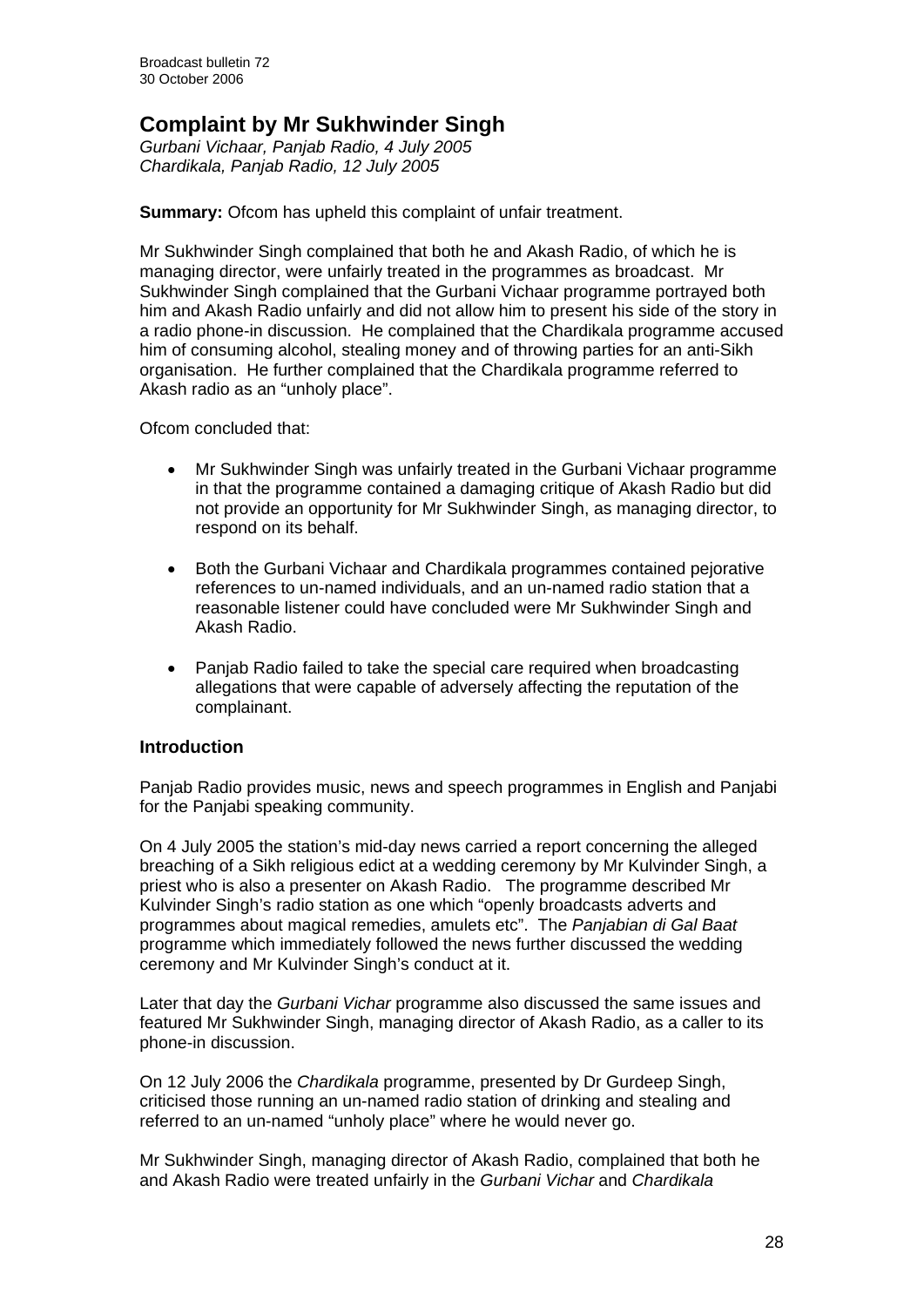# Complaint by Mr Sukhwinder Singh

*Gurbani Vichaar, Panjab Radio, 4 July 2005*
*Chardikala, Panjab Radio, 12 July 2005*

**Summary:** Ofcom has upheld this complaint of unfair treatment.

Mr Sukhwinder Singh complained that both he and Akash Radio, of which he is managing director, were unfairly treated in the programmes as broadcast. Mr Sukhwinder Singh complained that the Gurbani Vichaar programme portrayed both him and Akash Radio unfairly and did not allow him to present his side of the story in a radio phone-in discussion. He complained that the Chardikala programme accused him of consuming alcohol, stealing money and of throwing parties for an anti-Sikh organisation. He further complained that the Chardikala programme referred to Akash radio as an "unholy place".

Ofcom concluded that:

- Mr Sukhwinder Singh was unfairly treated in the Gurbani Vichaar programme in that the programme contained a damaging critique of Akash Radio but did not provide an opportunity for Mr Sukhwinder Singh, as managing director, to respond on its behalf.
- Both the Gurbani Vichaar and Chardikala programmes contained pejorative references to un-named individuals, and an un-named radio station that a reasonable listener could have concluded were Mr Sukhwinder Singh and Akash Radio.
- Panjab Radio failed to take the special care required when broadcasting allegations that were capable of adversely affecting the reputation of the complainant.

## Introduction

Panjab Radio provides music, news and speech programmes in English and Panjabi for the Panjabi speaking community.

On 4 July 2005 the station's mid-day news carried a report concerning the alleged breaching of a Sikh religious edict at a wedding ceremony by Mr Kulvinder Singh, a priest who is also a presenter on Akash Radio. The programme described Mr Kulvinder Singh's radio station as one which "openly broadcasts adverts and programmes about magical remedies, amulets etc". The *Panjabian di Gal Baat* programme which immediately followed the news further discussed the wedding ceremony and Mr Kulvinder Singh's conduct at it.

Later that day the *Gurbani Vichar* programme also discussed the same issues and featured Mr Sukhwinder Singh, managing director of Akash Radio, as a caller to its phone-in discussion.

On 12 July 2006 the *Chardikala* programme, presented by Dr Gurdeep Singh, criticised those running an un-named radio station of drinking and stealing and referred to an un-named "unholy place" where he would never go.

Mr Sukhwinder Singh, managing director of Akash Radio, complained that both he and Akash Radio were treated unfairly in the *Gurbani Vichar* and *Chardikala*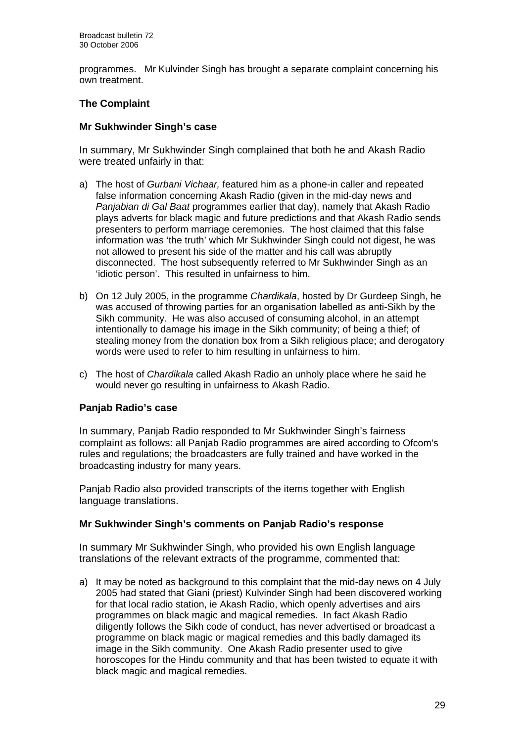programmes. Mr Kulvinder Singh has brought a separate complaint concerning his own treatment.

### The Complaint

#### Mr Sukhwinder Singh's case

In summary, Mr Sukhwinder Singh complained that both he and Akash Radio were treated unfairly in that:

a) The host of *Gurbani Vichaar,* featured him as a phone-in caller and repeated false information concerning Akash Radio (given in the mid-day news and *Panjabian di Gal Baat* programmes earlier that day), namely that Akash Radio plays adverts for black magic and future predictions and that Akash Radio sends presenters to perform marriage ceremonies. The host claimed that this false information was 'the truth' which Mr Sukhwinder Singh could not digest, he was not allowed to present his side of the matter and his call was abruptly disconnected. The host subsequently referred to Mr Sukhwinder Singh as an 'idiotic person'. This resulted in unfairness to him.

b) On 12 July 2005, in the programme *Chardikala*, hosted by Dr Gurdeep Singh, he was accused of throwing parties for an organisation labelled as anti-Sikh by the Sikh community. He was also accused of consuming alcohol, in an attempt intentionally to damage his image in the Sikh community; of being a thief; of stealing money from the donation box from a Sikh religious place; and derogatory words were used to refer to him resulting in unfairness to him.

c) The host of *Chardikala* called Akash Radio an unholy place where he said he would never go resulting in unfairness to Akash Radio.

#### Panjab Radio's case

In summary, Panjab Radio responded to Mr Sukhwinder Singh's fairness complaint as follows: all Panjab Radio programmes are aired according to Ofcom's rules and regulations; the broadcasters are fully trained and have worked in the broadcasting industry for many years.

Panjab Radio also provided transcripts of the items together with English language translations.

#### Mr Sukhwinder Singh's comments on Panjab Radio's response

In summary Mr Sukhwinder Singh, who provided his own English language translations of the relevant extracts of the programme, commented that:

a) It may be noted as background to this complaint that the mid-day news on 4 July 2005 had stated that Giani (priest) Kulvinder Singh had been discovered working for that local radio station, ie Akash Radio, which openly advertises and airs programmes on black magic and magical remedies. In fact Akash Radio diligently follows the Sikh code of conduct, has never advertised or broadcast a programme on black magic or magical remedies and this badly damaged its image in the Sikh community. One Akash Radio presenter used to give horoscopes for the Hindu community and that has been twisted to equate it with black magic and magical remedies.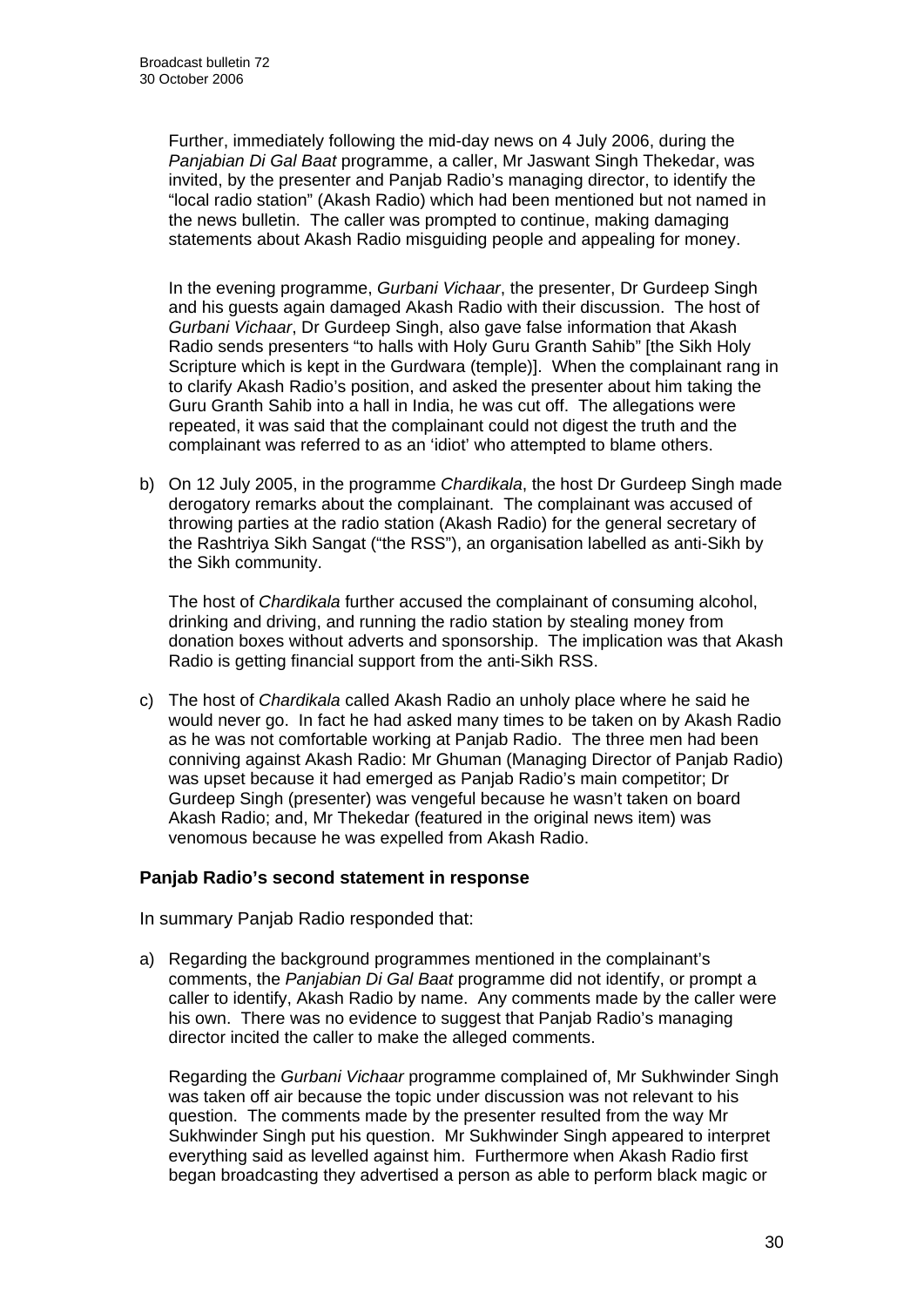Further, immediately following the mid-day news on 4 July 2006, during the *Panjabian Di Gal Baat* programme, a caller, Mr Jaswant Singh Thekedar, was invited, by the presenter and Panjab Radio's managing director, to identify the "local radio station" (Akash Radio) which had been mentioned but not named in the news bulletin. The caller was prompted to continue, making damaging statements about Akash Radio misguiding people and appealing for money.

In the evening programme, *Gurbani Vichaar*, the presenter, Dr Gurdeep Singh and his guests again damaged Akash Radio with their discussion. The host of *Gurbani Vichaar*, Dr Gurdeep Singh, also gave false information that Akash Radio sends presenters "to halls with Holy Guru Granth Sahib" [the Sikh Holy Scripture which is kept in the Gurdwara (temple)]. When the complainant rang in to clarify Akash Radio's position, and asked the presenter about him taking the Guru Granth Sahib into a hall in India, he was cut off. The allegations were repeated, it was said that the complainant could not digest the truth and the complainant was referred to as an 'idiot' who attempted to blame others.

b) On 12 July 2005, in the programme *Chardikala*, the host Dr Gurdeep Singh made derogatory remarks about the complainant. The complainant was accused of throwing parties at the radio station (Akash Radio) for the general secretary of the Rashtriya Sikh Sangat ("the RSS"), an organisation labelled as anti-Sikh by the Sikh community.

The host of *Chardikala* further accused the complainant of consuming alcohol, drinking and driving, and running the radio station by stealing money from donation boxes without adverts and sponsorship. The implication was that Akash Radio is getting financial support from the anti-Sikh RSS.

c) The host of *Chardikala* called Akash Radio an unholy place where he said he would never go. In fact he had asked many times to be taken on by Akash Radio as he was not comfortable working at Panjab Radio. The three men had been conniving against Akash Radio: Mr Ghuman (Managing Director of Panjab Radio) was upset because it had emerged as Panjab Radio's main competitor; Dr Gurdeep Singh (presenter) was vengeful because he wasn't taken on board Akash Radio; and, Mr Thekedar (featured in the original news item) was venomous because he was expelled from Akash Radio.

### Panjab Radio's second statement in response

In summary Panjab Radio responded that:

a) Regarding the background programmes mentioned in the complainant's comments, the *Panjabian Di Gal Baat* programme did not identify, or prompt a caller to identify, Akash Radio by name. Any comments made by the caller were his own. There was no evidence to suggest that Panjab Radio's managing director incited the caller to make the alleged comments.

Regarding the *Gurbani Vichaar* programme complained of, Mr Sukhwinder Singh was taken off air because the topic under discussion was not relevant to his question. The comments made by the presenter resulted from the way Mr Sukhwinder Singh put his question. Mr Sukhwinder Singh appeared to interpret everything said as levelled against him. Furthermore when Akash Radio first began broadcasting they advertised a person as able to perform black magic or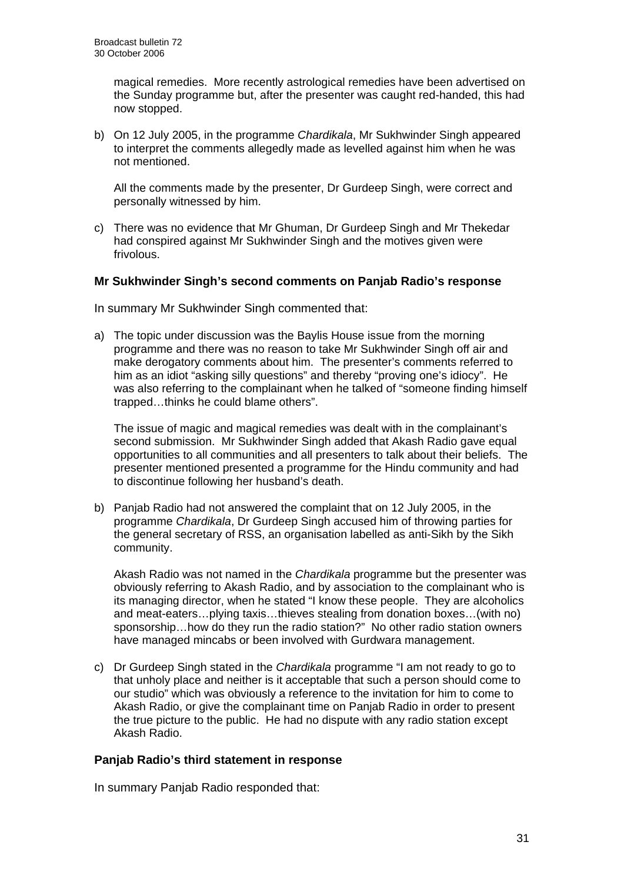magical remedies. More recently astrological remedies have been advertised on the Sunday programme but, after the presenter was caught red-handed, this had now stopped.

b) On 12 July 2005, in the programme *Chardikala*, Mr Sukhwinder Singh appeared to interpret the comments allegedly made as levelled against him when he was not mentioned.

   All the comments made by the presenter, Dr Gurdeep Singh, were correct and personally witnessed by him.

c) There was no evidence that Mr Ghuman, Dr Gurdeep Singh and Mr Thekedar had conspired against Mr Sukhwinder Singh and the motives given were frivolous.

**Mr Sukhwinder Singh's second comments on Panjab Radio's response**

In summary Mr Sukhwinder Singh commented that:

a) The topic under discussion was the Baylis House issue from the morning programme and there was no reason to take Mr Sukhwinder Singh off air and make derogatory comments about him. The presenter's comments referred to him as an idiot "asking silly questions" and thereby "proving one's idiocy". He was also referring to the complainant when he talked of "someone finding himself trapped…thinks he could blame others".

   The issue of magic and magical remedies was dealt with in the complainant's second submission. Mr Sukhwinder Singh added that Akash Radio gave equal opportunities to all communities and all presenters to talk about their beliefs. The presenter mentioned presented a programme for the Hindu community and had to discontinue following her husband's death.

b) Panjab Radio had not answered the complaint that on 12 July 2005, in the programme *Chardikala*, Dr Gurdeep Singh accused him of throwing parties for the general secretary of RSS, an organisation labelled as anti-Sikh by the Sikh community.

   Akash Radio was not named in the *Chardikala* programme but the presenter was obviously referring to Akash Radio, and by association to the complainant who is its managing director, when he stated "I know these people. They are alcoholics and meat-eaters…plying taxis…thieves stealing from donation boxes…(with no) sponsorship…how do they run the radio station?" No other radio station owners have managed mincabs or been involved with Gurdwara management.

c) Dr Gurdeep Singh stated in the *Chardikala* programme "I am not ready to go to that unholy place and neither is it acceptable that such a person should come to our studio" which was obviously a reference to the invitation for him to come to Akash Radio, or give the complainant time on Panjab Radio in order to present the true picture to the public. He had no dispute with any radio station except Akash Radio.

**Panjab Radio's third statement in response**

In summary Panjab Radio responded that: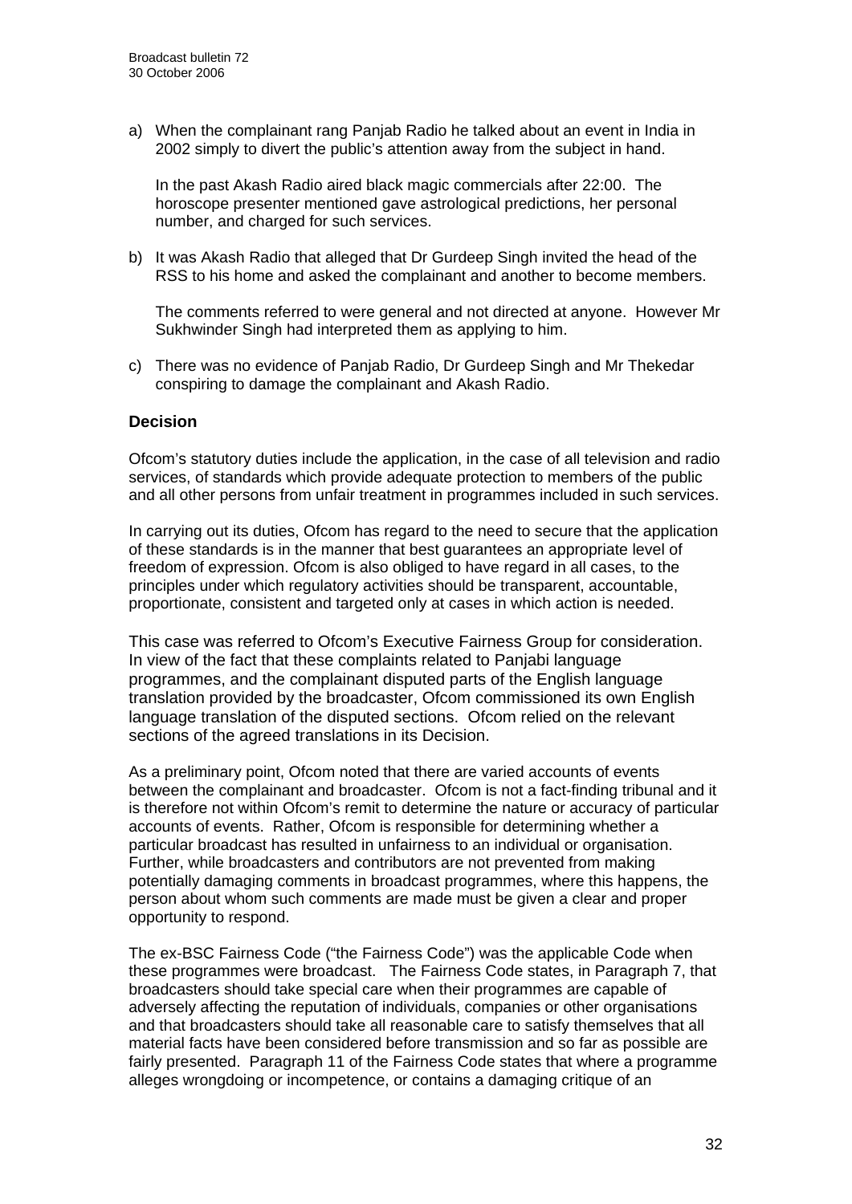a) When the complainant rang Panjab Radio he talked about an event in India in 2002 simply to divert the public's attention away from the subject in hand.

   In the past Akash Radio aired black magic commercials after 22:00. The horoscope presenter mentioned gave astrological predictions, her personal number, and charged for such services.

b) It was Akash Radio that alleged that Dr Gurdeep Singh invited the head of the RSS to his home and asked the complainant and another to become members.

   The comments referred to were general and not directed at anyone. However Mr Sukhwinder Singh had interpreted them as applying to him.

c) There was no evidence of Panjab Radio, Dr Gurdeep Singh and Mr Thekedar conspiring to damage the complainant and Akash Radio.

## Decision

Ofcom's statutory duties include the application, in the case of all television and radio services, of standards which provide adequate protection to members of the public and all other persons from unfair treatment in programmes included in such services.

In carrying out its duties, Ofcom has regard to the need to secure that the application of these standards is in the manner that best guarantees an appropriate level of freedom of expression. Ofcom is also obliged to have regard in all cases, to the principles under which regulatory activities should be transparent, accountable, proportionate, consistent and targeted only at cases in which action is needed.

This case was referred to Ofcom's Executive Fairness Group for consideration. In view of the fact that these complaints related to Panjabi language programmes, and the complainant disputed parts of the English language translation provided by the broadcaster, Ofcom commissioned its own English language translation of the disputed sections. Ofcom relied on the relevant sections of the agreed translations in its Decision.

As a preliminary point, Ofcom noted that there are varied accounts of events between the complainant and broadcaster. Ofcom is not a fact-finding tribunal and it is therefore not within Ofcom's remit to determine the nature or accuracy of particular accounts of events. Rather, Ofcom is responsible for determining whether a particular broadcast has resulted in unfairness to an individual or organisation. Further, while broadcasters and contributors are not prevented from making potentially damaging comments in broadcast programmes, where this happens, the person about whom such comments are made must be given a clear and proper opportunity to respond.

The ex-BSC Fairness Code ("the Fairness Code") was the applicable Code when these programmes were broadcast. The Fairness Code states, in Paragraph 7, that broadcasters should take special care when their programmes are capable of adversely affecting the reputation of individuals, companies or other organisations and that broadcasters should take all reasonable care to satisfy themselves that all material facts have been considered before transmission and so far as possible are fairly presented. Paragraph 11 of the Fairness Code states that where a programme alleges wrongdoing or incompetence, or contains a damaging critique of an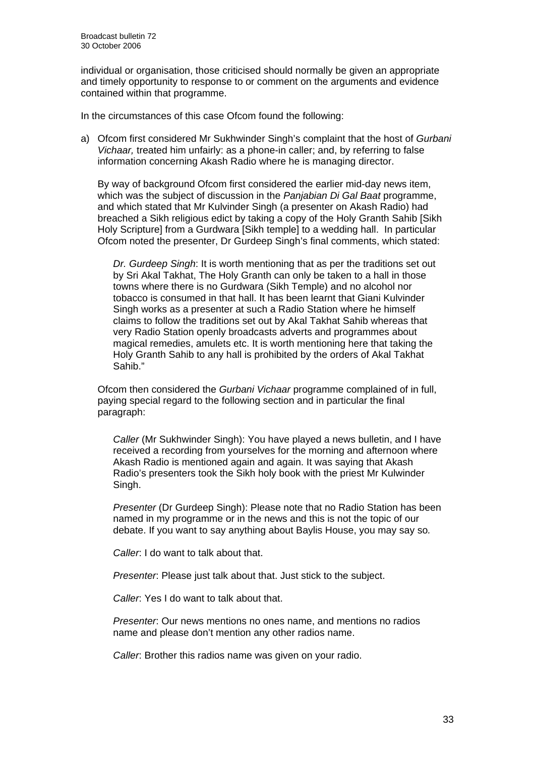individual or organisation, those criticised should normally be given an appropriate and timely opportunity to response to or comment on the arguments and evidence contained within that programme.

In the circumstances of this case Ofcom found the following:

a) Ofcom first considered Mr Sukhwinder Singh's complaint that the host of *Gurbani Vichaar,* treated him unfairly: as a phone-in caller; and, by referring to false information concerning Akash Radio where he is managing director.

   By way of background Ofcom first considered the earlier mid-day news item, which was the subject of discussion in the *Panjabian Di Gal Baat* programme, and which stated that Mr Kulvinder Singh (a presenter on Akash Radio) had breached a Sikh religious edict by taking a copy of the Holy Granth Sahib [Sikh Holy Scripture] from a Gurdwara [Sikh temple] to a wedding hall. In particular Ofcom noted the presenter, Dr Gurdeep Singh's final comments, which stated:

   > *Dr. Gurdeep Singh*: It is worth mentioning that as per the traditions set out by Sri Akal Takhat, The Holy Granth can only be taken to a hall in those towns where there is no Gurdwara (Sikh Temple) and no alcohol nor tobacco is consumed in that hall. It has been learnt that Giani Kulvinder Singh works as a presenter at such a Radio Station where he himself claims to follow the traditions set out by Akal Takhat Sahib whereas that very Radio Station openly broadcasts adverts and programmes about magical remedies, amulets etc. It is worth mentioning here that taking the Holy Granth Sahib to any hall is prohibited by the orders of Akal Takhat Sahib."

   Ofcom then considered the *Gurbani Vichaar* programme complained of in full, paying special regard to the following section and in particular the final paragraph:

   > *Caller* (Mr Sukhwinder Singh): You have played a news bulletin, and I have received a recording from yourselves for the morning and afternoon where Akash Radio is mentioned again and again. It was saying that Akash Radio's presenters took the Sikh holy book with the priest Mr Kulwinder Singh.
   >
   > *Presenter* (Dr Gurdeep Singh): Please note that no Radio Station has been named in my programme or in the news and this is not the topic of our debate. If you want to say anything about Baylis House, you may say so.
   >
   > *Caller*: I do want to talk about that.
   >
   > *Presenter*: Please just talk about that. Just stick to the subject.
   >
   > *Caller*: Yes I do want to talk about that.
   >
   > *Presenter*: Our news mentions no ones name, and mentions no radios name and please don't mention any other radios name.
   >
   > *Caller*: Brother this radios name was given on your radio.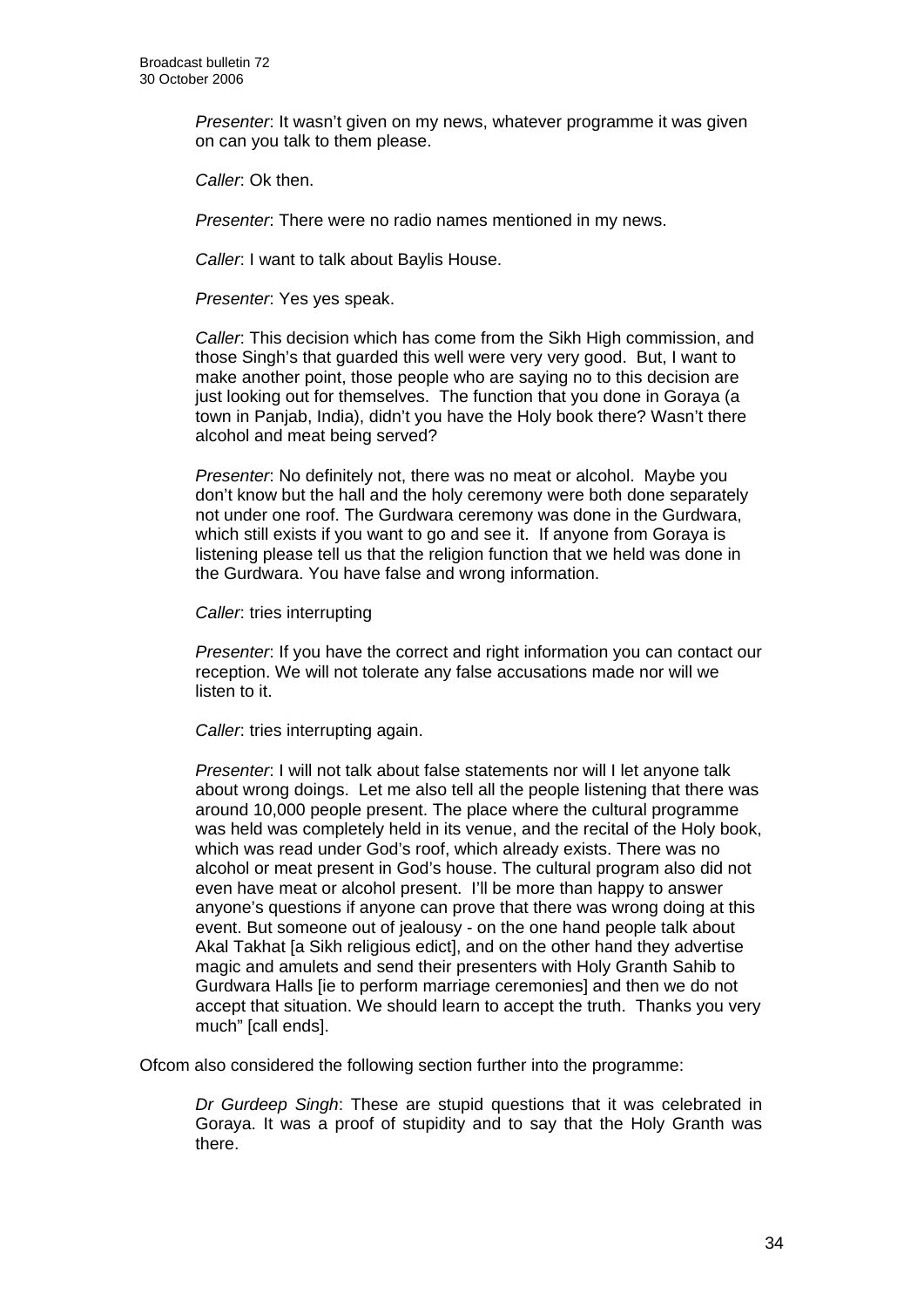*Presenter*: It wasn't given on my news, whatever programme it was given on can you talk to them please.

*Caller*: Ok then.

*Presenter*: There were no radio names mentioned in my news.

*Caller*: I want to talk about Baylis House.

*Presenter*: Yes yes speak.

*Caller*: This decision which has come from the Sikh High commission, and those Singh's that guarded this well were very very good. But, I want to make another point, those people who are saying no to this decision are just looking out for themselves. The function that you done in Goraya (a town in Panjab, India), didn't you have the Holy book there? Wasn't there alcohol and meat being served?

*Presenter*: No definitely not, there was no meat or alcohol. Maybe you don't know but the hall and the holy ceremony were both done separately not under one roof. The Gurdwara ceremony was done in the Gurdwara, which still exists if you want to go and see it. If anyone from Goraya is listening please tell us that the religion function that we held was done in the Gurdwara. You have false and wrong information.

*Caller*: tries interrupting

*Presenter*: If you have the correct and right information you can contact our reception. We will not tolerate any false accusations made nor will we listen to it.

*Caller*: tries interrupting again.

*Presenter*: I will not talk about false statements nor will I let anyone talk about wrong doings. Let me also tell all the people listening that there was around 10,000 people present. The place where the cultural programme was held was completely held in its venue, and the recital of the Holy book, which was read under God's roof, which already exists. There was no alcohol or meat present in God's house. The cultural program also did not even have meat or alcohol present. I'll be more than happy to answer anyone's questions if anyone can prove that there was wrong doing at this event. But someone out of jealousy - on the one hand people talk about Akal Takhat [a Sikh religious edict], and on the other hand they advertise magic and amulets and send their presenters with Holy Granth Sahib to Gurdwara Halls [ie to perform marriage ceremonies] and then we do not accept that situation. We should learn to accept the truth. Thanks you very much" [call ends].

Ofcom also considered the following section further into the programme:

*Dr Gurdeep Singh*: These are stupid questions that it was celebrated in Goraya. It was a proof of stupidity and to say that the Holy Granth was there.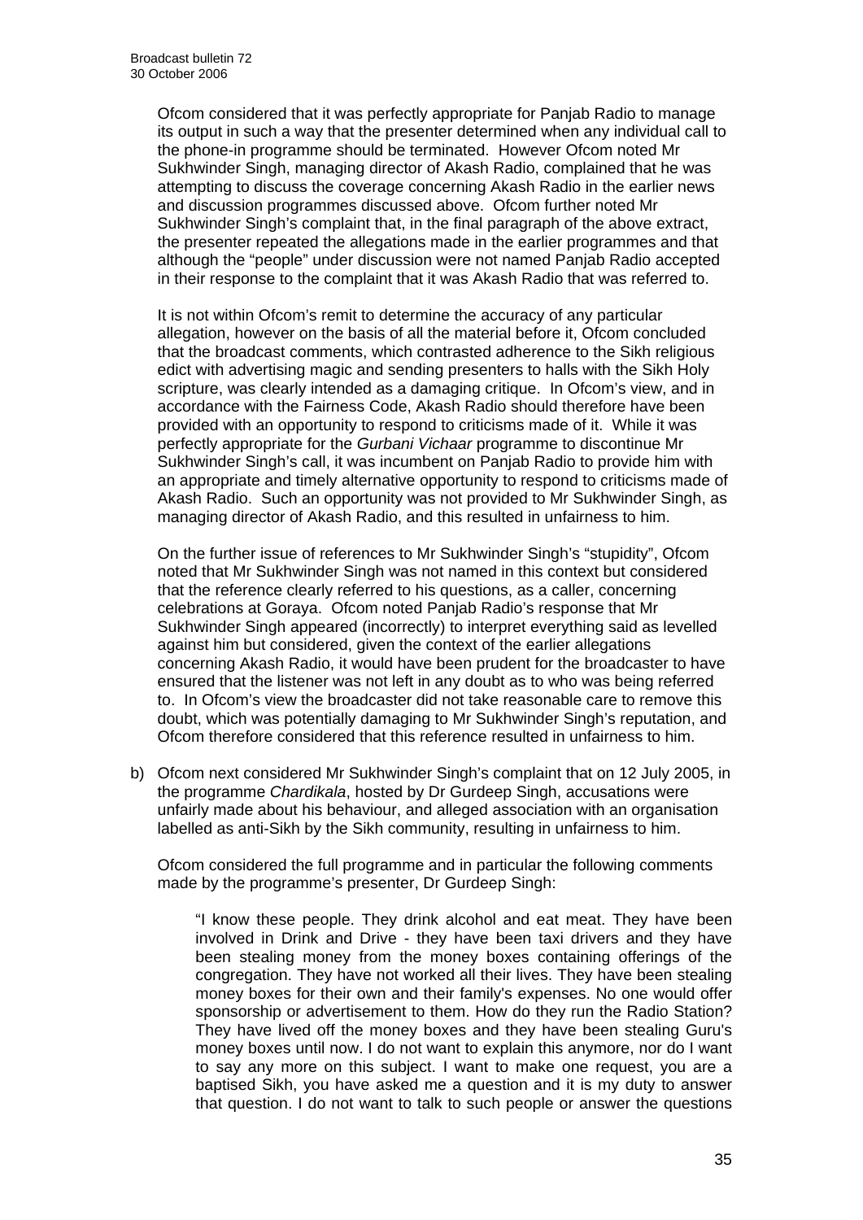Ofcom considered that it was perfectly appropriate for Panjab Radio to manage its output in such a way that the presenter determined when any individual call to the phone-in programme should be terminated. However Ofcom noted Mr Sukhwinder Singh, managing director of Akash Radio, complained that he was attempting to discuss the coverage concerning Akash Radio in the earlier news and discussion programmes discussed above. Ofcom further noted Mr Sukhwinder Singh's complaint that, in the final paragraph of the above extract, the presenter repeated the allegations made in the earlier programmes and that although the "people" under discussion were not named Panjab Radio accepted in their response to the complaint that it was Akash Radio that was referred to.

It is not within Ofcom's remit to determine the accuracy of any particular allegation, however on the basis of all the material before it, Ofcom concluded that the broadcast comments, which contrasted adherence to the Sikh religious edict with advertising magic and sending presenters to halls with the Sikh Holy scripture, was clearly intended as a damaging critique. In Ofcom's view, and in accordance with the Fairness Code, Akash Radio should therefore have been provided with an opportunity to respond to criticisms made of it. While it was perfectly appropriate for the *Gurbani Vichaar* programme to discontinue Mr Sukhwinder Singh's call, it was incumbent on Panjab Radio to provide him with an appropriate and timely alternative opportunity to respond to criticisms made of Akash Radio. Such an opportunity was not provided to Mr Sukhwinder Singh, as managing director of Akash Radio, and this resulted in unfairness to him.

On the further issue of references to Mr Sukhwinder Singh's "stupidity", Ofcom noted that Mr Sukhwinder Singh was not named in this context but considered that the reference clearly referred to his questions, as a caller, concerning celebrations at Goraya. Ofcom noted Panjab Radio's response that Mr Sukhwinder Singh appeared (incorrectly) to interpret everything said as levelled against him but considered, given the context of the earlier allegations concerning Akash Radio, it would have been prudent for the broadcaster to have ensured that the listener was not left in any doubt as to who was being referred to. In Ofcom's view the broadcaster did not take reasonable care to remove this doubt, which was potentially damaging to Mr Sukhwinder Singh's reputation, and Ofcom therefore considered that this reference resulted in unfairness to him.

b) Ofcom next considered Mr Sukhwinder Singh's complaint that on 12 July 2005, in the programme *Chardikala*, hosted by Dr Gurdeep Singh, accusations were unfairly made about his behaviour, and alleged association with an organisation labelled as anti-Sikh by the Sikh community, resulting in unfairness to him.

   Ofcom considered the full programme and in particular the following comments made by the programme's presenter, Dr Gurdeep Singh:

   > "I know these people. They drink alcohol and eat meat. They have been involved in Drink and Drive - they have been taxi drivers and they have been stealing money from the money boxes containing offerings of the congregation. They have not worked all their lives. They have been stealing money boxes for their own and their family's expenses. No one would offer sponsorship or advertisement to them. How do they run the Radio Station? They have lived off the money boxes and they have been stealing Guru's money boxes until now. I do not want to explain this anymore, nor do I want to say any more on this subject. I want to make one request, you are a baptised Sikh, you have asked me a question and it is my duty to answer that question. I do not want to talk to such people or answer the questions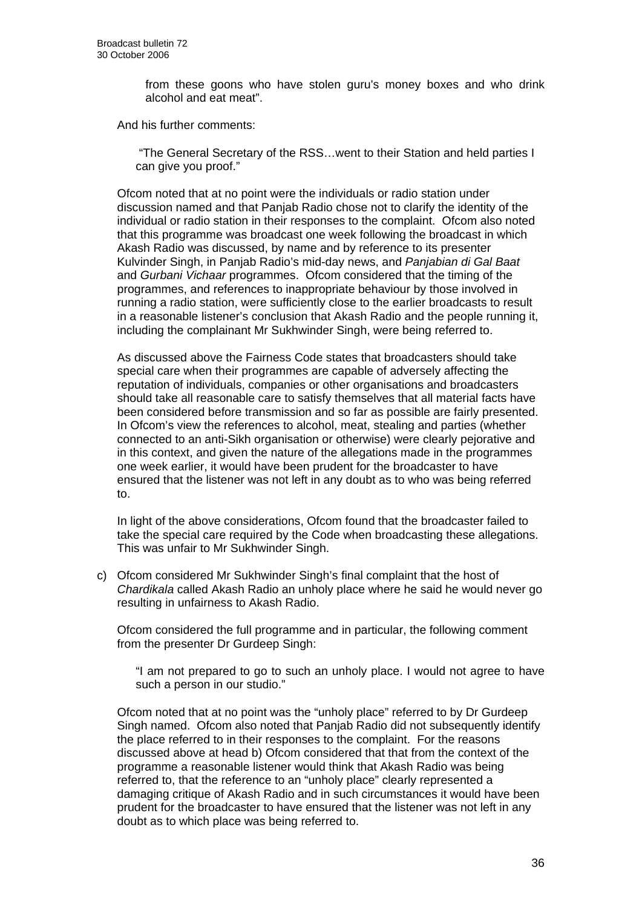> from these goons who have stolen guru's money boxes and who drink alcohol and eat meat".

And his further comments:

> "The General Secretary of the RSS…went to their Station and held parties I can give you proof."

Ofcom noted that at no point were the individuals or radio station under discussion named and that Panjab Radio chose not to clarify the identity of the individual or radio station in their responses to the complaint. Ofcom also noted that this programme was broadcast one week following the broadcast in which Akash Radio was discussed, by name and by reference to its presenter Kulvinder Singh, in Panjab Radio's mid-day news, and *Panjabian di Gal Baat* and *Gurbani Vichaar* programmes. Ofcom considered that the timing of the programmes, and references to inappropriate behaviour by those involved in running a radio station, were sufficiently close to the earlier broadcasts to result in a reasonable listener's conclusion that Akash Radio and the people running it, including the complainant Mr Sukhwinder Singh, were being referred to.

As discussed above the Fairness Code states that broadcasters should take special care when their programmes are capable of adversely affecting the reputation of individuals, companies or other organisations and broadcasters should take all reasonable care to satisfy themselves that all material facts have been considered before transmission and so far as possible are fairly presented. In Ofcom's view the references to alcohol, meat, stealing and parties (whether connected to an anti-Sikh organisation or otherwise) were clearly pejorative and in this context, and given the nature of the allegations made in the programmes one week earlier, it would have been prudent for the broadcaster to have ensured that the listener was not left in any doubt as to who was being referred to.

In light of the above considerations, Ofcom found that the broadcaster failed to take the special care required by the Code when broadcasting these allegations. This was unfair to Mr Sukhwinder Singh.

c) Ofcom considered Mr Sukhwinder Singh's final complaint that the host of *Chardikala* called Akash Radio an unholy place where he said he would never go resulting in unfairness to Akash Radio.

Ofcom considered the full programme and in particular, the following comment from the presenter Dr Gurdeep Singh:

> "I am not prepared to go to such an unholy place. I would not agree to have such a person in our studio."

Ofcom noted that at no point was the "unholy place" referred to by Dr Gurdeep Singh named. Ofcom also noted that Panjab Radio did not subsequently identify the place referred to in their responses to the complaint. For the reasons discussed above at head b) Ofcom considered that that from the context of the programme a reasonable listener would think that Akash Radio was being referred to, that the reference to an "unholy place" clearly represented a damaging critique of Akash Radio and in such circumstances it would have been prudent for the broadcaster to have ensured that the listener was not left in any doubt as to which place was being referred to.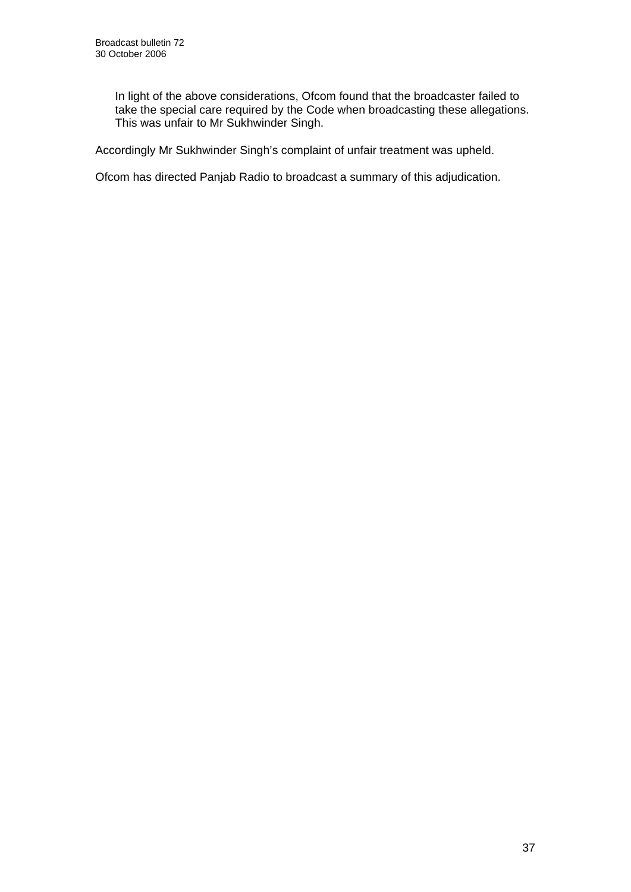In light of the above considerations, Ofcom found that the broadcaster failed to take the special care required by the Code when broadcasting these allegations. This was unfair to Mr Sukhwinder Singh.

Accordingly Mr Sukhwinder Singh's complaint of unfair treatment was upheld.

Ofcom has directed Panjab Radio to broadcast a summary of this adjudication.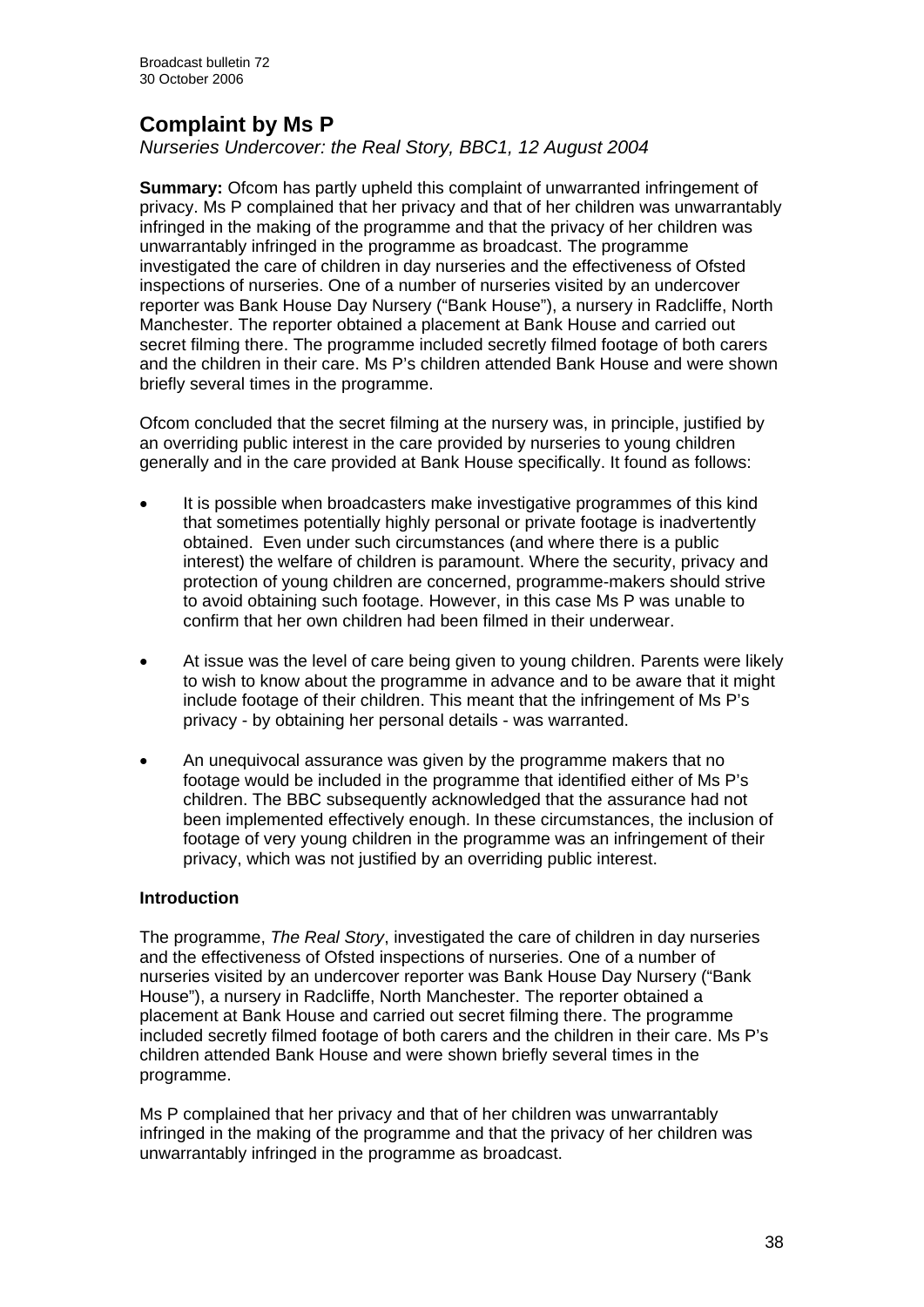## Complaint by Ms P

*Nurseries Undercover: the Real Story, BBC1, 12 August 2004*

**Summary:** Ofcom has partly upheld this complaint of unwarranted infringement of privacy. Ms P complained that her privacy and that of her children was unwarrantably infringed in the making of the programme and that the privacy of her children was unwarrantably infringed in the programme as broadcast. The programme investigated the care of children in day nurseries and the effectiveness of Ofsted inspections of nurseries. One of a number of nurseries visited by an undercover reporter was Bank House Day Nursery ("Bank House"), a nursery in Radcliffe, North Manchester. The reporter obtained a placement at Bank House and carried out secret filming there. The programme included secretly filmed footage of both carers and the children in their care. Ms P's children attended Bank House and were shown briefly several times in the programme.

Ofcom concluded that the secret filming at the nursery was, in principle, justified by an overriding public interest in the care provided by nurseries to young children generally and in the care provided at Bank House specifically. It found as follows:

- It is possible when broadcasters make investigative programmes of this kind that sometimes potentially highly personal or private footage is inadvertently obtained. Even under such circumstances (and where there is a public interest) the welfare of children is paramount. Where the security, privacy and protection of young children are concerned, programme-makers should strive to avoid obtaining such footage. However, in this case Ms P was unable to confirm that her own children had been filmed in their underwear.
- At issue was the level of care being given to young children. Parents were likely to wish to know about the programme in advance and to be aware that it might include footage of their children. This meant that the infringement of Ms P's privacy - by obtaining her personal details - was warranted.
- An unequivocal assurance was given by the programme makers that no footage would be included in the programme that identified either of Ms P's children. The BBC subsequently acknowledged that the assurance had not been implemented effectively enough. In these circumstances, the inclusion of footage of very young children in the programme was an infringement of their privacy, which was not justified by an overriding public interest.

### Introduction

The programme, *The Real Story*, investigated the care of children in day nurseries and the effectiveness of Ofsted inspections of nurseries. One of a number of nurseries visited by an undercover reporter was Bank House Day Nursery ("Bank House"), a nursery in Radcliffe, North Manchester. The reporter obtained a placement at Bank House and carried out secret filming there. The programme included secretly filmed footage of both carers and the children in their care. Ms P's children attended Bank House and were shown briefly several times in the programme.

Ms P complained that her privacy and that of her children was unwarrantably infringed in the making of the programme and that the privacy of her children was unwarrantably infringed in the programme as broadcast.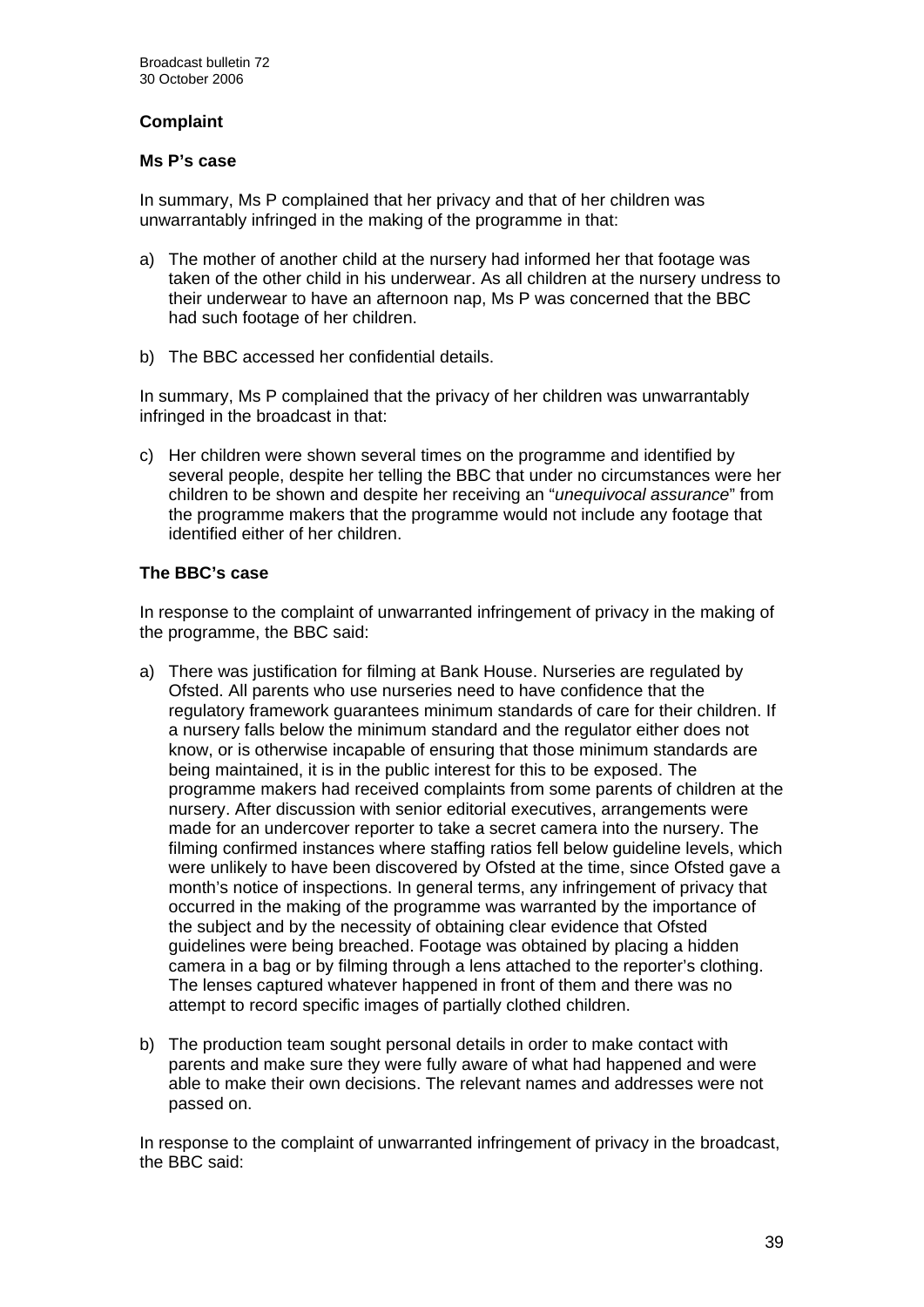### Complaint

#### Ms P's case

In summary, Ms P complained that her privacy and that of her children was unwarrantably infringed in the making of the programme in that:

a) The mother of another child at the nursery had informed her that footage was taken of the other child in his underwear. As all children at the nursery undress to their underwear to have an afternoon nap, Ms P was concerned that the BBC had such footage of her children.

b) The BBC accessed her confidential details.

In summary, Ms P complained that the privacy of her children was unwarrantably infringed in the broadcast in that:

c) Her children were shown several times on the programme and identified by several people, despite her telling the BBC that under no circumstances were her children to be shown and despite her receiving an "*unequivocal assurance*" from the programme makers that the programme would not include any footage that identified either of her children.

#### The BBC's case

In response to the complaint of unwarranted infringement of privacy in the making of the programme, the BBC said:

a) There was justification for filming at Bank House. Nurseries are regulated by Ofsted. All parents who use nurseries need to have confidence that the regulatory framework guarantees minimum standards of care for their children. If a nursery falls below the minimum standard and the regulator either does not know, or is otherwise incapable of ensuring that those minimum standards are being maintained, it is in the public interest for this to be exposed. The programme makers had received complaints from some parents of children at the nursery. After discussion with senior editorial executives, arrangements were made for an undercover reporter to take a secret camera into the nursery. The filming confirmed instances where staffing ratios fell below guideline levels, which were unlikely to have been discovered by Ofsted at the time, since Ofsted gave a month's notice of inspections. In general terms, any infringement of privacy that occurred in the making of the programme was warranted by the importance of the subject and by the necessity of obtaining clear evidence that Ofsted guidelines were being breached. Footage was obtained by placing a hidden camera in a bag or by filming through a lens attached to the reporter's clothing. The lenses captured whatever happened in front of them and there was no attempt to record specific images of partially clothed children.

b) The production team sought personal details in order to make contact with parents and make sure they were fully aware of what had happened and were able to make their own decisions. The relevant names and addresses were not passed on.

In response to the complaint of unwarranted infringement of privacy in the broadcast, the BBC said: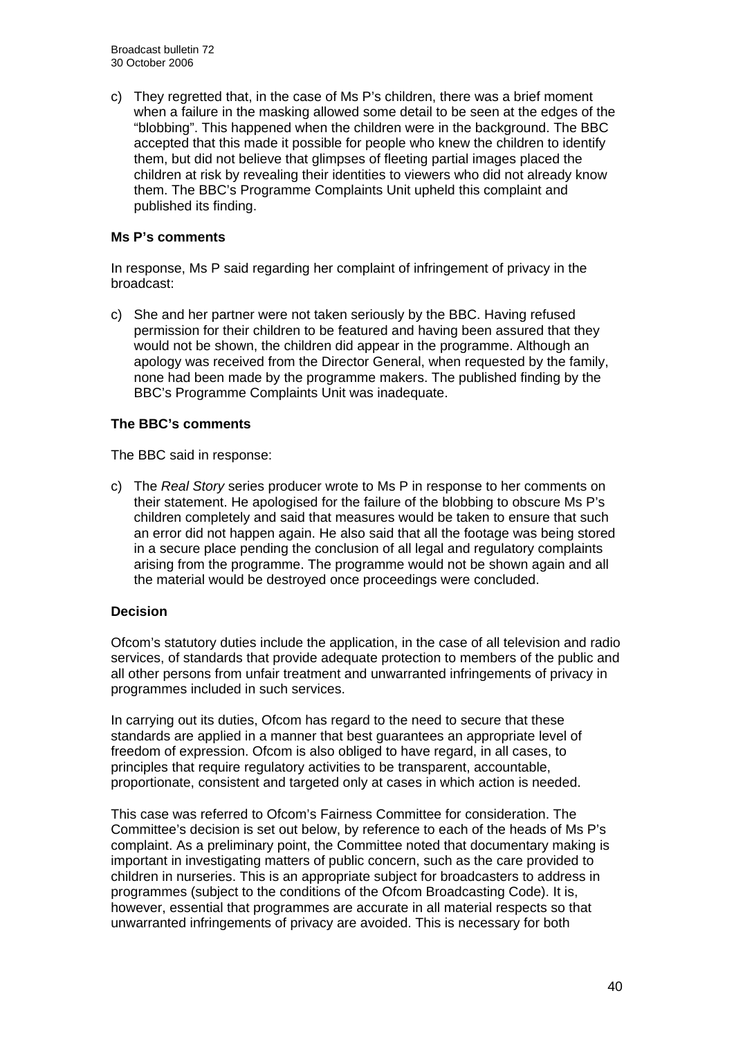c) They regretted that, in the case of Ms P's children, there was a brief moment when a failure in the masking allowed some detail to be seen at the edges of the "blobbing". This happened when the children were in the background. The BBC accepted that this made it possible for people who knew the children to identify them, but did not believe that glimpses of fleeting partial images placed the children at risk by revealing their identities to viewers who did not already know them. The BBC's Programme Complaints Unit upheld this complaint and published its finding.

**Ms P's comments**

In response, Ms P said regarding her complaint of infringement of privacy in the broadcast:

c) She and her partner were not taken seriously by the BBC. Having refused permission for their children to be featured and having been assured that they would not be shown, the children did appear in the programme. Although an apology was received from the Director General, when requested by the family, none had been made by the programme makers. The published finding by the BBC's Programme Complaints Unit was inadequate.

**The BBC's comments**

The BBC said in response:

c) The *Real Story* series producer wrote to Ms P in response to her comments on their statement. He apologised for the failure of the blobbing to obscure Ms P's children completely and said that measures would be taken to ensure that such an error did not happen again. He also said that all the footage was being stored in a secure place pending the conclusion of all legal and regulatory complaints arising from the programme. The programme would not be shown again and all the material would be destroyed once proceedings were concluded.

**Decision**

Ofcom's statutory duties include the application, in the case of all television and radio services, of standards that provide adequate protection to members of the public and all other persons from unfair treatment and unwarranted infringements of privacy in programmes included in such services.

In carrying out its duties, Ofcom has regard to the need to secure that these standards are applied in a manner that best guarantees an appropriate level of freedom of expression. Ofcom is also obliged to have regard, in all cases, to principles that require regulatory activities to be transparent, accountable, proportionate, consistent and targeted only at cases in which action is needed.

This case was referred to Ofcom's Fairness Committee for consideration. The Committee's decision is set out below, by reference to each of the heads of Ms P's complaint. As a preliminary point, the Committee noted that documentary making is important in investigating matters of public concern, such as the care provided to children in nurseries. This is an appropriate subject for broadcasters to address in programmes (subject to the conditions of the Ofcom Broadcasting Code). It is, however, essential that programmes are accurate in all material respects so that unwarranted infringements of privacy are avoided. This is necessary for both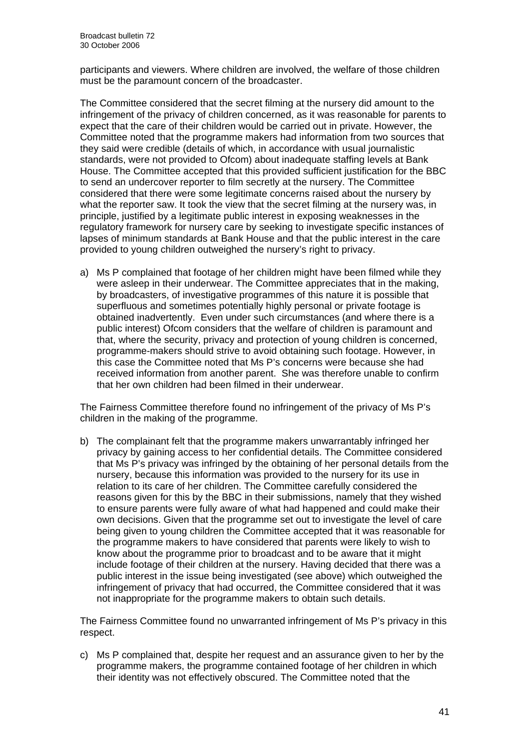participants and viewers. Where children are involved, the welfare of those children must be the paramount concern of the broadcaster.

The Committee considered that the secret filming at the nursery did amount to the infringement of the privacy of children concerned, as it was reasonable for parents to expect that the care of their children would be carried out in private. However, the Committee noted that the programme makers had information from two sources that they said were credible (details of which, in accordance with usual journalistic standards, were not provided to Ofcom) about inadequate staffing levels at Bank House. The Committee accepted that this provided sufficient justification for the BBC to send an undercover reporter to film secretly at the nursery. The Committee considered that there were some legitimate concerns raised about the nursery by what the reporter saw. It took the view that the secret filming at the nursery was, in principle, justified by a legitimate public interest in exposing weaknesses in the regulatory framework for nursery care by seeking to investigate specific instances of lapses of minimum standards at Bank House and that the public interest in the care provided to young children outweighed the nursery's right to privacy.

a) Ms P complained that footage of her children might have been filmed while they were asleep in their underwear. The Committee appreciates that in the making, by broadcasters, of investigative programmes of this nature it is possible that superfluous and sometimes potentially highly personal or private footage is obtained inadvertently. Even under such circumstances (and where there is a public interest) Ofcom considers that the welfare of children is paramount and that, where the security, privacy and protection of young children is concerned, programme-makers should strive to avoid obtaining such footage. However, in this case the Committee noted that Ms P's concerns were because she had received information from another parent. She was therefore unable to confirm that her own children had been filmed in their underwear.

The Fairness Committee therefore found no infringement of the privacy of Ms P's children in the making of the programme.

b) The complainant felt that the programme makers unwarrantably infringed her privacy by gaining access to her confidential details. The Committee considered that Ms P's privacy was infringed by the obtaining of her personal details from the nursery, because this information was provided to the nursery for its use in relation to its care of her children. The Committee carefully considered the reasons given for this by the BBC in their submissions, namely that they wished to ensure parents were fully aware of what had happened and could make their own decisions. Given that the programme set out to investigate the level of care being given to young children the Committee accepted that it was reasonable for the programme makers to have considered that parents were likely to wish to know about the programme prior to broadcast and to be aware that it might include footage of their children at the nursery. Having decided that there was a public interest in the issue being investigated (see above) which outweighed the infringement of privacy that had occurred, the Committee considered that it was not inappropriate for the programme makers to obtain such details.

The Fairness Committee found no unwarranted infringement of Ms P's privacy in this respect.

c) Ms P complained that, despite her request and an assurance given to her by the programme makers, the programme contained footage of her children in which their identity was not effectively obscured. The Committee noted that the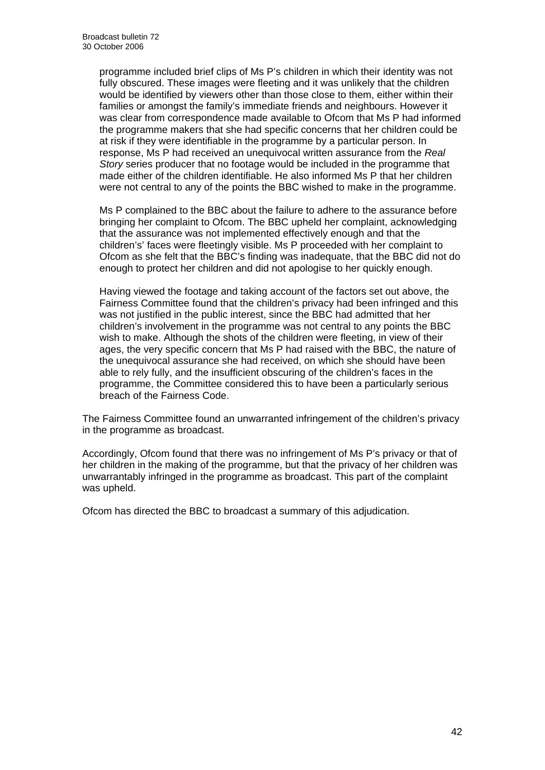programme included brief clips of Ms P's children in which their identity was not fully obscured. These images were fleeting and it was unlikely that the children would be identified by viewers other than those close to them, either within their families or amongst the family's immediate friends and neighbours. However it was clear from correspondence made available to Ofcom that Ms P had informed the programme makers that she had specific concerns that her children could be at risk if they were identifiable in the programme by a particular person. In response, Ms P had received an unequivocal written assurance from the *Real Story* series producer that no footage would be included in the programme that made either of the children identifiable. He also informed Ms P that her children were not central to any of the points the BBC wished to make in the programme.

Ms P complained to the BBC about the failure to adhere to the assurance before bringing her complaint to Ofcom. The BBC upheld her complaint, acknowledging that the assurance was not implemented effectively enough and that the children's' faces were fleetingly visible. Ms P proceeded with her complaint to Ofcom as she felt that the BBC's finding was inadequate, that the BBC did not do enough to protect her children and did not apologise to her quickly enough.

Having viewed the footage and taking account of the factors set out above, the Fairness Committee found that the children's privacy had been infringed and this was not justified in the public interest, since the BBC had admitted that her children's involvement in the programme was not central to any points the BBC wish to make. Although the shots of the children were fleeting, in view of their ages, the very specific concern that Ms P had raised with the BBC, the nature of the unequivocal assurance she had received, on which she should have been able to rely fully, and the insufficient obscuring of the children's faces in the programme, the Committee considered this to have been a particularly serious breach of the Fairness Code.

The Fairness Committee found an unwarranted infringement of the children's privacy in the programme as broadcast.

Accordingly, Ofcom found that there was no infringement of Ms P's privacy or that of her children in the making of the programme, but that the privacy of her children was unwarrantably infringed in the programme as broadcast. This part of the complaint was upheld.

Ofcom has directed the BBC to broadcast a summary of this adjudication.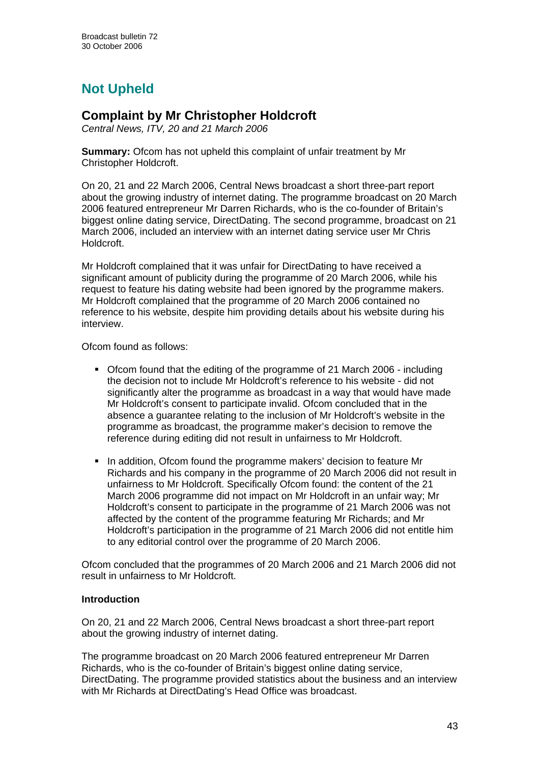# Not Upheld

## Complaint by Mr Christopher Holdcroft

*Central News, ITV, 20 and 21 March 2006*

**Summary:** Ofcom has not upheld this complaint of unfair treatment by Mr Christopher Holdcroft.

On 20, 21 and 22 March 2006, Central News broadcast a short three-part report about the growing industry of internet dating. The programme broadcast on 20 March 2006 featured entrepreneur Mr Darren Richards, who is the co-founder of Britain's biggest online dating service, DirectDating. The second programme, broadcast on 21 March 2006, included an interview with an internet dating service user Mr Chris Holdcroft.

Mr Holdcroft complained that it was unfair for DirectDating to have received a significant amount of publicity during the programme of 20 March 2006, while his request to feature his dating website had been ignored by the programme makers. Mr Holdcroft complained that the programme of 20 March 2006 contained no reference to his website, despite him providing details about his website during his interview.

Ofcom found as follows:

- Ofcom found that the editing of the programme of 21 March 2006 - including the decision not to include Mr Holdcroft's reference to his website - did not significantly alter the programme as broadcast in a way that would have made Mr Holdcroft's consent to participate invalid. Ofcom concluded that in the absence a guarantee relating to the inclusion of Mr Holdcroft's website in the programme as broadcast, the programme maker's decision to remove the reference during editing did not result in unfairness to Mr Holdcroft.
- In addition, Ofcom found the programme makers' decision to feature Mr Richards and his company in the programme of 20 March 2006 did not result in unfairness to Mr Holdcroft. Specifically Ofcom found: the content of the 21 March 2006 programme did not impact on Mr Holdcroft in an unfair way; Mr Holdcroft's consent to participate in the programme of 21 March 2006 was not affected by the content of the programme featuring Mr Richards; and Mr Holdcroft's participation in the programme of 21 March 2006 did not entitle him to any editorial control over the programme of 20 March 2006.

Ofcom concluded that the programmes of 20 March 2006 and 21 March 2006 did not result in unfairness to Mr Holdcroft.

### Introduction

On 20, 21 and 22 March 2006, Central News broadcast a short three-part report about the growing industry of internet dating.

The programme broadcast on 20 March 2006 featured entrepreneur Mr Darren Richards, who is the co-founder of Britain's biggest online dating service, DirectDating. The programme provided statistics about the business and an interview with Mr Richards at DirectDating's Head Office was broadcast.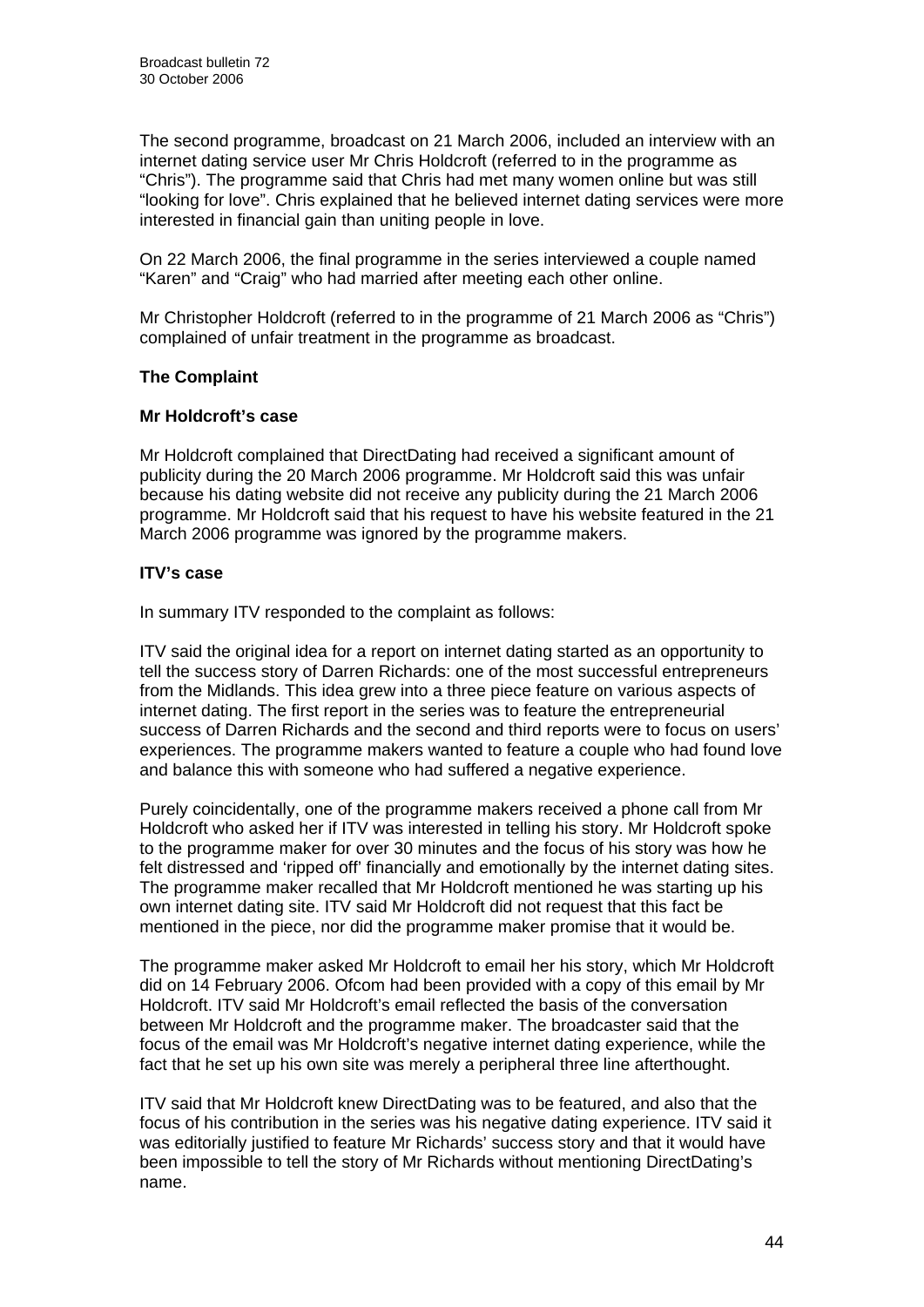The second programme, broadcast on 21 March 2006, included an interview with an internet dating service user Mr Chris Holdcroft (referred to in the programme as "Chris"). The programme said that Chris had met many women online but was still "looking for love". Chris explained that he believed internet dating services were more interested in financial gain than uniting people in love.

On 22 March 2006, the final programme in the series interviewed a couple named "Karen" and "Craig" who had married after meeting each other online.

Mr Christopher Holdcroft (referred to in the programme of 21 March 2006 as "Chris") complained of unfair treatment in the programme as broadcast.

### The Complaint

#### Mr Holdcroft's case

Mr Holdcroft complained that DirectDating had received a significant amount of publicity during the 20 March 2006 programme. Mr Holdcroft said this was unfair because his dating website did not receive any publicity during the 21 March 2006 programme. Mr Holdcroft said that his request to have his website featured in the 21 March 2006 programme was ignored by the programme makers.

#### ITV's case

In summary ITV responded to the complaint as follows:

ITV said the original idea for a report on internet dating started as an opportunity to tell the success story of Darren Richards: one of the most successful entrepreneurs from the Midlands. This idea grew into a three piece feature on various aspects of internet dating. The first report in the series was to feature the entrepreneurial success of Darren Richards and the second and third reports were to focus on users' experiences. The programme makers wanted to feature a couple who had found love and balance this with someone who had suffered a negative experience.

Purely coincidentally, one of the programme makers received a phone call from Mr Holdcroft who asked her if ITV was interested in telling his story. Mr Holdcroft spoke to the programme maker for over 30 minutes and the focus of his story was how he felt distressed and 'ripped off' financially and emotionally by the internet dating sites. The programme maker recalled that Mr Holdcroft mentioned he was starting up his own internet dating site. ITV said Mr Holdcroft did not request that this fact be mentioned in the piece, nor did the programme maker promise that it would be.

The programme maker asked Mr Holdcroft to email her his story, which Mr Holdcroft did on 14 February 2006. Ofcom had been provided with a copy of this email by Mr Holdcroft. ITV said Mr Holdcroft's email reflected the basis of the conversation between Mr Holdcroft and the programme maker. The broadcaster said that the focus of the email was Mr Holdcroft's negative internet dating experience, while the fact that he set up his own site was merely a peripheral three line afterthought.

ITV said that Mr Holdcroft knew DirectDating was to be featured, and also that the focus of his contribution in the series was his negative dating experience. ITV said it was editorially justified to feature Mr Richards' success story and that it would have been impossible to tell the story of Mr Richards without mentioning DirectDating's name.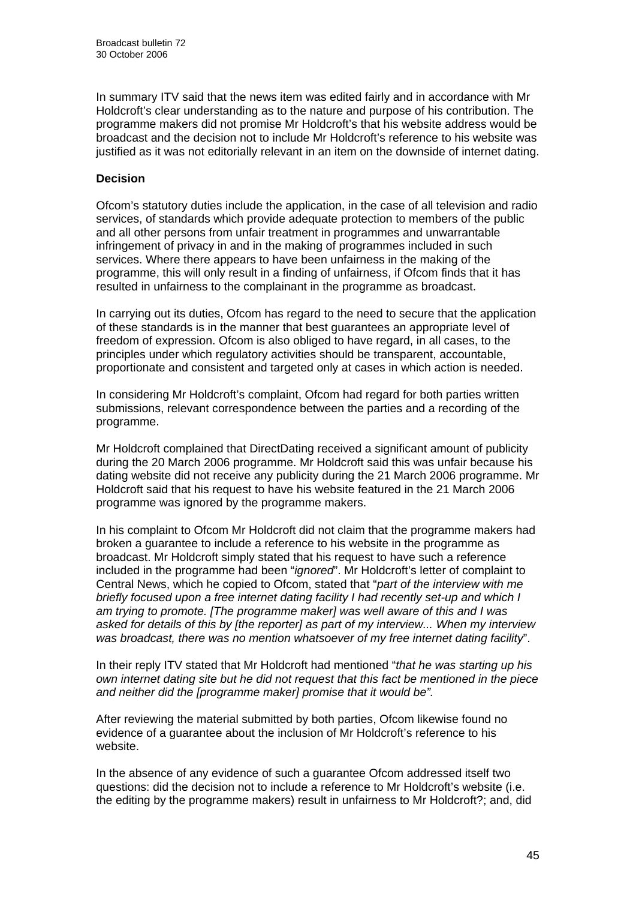In summary ITV said that the news item was edited fairly and in accordance with Mr Holdcroft's clear understanding as to the nature and purpose of his contribution. The programme makers did not promise Mr Holdcroft's that his website address would be broadcast and the decision not to include Mr Holdcroft's reference to his website was justified as it was not editorially relevant in an item on the downside of internet dating.

**Decision**

Ofcom's statutory duties include the application, in the case of all television and radio services, of standards which provide adequate protection to members of the public and all other persons from unfair treatment in programmes and unwarrantable infringement of privacy in and in the making of programmes included in such services. Where there appears to have been unfairness in the making of the programme, this will only result in a finding of unfairness, if Ofcom finds that it has resulted in unfairness to the complainant in the programme as broadcast.

In carrying out its duties, Ofcom has regard to the need to secure that the application of these standards is in the manner that best guarantees an appropriate level of freedom of expression. Ofcom is also obliged to have regard, in all cases, to the principles under which regulatory activities should be transparent, accountable, proportionate and consistent and targeted only at cases in which action is needed.

In considering Mr Holdcroft's complaint, Ofcom had regard for both parties written submissions, relevant correspondence between the parties and a recording of the programme.

Mr Holdcroft complained that DirectDating received a significant amount of publicity during the 20 March 2006 programme. Mr Holdcroft said this was unfair because his dating website did not receive any publicity during the 21 March 2006 programme. Mr Holdcroft said that his request to have his website featured in the 21 March 2006 programme was ignored by the programme makers.

In his complaint to Ofcom Mr Holdcroft did not claim that the programme makers had broken a guarantee to include a reference to his website in the programme as broadcast. Mr Holdcroft simply stated that his request to have such a reference included in the programme had been "*ignored*". Mr Holdcroft's letter of complaint to Central News, which he copied to Ofcom, stated that "*part of the interview with me briefly focused upon a free internet dating facility I had recently set-up and which I am trying to promote. [The programme maker] was well aware of this and I was asked for details of this by [the reporter] as part of my interview... When my interview was broadcast, there was no mention whatsoever of my free internet dating facility*".

In their reply ITV stated that Mr Holdcroft had mentioned "*that he was starting up his own internet dating site but he did not request that this fact be mentioned in the piece and neither did the [programme maker] promise that it would be".*

After reviewing the material submitted by both parties, Ofcom likewise found no evidence of a guarantee about the inclusion of Mr Holdcroft's reference to his website.

In the absence of any evidence of such a guarantee Ofcom addressed itself two questions: did the decision not to include a reference to Mr Holdcroft's website (i.e. the editing by the programme makers) result in unfairness to Mr Holdcroft?; and, did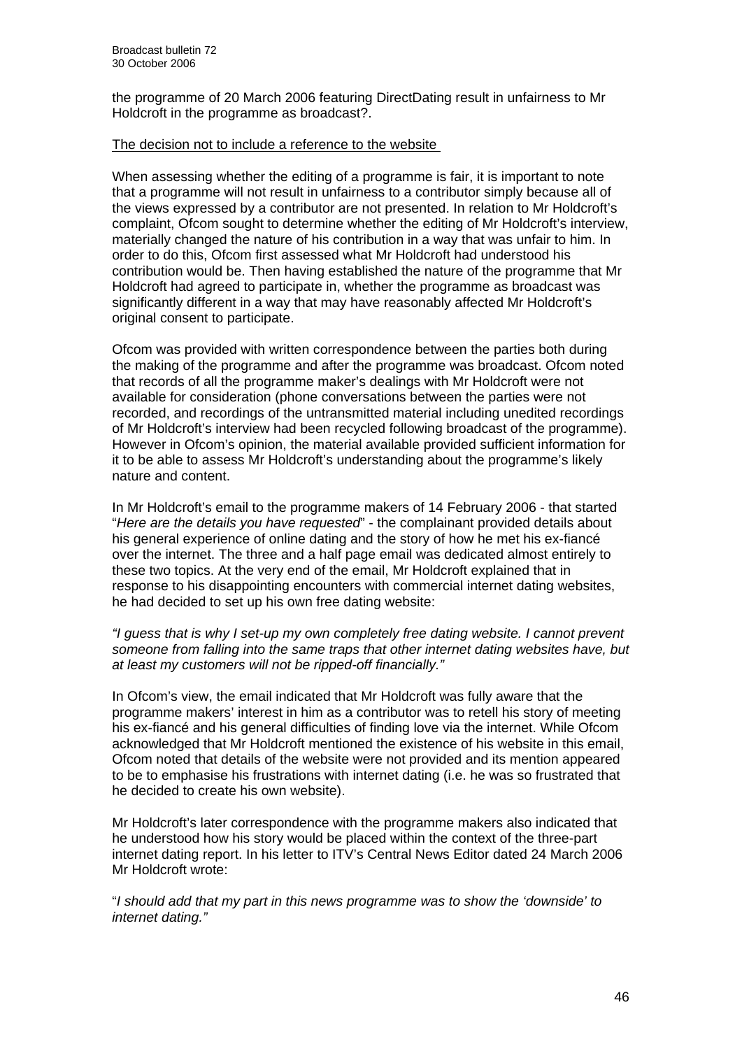the programme of 20 March 2006 featuring DirectDating result in unfairness to Mr Holdcroft in the programme as broadcast?.

The decision not to include a reference to the website

When assessing whether the editing of a programme is fair, it is important to note that a programme will not result in unfairness to a contributor simply because all of the views expressed by a contributor are not presented. In relation to Mr Holdcroft's complaint, Ofcom sought to determine whether the editing of Mr Holdcroft's interview, materially changed the nature of his contribution in a way that was unfair to him. In order to do this, Ofcom first assessed what Mr Holdcroft had understood his contribution would be. Then having established the nature of the programme that Mr Holdcroft had agreed to participate in, whether the programme as broadcast was significantly different in a way that may have reasonably affected Mr Holdcroft's original consent to participate.

Ofcom was provided with written correspondence between the parties both during the making of the programme and after the programme was broadcast. Ofcom noted that records of all the programme maker's dealings with Mr Holdcroft were not available for consideration (phone conversations between the parties were not recorded, and recordings of the untransmitted material including unedited recordings of Mr Holdcroft's interview had been recycled following broadcast of the programme). However in Ofcom's opinion, the material available provided sufficient information for it to be able to assess Mr Holdcroft's understanding about the programme's likely nature and content.

In Mr Holdcroft's email to the programme makers of 14 February 2006 - that started "*Here are the details you have requested*" - the complainant provided details about his general experience of online dating and the story of how he met his ex-fiancé over the internet. The three and a half page email was dedicated almost entirely to these two topics. At the very end of the email, Mr Holdcroft explained that in response to his disappointing encounters with commercial internet dating websites, he had decided to set up his own free dating website:

*"I guess that is why I set-up my own completely free dating website. I cannot prevent someone from falling into the same traps that other internet dating websites have, but at least my customers will not be ripped-off financially."*

In Ofcom's view, the email indicated that Mr Holdcroft was fully aware that the programme makers' interest in him as a contributor was to retell his story of meeting his ex-fiancé and his general difficulties of finding love via the internet. While Ofcom acknowledged that Mr Holdcroft mentioned the existence of his website in this email, Ofcom noted that details of the website were not provided and its mention appeared to be to emphasise his frustrations with internet dating (i.e. he was so frustrated that he decided to create his own website).

Mr Holdcroft's later correspondence with the programme makers also indicated that he understood how his story would be placed within the context of the three-part internet dating report. In his letter to ITV's Central News Editor dated 24 March 2006 Mr Holdcroft wrote:

"*I should add that my part in this news programme was to show the 'downside' to internet dating."*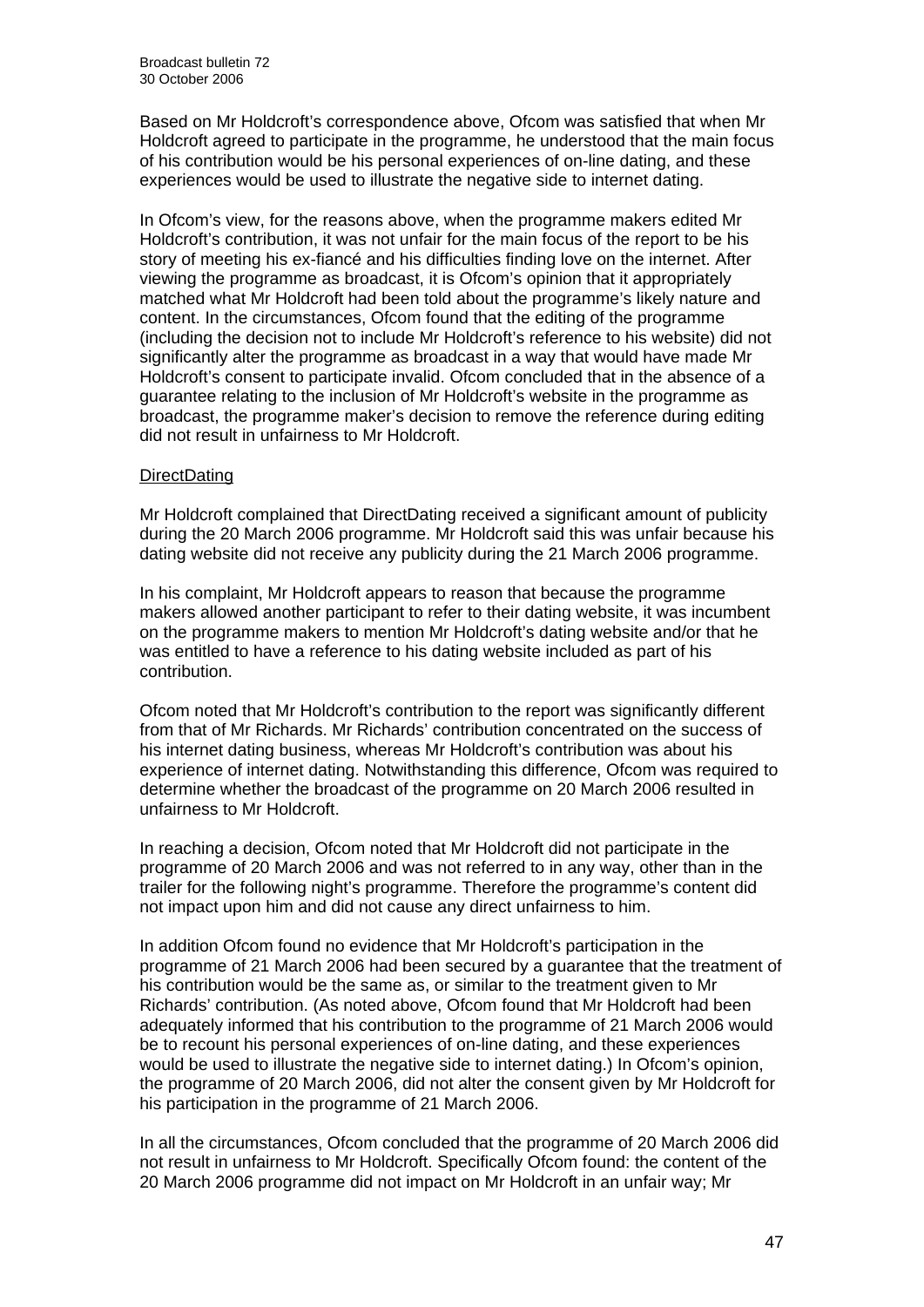Based on Mr Holdcroft's correspondence above, Ofcom was satisfied that when Mr Holdcroft agreed to participate in the programme, he understood that the main focus of his contribution would be his personal experiences of on-line dating, and these experiences would be used to illustrate the negative side to internet dating.

In Ofcom's view, for the reasons above, when the programme makers edited Mr Holdcroft's contribution, it was not unfair for the main focus of the report to be his story of meeting his ex-fiancé and his difficulties finding love on the internet. After viewing the programme as broadcast, it is Ofcom's opinion that it appropriately matched what Mr Holdcroft had been told about the programme's likely nature and content. In the circumstances, Ofcom found that the editing of the programme (including the decision not to include Mr Holdcroft's reference to his website) did not significantly alter the programme as broadcast in a way that would have made Mr Holdcroft's consent to participate invalid. Ofcom concluded that in the absence of a guarantee relating to the inclusion of Mr Holdcroft's website in the programme as broadcast, the programme maker's decision to remove the reference during editing did not result in unfairness to Mr Holdcroft.

DirectDating

Mr Holdcroft complained that DirectDating received a significant amount of publicity during the 20 March 2006 programme. Mr Holdcroft said this was unfair because his dating website did not receive any publicity during the 21 March 2006 programme.

In his complaint, Mr Holdcroft appears to reason that because the programme makers allowed another participant to refer to their dating website, it was incumbent on the programme makers to mention Mr Holdcroft's dating website and/or that he was entitled to have a reference to his dating website included as part of his contribution.

Ofcom noted that Mr Holdcroft's contribution to the report was significantly different from that of Mr Richards. Mr Richards' contribution concentrated on the success of his internet dating business, whereas Mr Holdcroft's contribution was about his experience of internet dating. Notwithstanding this difference, Ofcom was required to determine whether the broadcast of the programme on 20 March 2006 resulted in unfairness to Mr Holdcroft.

In reaching a decision, Ofcom noted that Mr Holdcroft did not participate in the programme of 20 March 2006 and was not referred to in any way, other than in the trailer for the following night's programme. Therefore the programme's content did not impact upon him and did not cause any direct unfairness to him.

In addition Ofcom found no evidence that Mr Holdcroft's participation in the programme of 21 March 2006 had been secured by a guarantee that the treatment of his contribution would be the same as, or similar to the treatment given to Mr Richards' contribution. (As noted above, Ofcom found that Mr Holdcroft had been adequately informed that his contribution to the programme of 21 March 2006 would be to recount his personal experiences of on-line dating, and these experiences would be used to illustrate the negative side to internet dating.) In Ofcom's opinion, the programme of 20 March 2006, did not alter the consent given by Mr Holdcroft for his participation in the programme of 21 March 2006.

In all the circumstances, Ofcom concluded that the programme of 20 March 2006 did not result in unfairness to Mr Holdcroft. Specifically Ofcom found: the content of the 20 March 2006 programme did not impact on Mr Holdcroft in an unfair way; Mr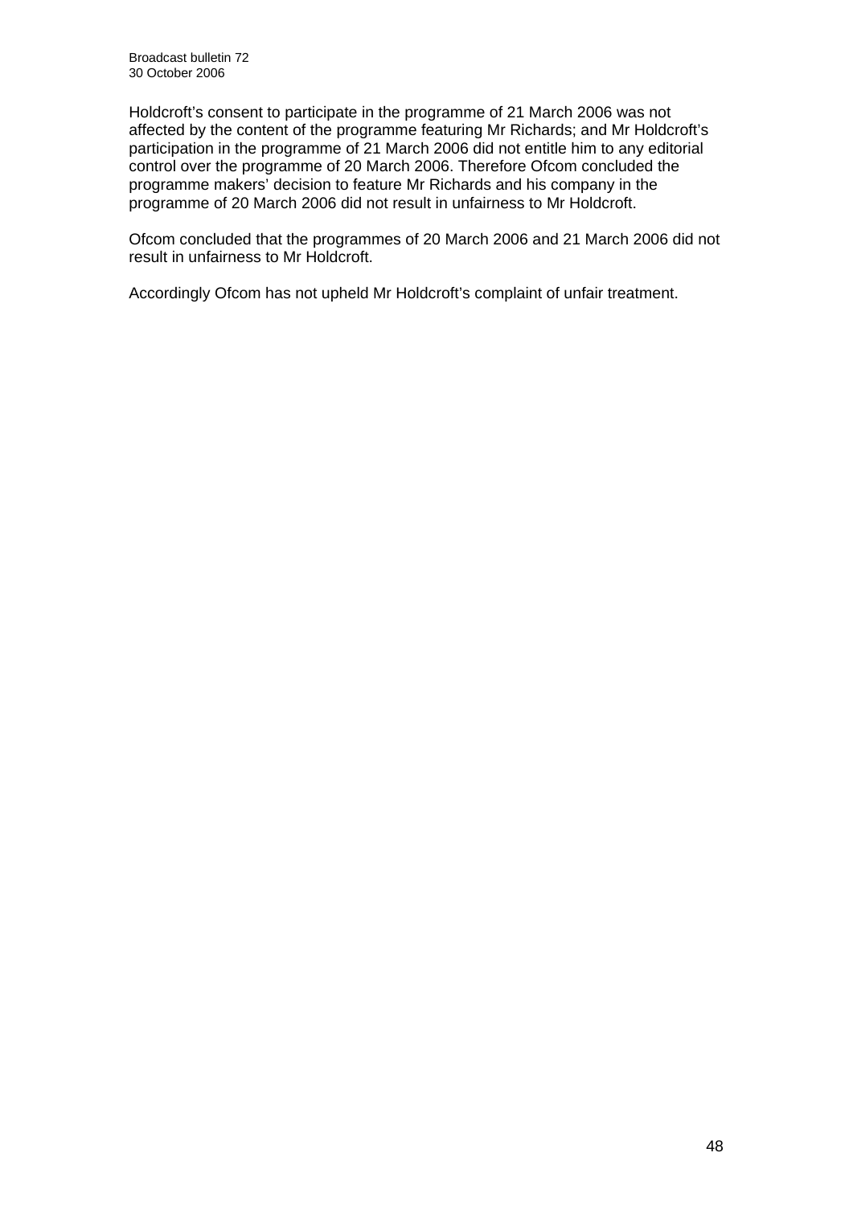Holdcroft's consent to participate in the programme of 21 March 2006 was not affected by the content of the programme featuring Mr Richards; and Mr Holdcroft's participation in the programme of 21 March 2006 did not entitle him to any editorial control over the programme of 20 March 2006. Therefore Ofcom concluded the programme makers' decision to feature Mr Richards and his company in the programme of 20 March 2006 did not result in unfairness to Mr Holdcroft.

Ofcom concluded that the programmes of 20 March 2006 and 21 March 2006 did not result in unfairness to Mr Holdcroft.

Accordingly Ofcom has not upheld Mr Holdcroft's complaint of unfair treatment.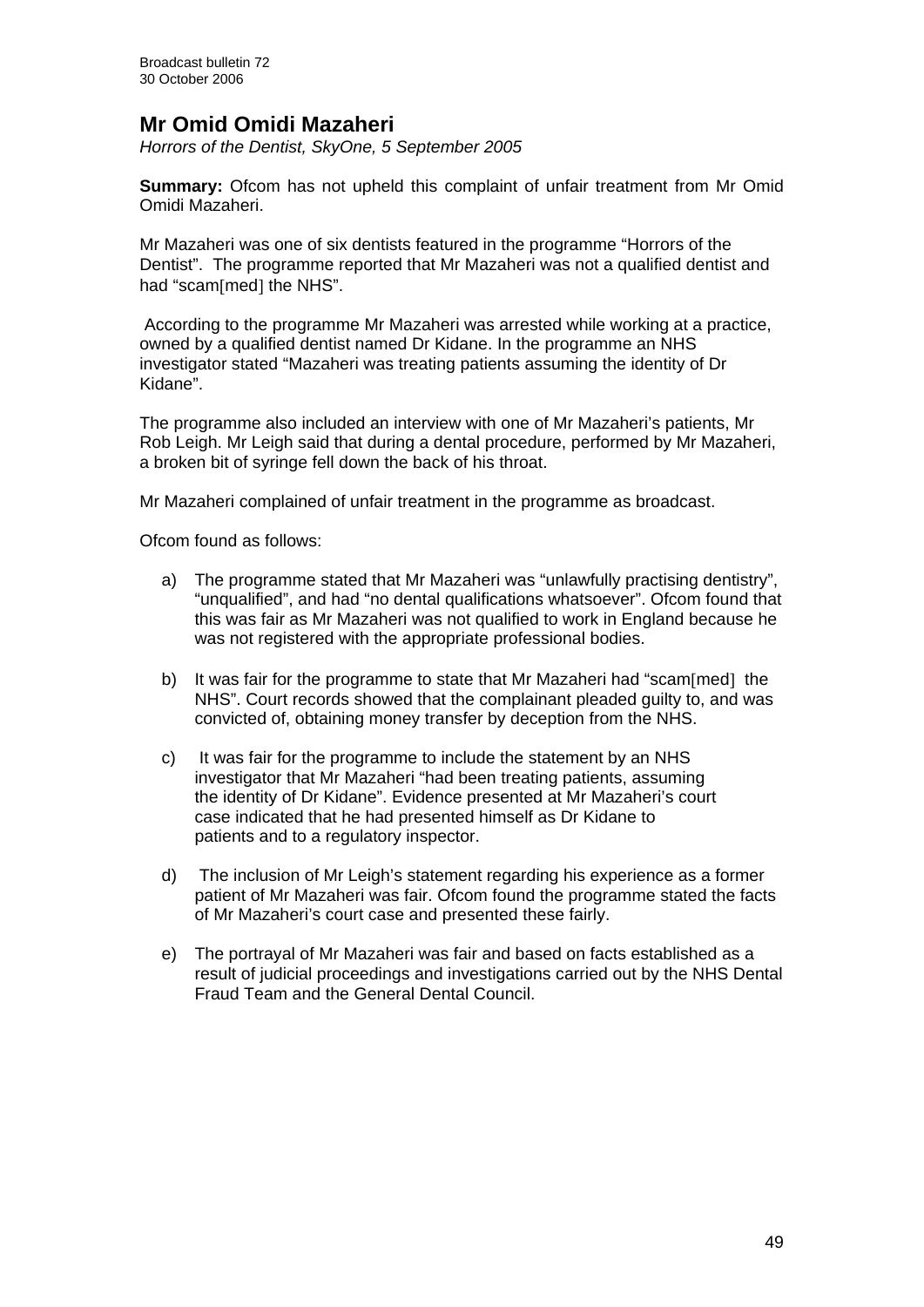## Mr Omid Omidi Mazaheri

*Horrors of the Dentist, SkyOne, 5 September 2005*

**Summary:** Ofcom has not upheld this complaint of unfair treatment from Mr Omid Omidi Mazaheri.

Mr Mazaheri was one of six dentists featured in the programme "Horrors of the Dentist". The programme reported that Mr Mazaheri was not a qualified dentist and had "scam[med] the NHS".

According to the programme Mr Mazaheri was arrested while working at a practice, owned by a qualified dentist named Dr Kidane. In the programme an NHS investigator stated "Mazaheri was treating patients assuming the identity of Dr Kidane".

The programme also included an interview with one of Mr Mazaheri's patients, Mr Rob Leigh. Mr Leigh said that during a dental procedure, performed by Mr Mazaheri, a broken bit of syringe fell down the back of his throat.

Mr Mazaheri complained of unfair treatment in the programme as broadcast.

Ofcom found as follows:

a) The programme stated that Mr Mazaheri was "unlawfully practising dentistry", "unqualified", and had "no dental qualifications whatsoever". Ofcom found that this was fair as Mr Mazaheri was not qualified to work in England because he was not registered with the appropriate professional bodies.

b) It was fair for the programme to state that Mr Mazaheri had "scam[med] the NHS". Court records showed that the complainant pleaded guilty to, and was convicted of, obtaining money transfer by deception from the NHS.

c) It was fair for the programme to include the statement by an NHS investigator that Mr Mazaheri "had been treating patients, assuming the identity of Dr Kidane". Evidence presented at Mr Mazaheri's court case indicated that he had presented himself as Dr Kidane to patients and to a regulatory inspector.

d) The inclusion of Mr Leigh's statement regarding his experience as a former patient of Mr Mazaheri was fair. Ofcom found the programme stated the facts of Mr Mazaheri's court case and presented these fairly.

e) The portrayal of Mr Mazaheri was fair and based on facts established as a result of judicial proceedings and investigations carried out by the NHS Dental Fraud Team and the General Dental Council.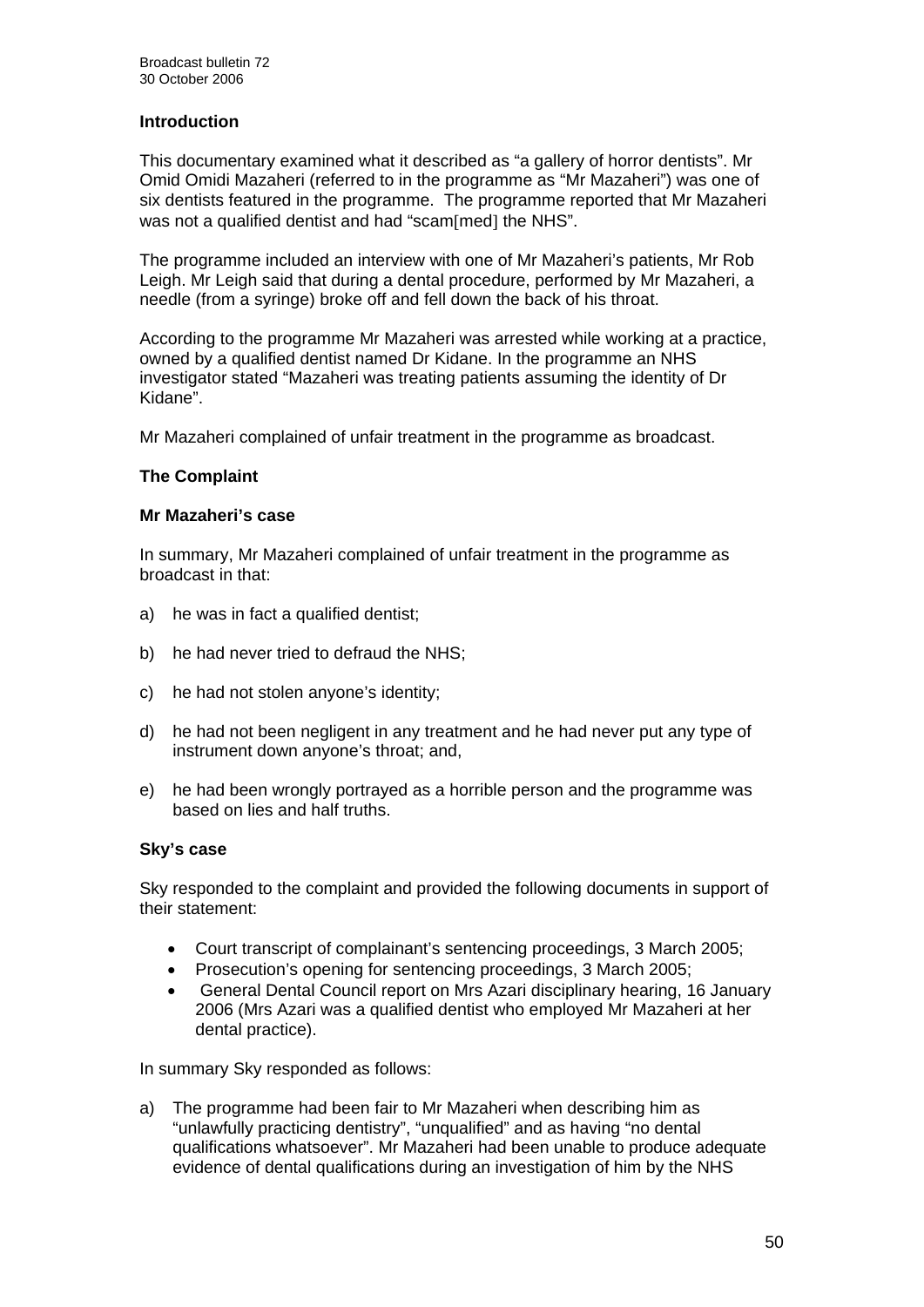### Introduction

This documentary examined what it described as "a gallery of horror dentists". Mr Omid Omidi Mazaheri (referred to in the programme as "Mr Mazaheri") was one of six dentists featured in the programme. The programme reported that Mr Mazaheri was not a qualified dentist and had "scam[med] the NHS".

The programme included an interview with one of Mr Mazaheri's patients, Mr Rob Leigh. Mr Leigh said that during a dental procedure, performed by Mr Mazaheri, a needle (from a syringe) broke off and fell down the back of his throat.

According to the programme Mr Mazaheri was arrested while working at a practice, owned by a qualified dentist named Dr Kidane. In the programme an NHS investigator stated "Mazaheri was treating patients assuming the identity of Dr Kidane".

Mr Mazaheri complained of unfair treatment in the programme as broadcast.

### The Complaint

#### Mr Mazaheri's case

In summary, Mr Mazaheri complained of unfair treatment in the programme as broadcast in that:

a) he was in fact a qualified dentist;

b) he had never tried to defraud the NHS;

c) he had not stolen anyone's identity;

d) he had not been negligent in any treatment and he had never put any type of instrument down anyone's throat; and,

e) he had been wrongly portrayed as a horrible person and the programme was based on lies and half truths.

#### Sky's case

Sky responded to the complaint and provided the following documents in support of their statement:

- Court transcript of complainant's sentencing proceedings, 3 March 2005;
- Prosecution's opening for sentencing proceedings, 3 March 2005;
- General Dental Council report on Mrs Azari disciplinary hearing, 16 January 2006 (Mrs Azari was a qualified dentist who employed Mr Mazaheri at her dental practice).

In summary Sky responded as follows:

a) The programme had been fair to Mr Mazaheri when describing him as "unlawfully practicing dentistry", "unqualified" and as having "no dental qualifications whatsoever". Mr Mazaheri had been unable to produce adequate evidence of dental qualifications during an investigation of him by the NHS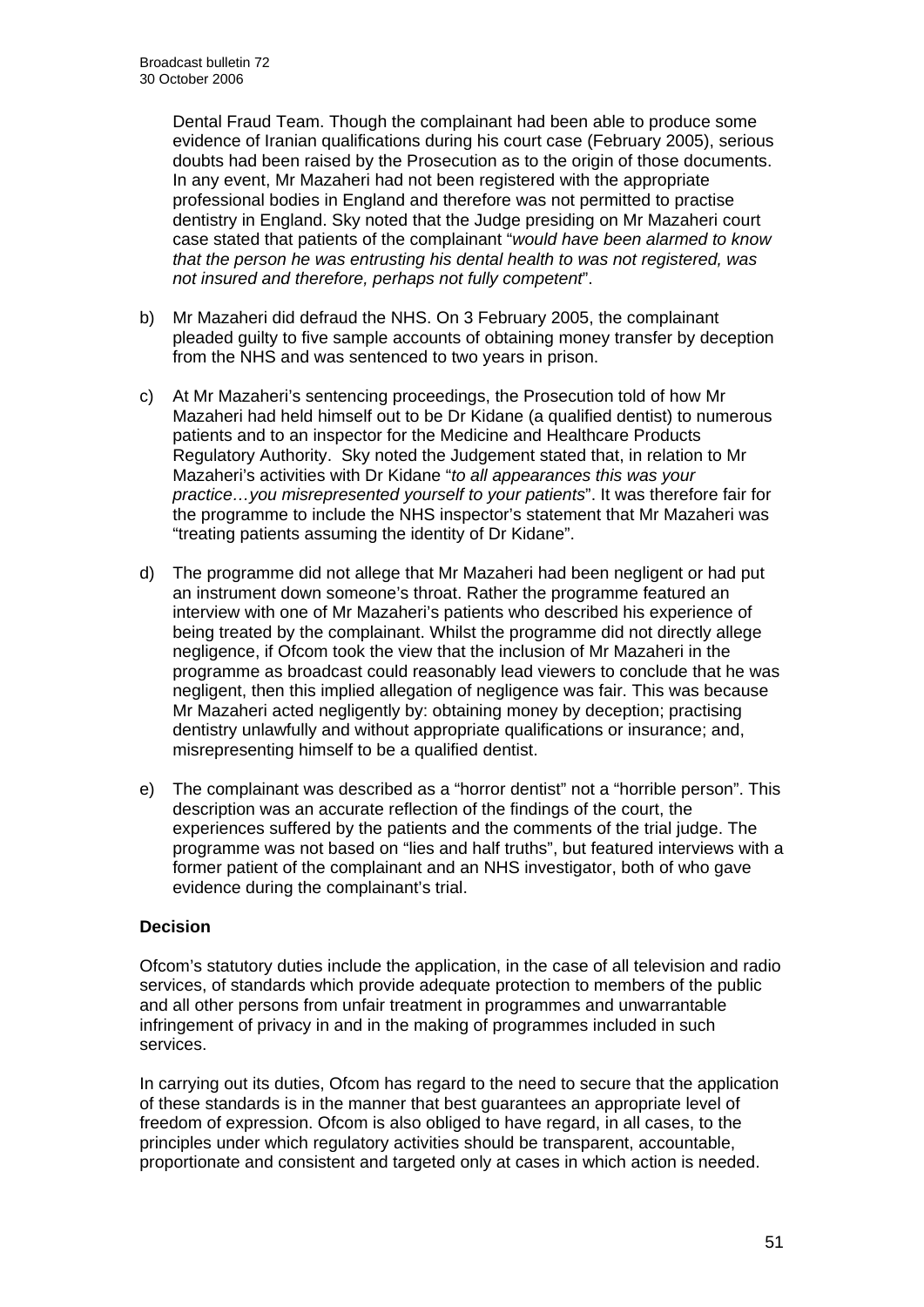Dental Fraud Team. Though the complainant had been able to produce some evidence of Iranian qualifications during his court case (February 2005), serious doubts had been raised by the Prosecution as to the origin of those documents. In any event, Mr Mazaheri had not been registered with the appropriate professional bodies in England and therefore was not permitted to practise dentistry in England. Sky noted that the Judge presiding on Mr Mazaheri court case stated that patients of the complainant "*would have been alarmed to know that the person he was entrusting his dental health to was not registered, was not insured and therefore, perhaps not fully competent*".

b) Mr Mazaheri did defraud the NHS. On 3 February 2005, the complainant pleaded guilty to five sample accounts of obtaining money transfer by deception from the NHS and was sentenced to two years in prison.

c) At Mr Mazaheri's sentencing proceedings, the Prosecution told of how Mr Mazaheri had held himself out to be Dr Kidane (a qualified dentist) to numerous patients and to an inspector for the Medicine and Healthcare Products Regulatory Authority. Sky noted the Judgement stated that, in relation to Mr Mazaheri's activities with Dr Kidane "*to all appearances this was your practice…you misrepresented yourself to your patients*". It was therefore fair for the programme to include the NHS inspector's statement that Mr Mazaheri was "treating patients assuming the identity of Dr Kidane".

d) The programme did not allege that Mr Mazaheri had been negligent or had put an instrument down someone's throat. Rather the programme featured an interview with one of Mr Mazaheri's patients who described his experience of being treated by the complainant. Whilst the programme did not directly allege negligence, if Ofcom took the view that the inclusion of Mr Mazaheri in the programme as broadcast could reasonably lead viewers to conclude that he was negligent, then this implied allegation of negligence was fair. This was because Mr Mazaheri acted negligently by: obtaining money by deception; practising dentistry unlawfully and without appropriate qualifications or insurance; and, misrepresenting himself to be a qualified dentist.

e) The complainant was described as a "horror dentist" not a "horrible person". This description was an accurate reflection of the findings of the court, the experiences suffered by the patients and the comments of the trial judge. The programme was not based on "lies and half truths", but featured interviews with a former patient of the complainant and an NHS investigator, both of who gave evidence during the complainant's trial.

**Decision**

Ofcom's statutory duties include the application, in the case of all television and radio services, of standards which provide adequate protection to members of the public and all other persons from unfair treatment in programmes and unwarrantable infringement of privacy in and in the making of programmes included in such services.

In carrying out its duties, Ofcom has regard to the need to secure that the application of these standards is in the manner that best guarantees an appropriate level of freedom of expression. Ofcom is also obliged to have regard, in all cases, to the principles under which regulatory activities should be transparent, accountable, proportionate and consistent and targeted only at cases in which action is needed.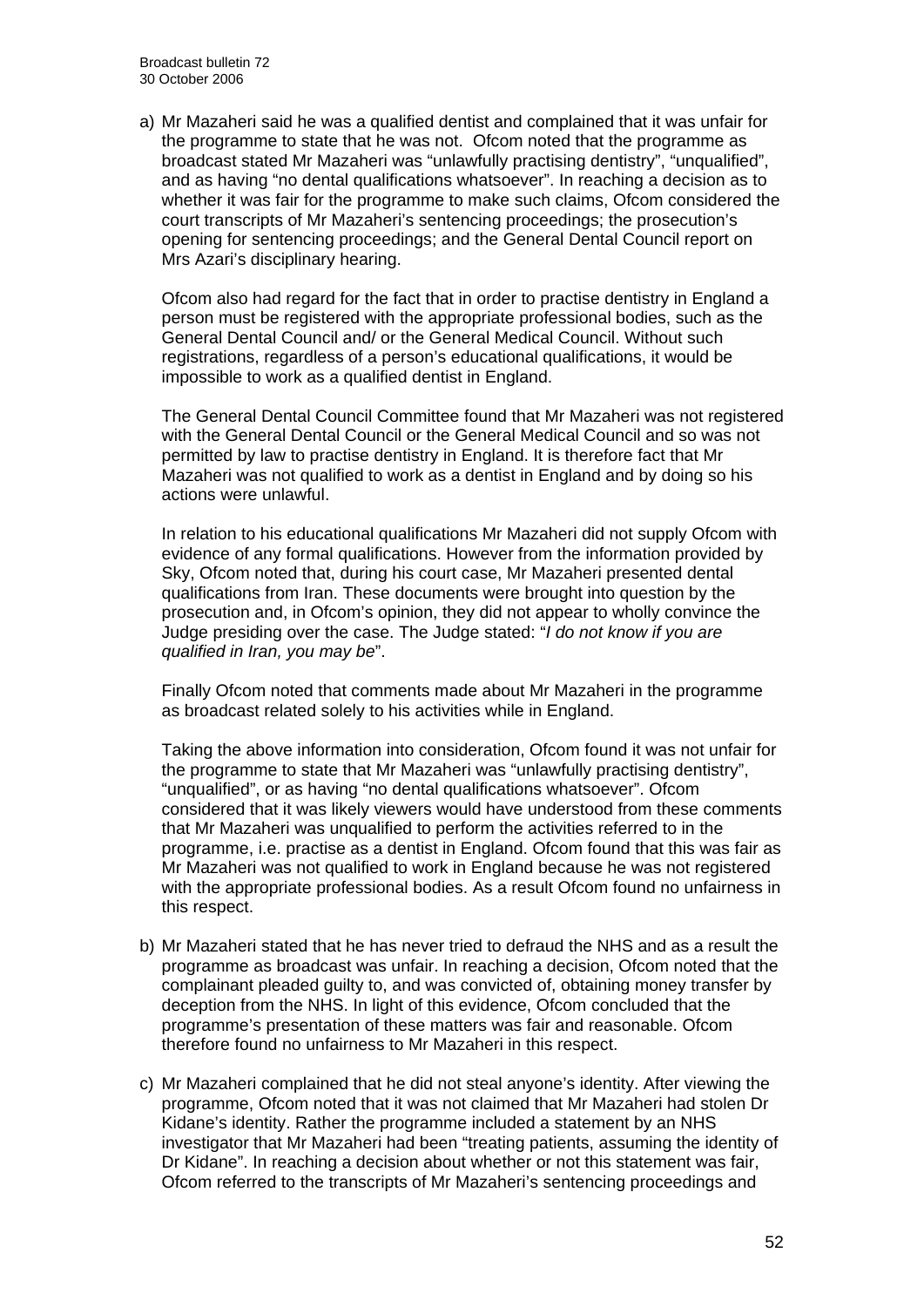a) Mr Mazaheri said he was a qualified dentist and complained that it was unfair for the programme to state that he was not. Ofcom noted that the programme as broadcast stated Mr Mazaheri was "unlawfully practising dentistry", "unqualified", and as having "no dental qualifications whatsoever". In reaching a decision as to whether it was fair for the programme to make such claims, Ofcom considered the court transcripts of Mr Mazaheri's sentencing proceedings; the prosecution's opening for sentencing proceedings; and the General Dental Council report on Mrs Azari's disciplinary hearing.

   Ofcom also had regard for the fact that in order to practise dentistry in England a person must be registered with the appropriate professional bodies, such as the General Dental Council and/ or the General Medical Council. Without such registrations, regardless of a person's educational qualifications, it would be impossible to work as a qualified dentist in England.

   The General Dental Council Committee found that Mr Mazaheri was not registered with the General Dental Council or the General Medical Council and so was not permitted by law to practise dentistry in England. It is therefore fact that Mr Mazaheri was not qualified to work as a dentist in England and by doing so his actions were unlawful.

   In relation to his educational qualifications Mr Mazaheri did not supply Ofcom with evidence of any formal qualifications. However from the information provided by Sky, Ofcom noted that, during his court case, Mr Mazaheri presented dental qualifications from Iran. These documents were brought into question by the prosecution and, in Ofcom's opinion, they did not appear to wholly convince the Judge presiding over the case. The Judge stated: "*I do not know if you are qualified in Iran, you may be*".

   Finally Ofcom noted that comments made about Mr Mazaheri in the programme as broadcast related solely to his activities while in England.

   Taking the above information into consideration, Ofcom found it was not unfair for the programme to state that Mr Mazaheri was "unlawfully practising dentistry", "unqualified", or as having "no dental qualifications whatsoever". Ofcom considered that it was likely viewers would have understood from these comments that Mr Mazaheri was unqualified to perform the activities referred to in the programme, i.e. practise as a dentist in England. Ofcom found that this was fair as Mr Mazaheri was not qualified to work in England because he was not registered with the appropriate professional bodies. As a result Ofcom found no unfairness in this respect.

b) Mr Mazaheri stated that he has never tried to defraud the NHS and as a result the programme as broadcast was unfair. In reaching a decision, Ofcom noted that the complainant pleaded guilty to, and was convicted of, obtaining money transfer by deception from the NHS. In light of this evidence, Ofcom concluded that the programme's presentation of these matters was fair and reasonable. Ofcom therefore found no unfairness to Mr Mazaheri in this respect.

c) Mr Mazaheri complained that he did not steal anyone's identity. After viewing the programme, Ofcom noted that it was not claimed that Mr Mazaheri had stolen Dr Kidane's identity. Rather the programme included a statement by an NHS investigator that Mr Mazaheri had been "treating patients, assuming the identity of Dr Kidane". In reaching a decision about whether or not this statement was fair, Ofcom referred to the transcripts of Mr Mazaheri's sentencing proceedings and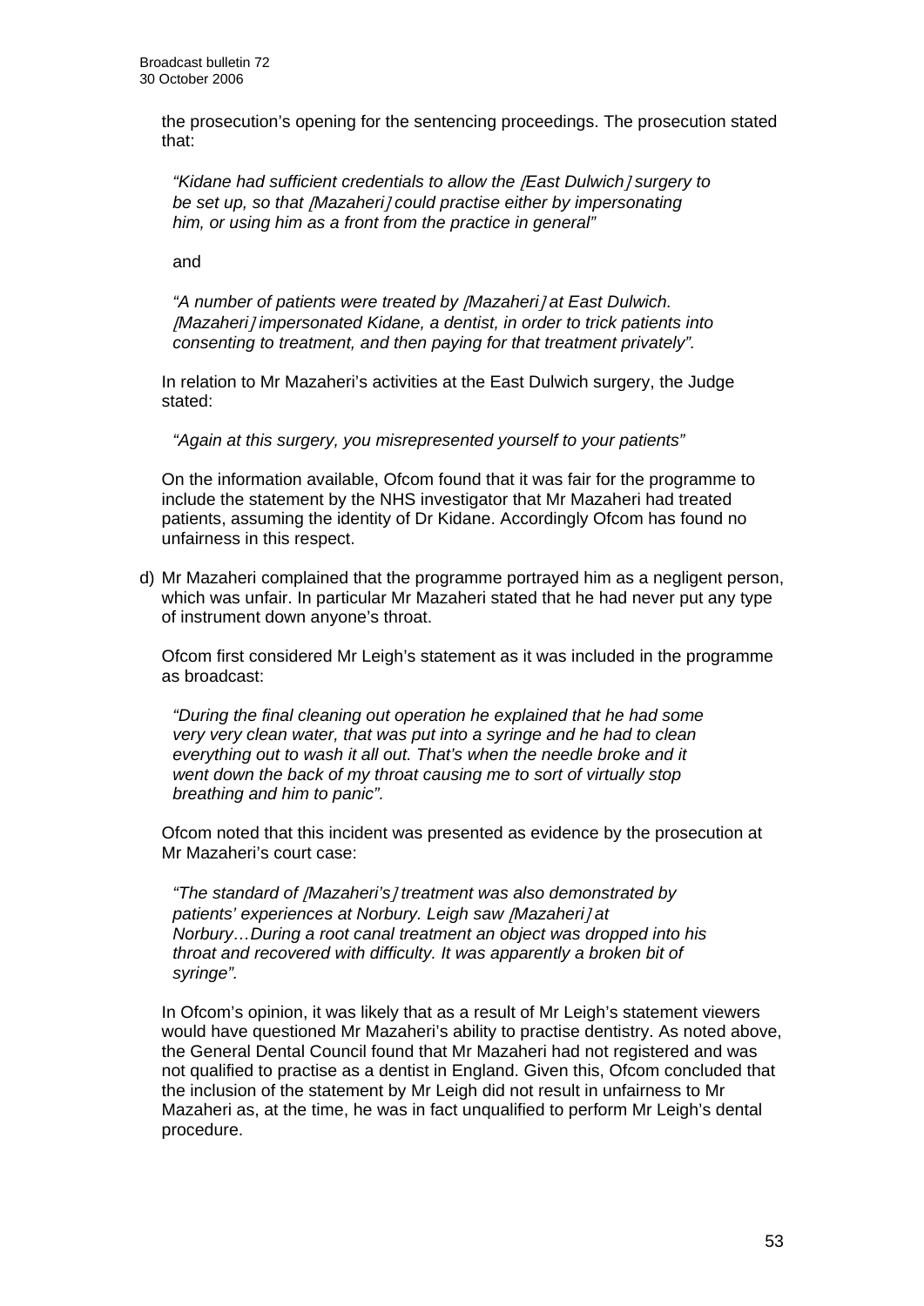the prosecution's opening for the sentencing proceedings. The prosecution stated that:

> *"Kidane had sufficient credentials to allow the [East Dulwich] surgery to be set up, so that [Mazaheri] could practise either by impersonating him, or using him as a front from the practice in general"*
>
> and
>
> *"A number of patients were treated by [Mazaheri] at East Dulwich. [Mazaheri] impersonated Kidane, a dentist, in order to trick patients into consenting to treatment, and then paying for that treatment privately".*

In relation to Mr Mazaheri's activities at the East Dulwich surgery, the Judge stated:

> *"Again at this surgery, you misrepresented yourself to your patients"*

On the information available, Ofcom found that it was fair for the programme to include the statement by the NHS investigator that Mr Mazaheri had treated patients, assuming the identity of Dr Kidane. Accordingly Ofcom has found no unfairness in this respect.

d) Mr Mazaheri complained that the programme portrayed him as a negligent person, which was unfair. In particular Mr Mazaheri stated that he had never put any type of instrument down anyone's throat.

Ofcom first considered Mr Leigh's statement as it was included in the programme as broadcast:

> *"During the final cleaning out operation he explained that he had some very very clean water, that was put into a syringe and he had to clean everything out to wash it all out. That's when the needle broke and it went down the back of my throat causing me to sort of virtually stop breathing and him to panic".*

Ofcom noted that this incident was presented as evidence by the prosecution at Mr Mazaheri's court case:

> *"The standard of [Mazaheri's] treatment was also demonstrated by patients' experiences at Norbury. Leigh saw [Mazaheri] at Norbury…During a root canal treatment an object was dropped into his throat and recovered with difficulty. It was apparently a broken bit of syringe".*

In Ofcom's opinion, it was likely that as a result of Mr Leigh's statement viewers would have questioned Mr Mazaheri's ability to practise dentistry. As noted above, the General Dental Council found that Mr Mazaheri had not registered and was not qualified to practise as a dentist in England. Given this, Ofcom concluded that the inclusion of the statement by Mr Leigh did not result in unfairness to Mr Mazaheri as, at the time, he was in fact unqualified to perform Mr Leigh's dental procedure.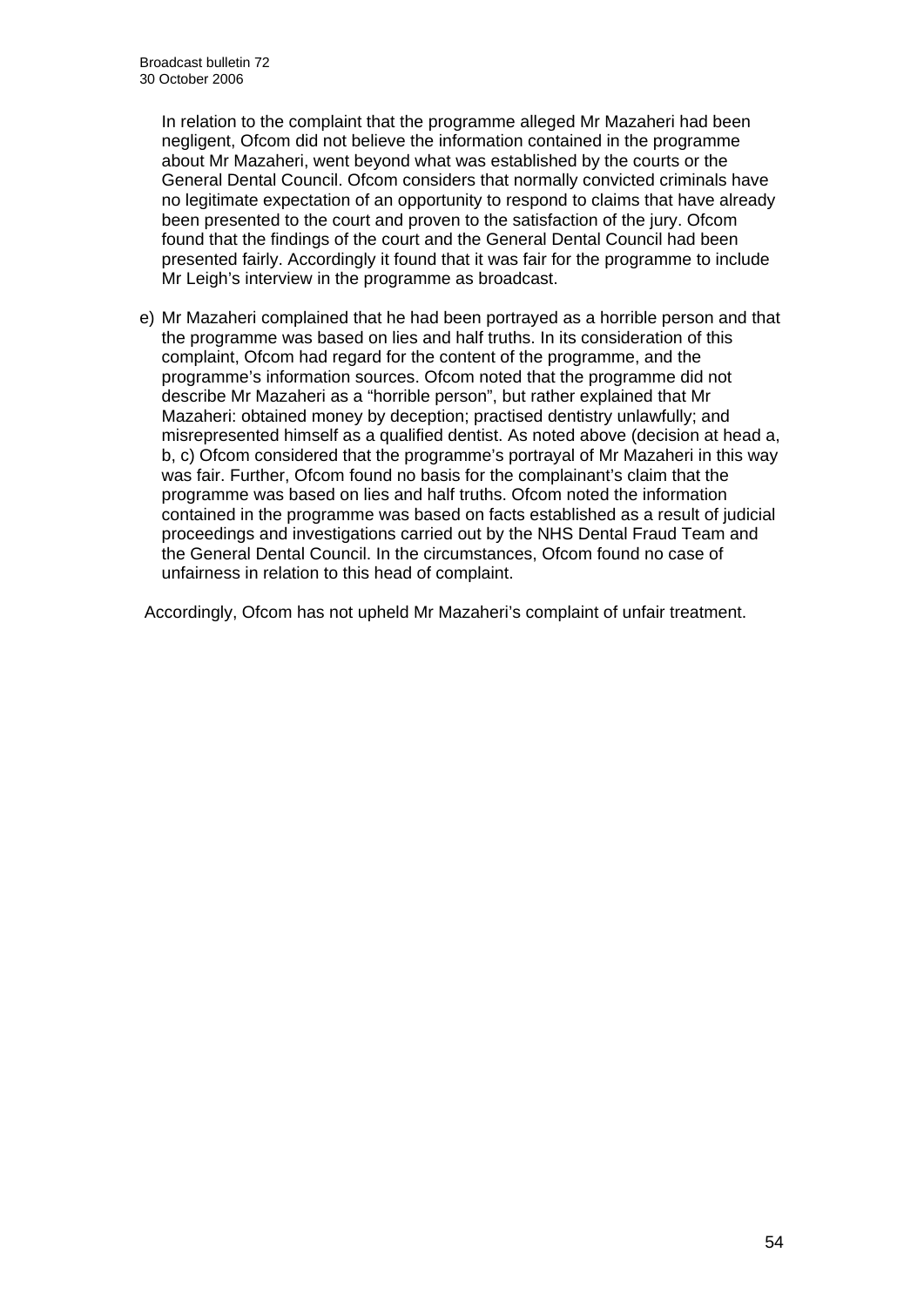In relation to the complaint that the programme alleged Mr Mazaheri had been negligent, Ofcom did not believe the information contained in the programme about Mr Mazaheri, went beyond what was established by the courts or the General Dental Council. Ofcom considers that normally convicted criminals have no legitimate expectation of an opportunity to respond to claims that have already been presented to the court and proven to the satisfaction of the jury. Ofcom found that the findings of the court and the General Dental Council had been presented fairly. Accordingly it found that it was fair for the programme to include Mr Leigh's interview in the programme as broadcast.

e) Mr Mazaheri complained that he had been portrayed as a horrible person and that the programme was based on lies and half truths. In its consideration of this complaint, Ofcom had regard for the content of the programme, and the programme's information sources. Ofcom noted that the programme did not describe Mr Mazaheri as a "horrible person", but rather explained that Mr Mazaheri: obtained money by deception; practised dentistry unlawfully; and misrepresented himself as a qualified dentist. As noted above (decision at head a, b, c) Ofcom considered that the programme's portrayal of Mr Mazaheri in this way was fair. Further, Ofcom found no basis for the complainant's claim that the programme was based on lies and half truths. Ofcom noted the information contained in the programme was based on facts established as a result of judicial proceedings and investigations carried out by the NHS Dental Fraud Team and the General Dental Council. In the circumstances, Ofcom found no case of unfairness in relation to this head of complaint.

Accordingly, Ofcom has not upheld Mr Mazaheri's complaint of unfair treatment.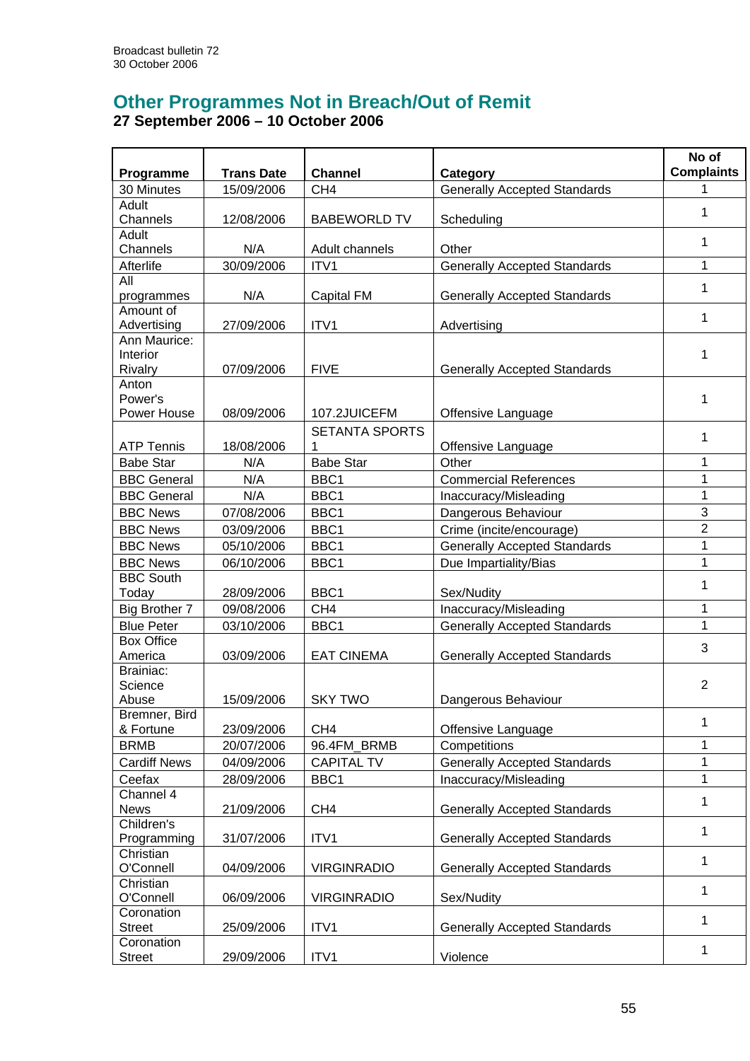## Other Programmes Not in Breach/Out of Remit

**27 September 2006 – 10 October 2006**

| Programme | Trans Date | Channel | Category | No of Complaints |
|---|---|---|---|---|
| 30 Minutes | 15/09/2006 | CH4 | Generally Accepted Standards | 1 |
| Adult Channels | 12/08/2006 | BABEWORLD TV | Scheduling | 1 |
| Adult Channels | N/A | Adult channels | Other | 1 |
| Afterlife | 30/09/2006 | ITV1 | Generally Accepted Standards | 1 |
| All programmes | N/A | Capital FM | Generally Accepted Standards | 1 |
| Amount of Advertising | 27/09/2006 | ITV1 | Advertising | 1 |
| Ann Maurice: Interior Rivalry | 07/09/2006 | FIVE | Generally Accepted Standards | 1 |
| Anton Power's Power House | 08/09/2006 | 107.2JUICEFM | Offensive Language | 1 |
| ATP Tennis | 18/08/2006 | SETANTA SPORTS 1 | Offensive Language | 1 |
| Babe Star | N/A | Babe Star | Other | 1 |
| BBC General | N/A | BBC1 | Commercial References | 1 |
| BBC General | N/A | BBC1 | Inaccuracy/Misleading | 1 |
| BBC News | 07/08/2006 | BBC1 | Dangerous Behaviour | 3 |
| BBC News | 03/09/2006 | BBC1 | Crime (incite/encourage) | 2 |
| BBC News | 05/10/2006 | BBC1 | Generally Accepted Standards | 1 |
| BBC News | 06/10/2006 | BBC1 | Due Impartiality/Bias | 1 |
| BBC South Today | 28/09/2006 | BBC1 | Sex/Nudity | 1 |
| Big Brother 7 | 09/08/2006 | CH4 | Inaccuracy/Misleading | 1 |
| Blue Peter | 03/10/2006 | BBC1 | Generally Accepted Standards | 1 |
| Box Office America | 03/09/2006 | EAT CINEMA | Generally Accepted Standards | 3 |
| Brainiac: Science Abuse | 15/09/2006 | SKY TWO | Dangerous Behaviour | 2 |
| Bremner, Bird & Fortune | 23/09/2006 | CH4 | Offensive Language | 1 |
| BRMB | 20/07/2006 | 96.4FM_BRMB | Competitions | 1 |
| Cardiff News | 04/09/2006 | CAPITAL TV | Generally Accepted Standards | 1 |
| Ceefax | 28/09/2006 | BBC1 | Inaccuracy/Misleading | 1 |
| Channel 4 News | 21/09/2006 | CH4 | Generally Accepted Standards | 1 |
| Children's Programming | 31/07/2006 | ITV1 | Generally Accepted Standards | 1 |
| Christian O'Connell | 04/09/2006 | VIRGINRADIO | Generally Accepted Standards | 1 |
| Christian O'Connell | 06/09/2006 | VIRGINRADIO | Sex/Nudity | 1 |
| Coronation Street | 25/09/2006 | ITV1 | Generally Accepted Standards | 1 |
| Coronation Street | 29/09/2006 | ITV1 | Violence | 1 |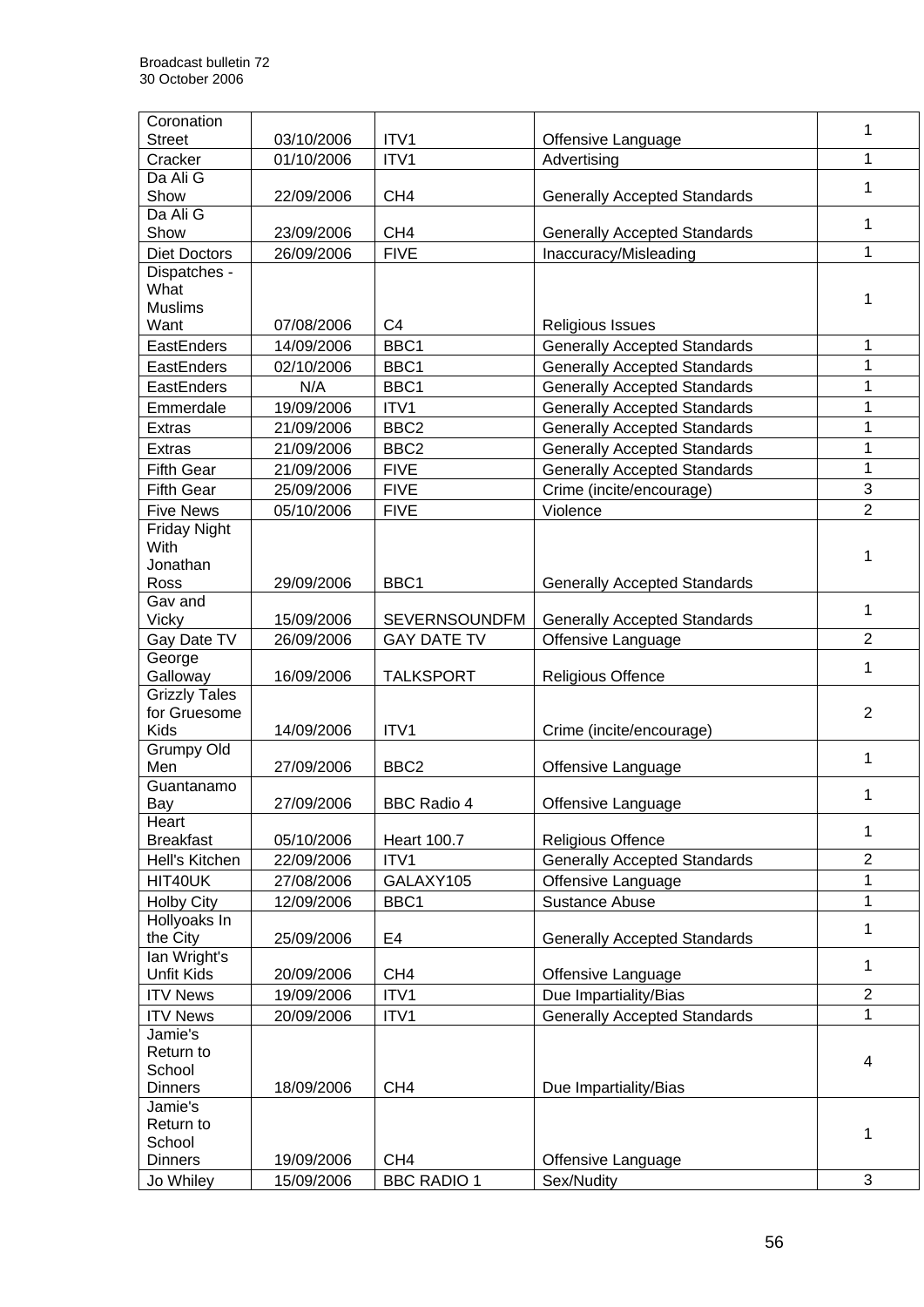| Coronation Street | 03/10/2006 | ITV1 | Offensive Language | 1 |
|---|---|---|---|---|
| Cracker | 01/10/2006 | ITV1 | Advertising | 1 |
| Da Ali G Show | 22/09/2006 | CH4 | Generally Accepted Standards | 1 |
| Da Ali G Show | 23/09/2006 | CH4 | Generally Accepted Standards | 1 |
| Diet Doctors | 26/09/2006 | FIVE | Inaccuracy/Misleading | 1 |
| Dispatches - What Muslims Want | 07/08/2006 | C4 | Religious Issues | 1 |
| EastEnders | 14/09/2006 | BBC1 | Generally Accepted Standards | 1 |
| EastEnders | 02/10/2006 | BBC1 | Generally Accepted Standards | 1 |
| EastEnders | N/A | BBC1 | Generally Accepted Standards | 1 |
| Emmerdale | 19/09/2006 | ITV1 | Generally Accepted Standards | 1 |
| Extras | 21/09/2006 | BBC2 | Generally Accepted Standards | 1 |
| Extras | 21/09/2006 | BBC2 | Generally Accepted Standards | 1 |
| Fifth Gear | 21/09/2006 | FIVE | Generally Accepted Standards | 1 |
| Fifth Gear | 25/09/2006 | FIVE | Crime (incite/encourage) | 3 |
| Five News | 05/10/2006 | FIVE | Violence | 2 |
| Friday Night With Jonathan Ross | 29/09/2006 | BBC1 | Generally Accepted Standards | 1 |
| Gav and Vicky | 15/09/2006 | SEVERNSOUNDFM | Generally Accepted Standards | 1 |
| Gay Date TV | 26/09/2006 | GAY DATE TV | Offensive Language | 2 |
| George Galloway | 16/09/2006 | TALKSPORT | Religious Offence | 1 |
| Grizzly Tales for Gruesome Kids | 14/09/2006 | ITV1 | Crime (incite/encourage) | 2 |
| Grumpy Old Men | 27/09/2006 | BBC2 | Offensive Language | 1 |
| Guantanamo Bay | 27/09/2006 | BBC Radio 4 | Offensive Language | 1 |
| Heart Breakfast | 05/10/2006 | Heart 100.7 | Religious Offence | 1 |
| Hell's Kitchen | 22/09/2006 | ITV1 | Generally Accepted Standards | 2 |
| HIT40UK | 27/08/2006 | GALAXY105 | Offensive Language | 1 |
| Holby City | 12/09/2006 | BBC1 | Sustance Abuse | 1 |
| Hollyoaks In the City | 25/09/2006 | E4 | Generally Accepted Standards | 1 |
| Ian Wright's Unfit Kids | 20/09/2006 | CH4 | Offensive Language | 1 |
| ITV News | 19/09/2006 | ITV1 | Due Impartiality/Bias | 2 |
| ITV News | 20/09/2006 | ITV1 | Generally Accepted Standards | 1 |
| Jamie's Return to School Dinners | 18/09/2006 | CH4 | Due Impartiality/Bias | 4 |
| Jamie's Return to School Dinners | 19/09/2006 | CH4 | Offensive Language | 1 |
| Jo Whiley | 15/09/2006 | BBC RADIO 1 | Sex/Nudity | 3 |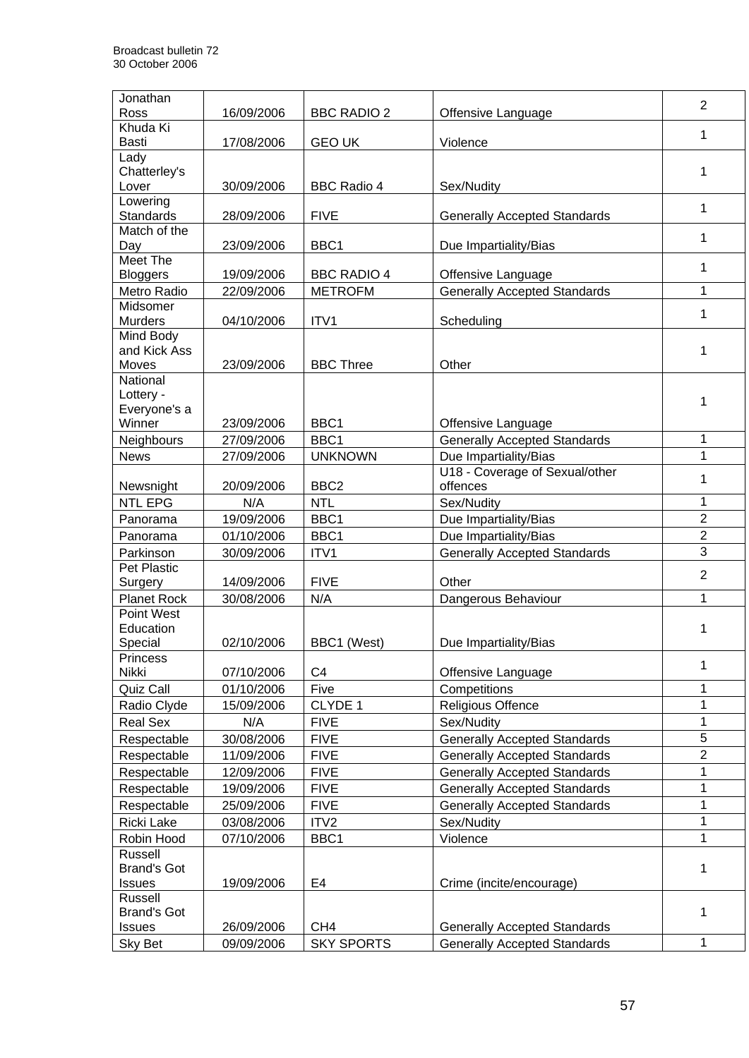| Jonathan Ross | 16/09/2006 | BBC RADIO 2 | Offensive Language | 2 |
|---|---|---|---|---|
| Khuda Ki Basti | 17/08/2006 | GEO UK | Violence | 1 |
| Lady Chatterley's Lover | 30/09/2006 | BBC Radio 4 | Sex/Nudity | 1 |
| Lowering Standards | 28/09/2006 | FIVE | Generally Accepted Standards | 1 |
| Match of the Day | 23/09/2006 | BBC1 | Due Impartiality/Bias | 1 |
| Meet The Bloggers | 19/09/2006 | BBC RADIO 4 | Offensive Language | 1 |
| Metro Radio | 22/09/2006 | METROFM | Generally Accepted Standards | 1 |
| Midsomer Murders | 04/10/2006 | ITV1 | Scheduling | 1 |
| Mind Body and Kick Ass Moves | 23/09/2006 | BBC Three | Other | 1 |
| National Lottery - Everyone's a Winner | 23/09/2006 | BBC1 | Offensive Language | 1 |
| Neighbours | 27/09/2006 | BBC1 | Generally Accepted Standards | 1 |
| News | 27/09/2006 | UNKNOWN | Due Impartiality/Bias | 1 |
| Newsnight | 20/09/2006 | BBC2 | U18 - Coverage of Sexual/other offences | 1 |
| NTL EPG | N/A | NTL | Sex/Nudity | 1 |
| Panorama | 19/09/2006 | BBC1 | Due Impartiality/Bias | 2 |
| Panorama | 01/10/2006 | BBC1 | Due Impartiality/Bias | 2 |
| Parkinson | 30/09/2006 | ITV1 | Generally Accepted Standards | 3 |
| Pet Plastic Surgery | 14/09/2006 | FIVE | Other | 2 |
| Planet Rock | 30/08/2006 | N/A | Dangerous Behaviour | 1 |
| Point West Education Special | 02/10/2006 | BBC1 (West) | Due Impartiality/Bias | 1 |
| Princess Nikki | 07/10/2006 | C4 | Offensive Language | 1 |
| Quiz Call | 01/10/2006 | Five | Competitions | 1 |
| Radio Clyde | 15/09/2006 | CLYDE 1 | Religious Offence | 1 |
| Real Sex | N/A | FIVE | Sex/Nudity | 1 |
| Respectable | 30/08/2006 | FIVE | Generally Accepted Standards | 5 |
| Respectable | 11/09/2006 | FIVE | Generally Accepted Standards | 2 |
| Respectable | 12/09/2006 | FIVE | Generally Accepted Standards | 1 |
| Respectable | 19/09/2006 | FIVE | Generally Accepted Standards | 1 |
| Respectable | 25/09/2006 | FIVE | Generally Accepted Standards | 1 |
| Ricki Lake | 03/08/2006 | ITV2 | Sex/Nudity | 1 |
| Robin Hood | 07/10/2006 | BBC1 | Violence | 1 |
| Russell Brand's Got Issues | 19/09/2006 | E4 | Crime (incite/encourage) | 1 |
| Russell Brand's Got Issues | 26/09/2006 | CH4 | Generally Accepted Standards | 1 |
| Sky Bet | 09/09/2006 | SKY SPORTS | Generally Accepted Standards | 1 |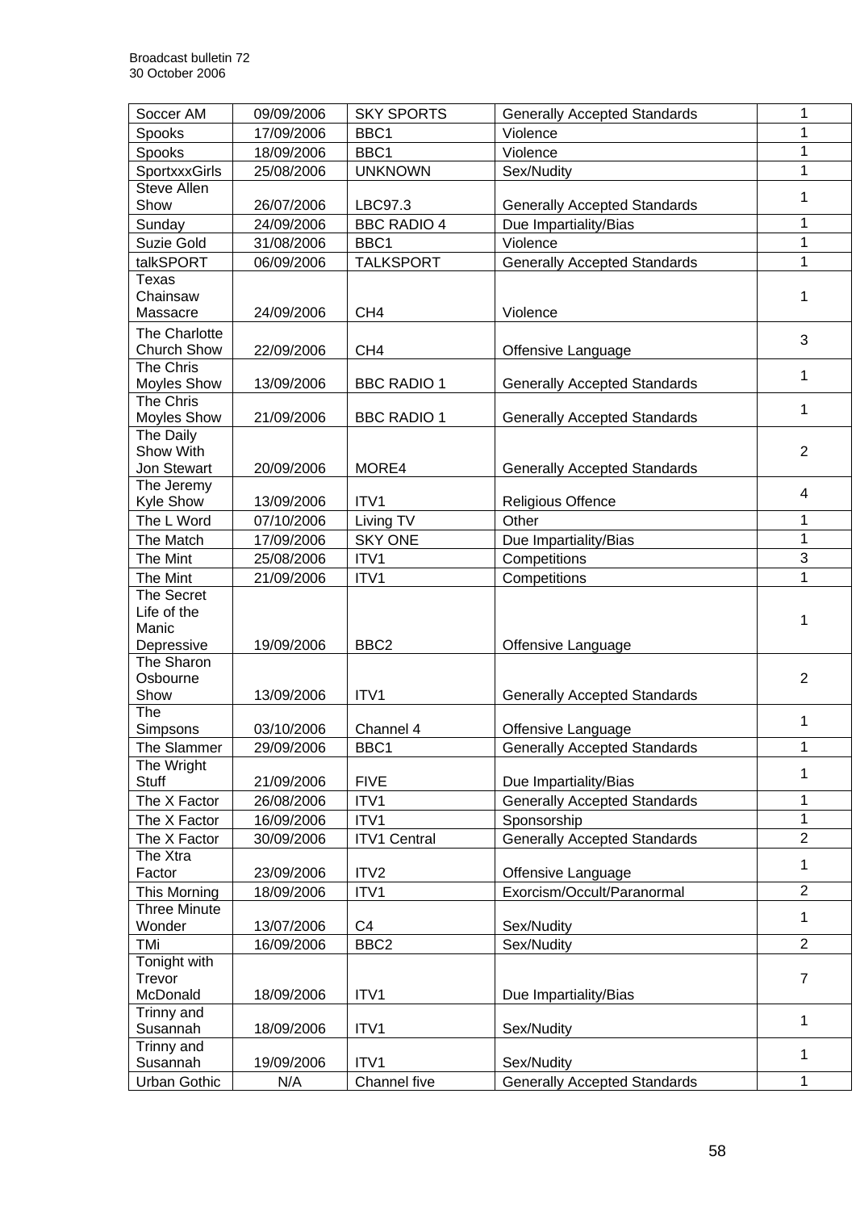| Soccer AM | 09/09/2006 | SKY SPORTS | Generally Accepted Standards | 1 |
|---|---|---|---|---|
| Spooks | 17/09/2006 | BBC1 | Violence | 1 |
| Spooks | 18/09/2006 | BBC1 | Violence | 1 |
| SportxxxGirls | 25/08/2006 | UNKNOWN | Sex/Nudity | 1 |
| Steve Allen Show | 26/07/2006 | LBC97.3 | Generally Accepted Standards | 1 |
| Sunday | 24/09/2006 | BBC RADIO 4 | Due Impartiality/Bias | 1 |
| Suzie Gold | 31/08/2006 | BBC1 | Violence | 1 |
| talkSPORT | 06/09/2006 | TALKSPORT | Generally Accepted Standards | 1 |
| Texas Chainsaw Massacre | 24/09/2006 | CH4 | Violence | 1 |
| The Charlotte Church Show | 22/09/2006 | CH4 | Offensive Language | 3 |
| The Chris Moyles Show | 13/09/2006 | BBC RADIO 1 | Generally Accepted Standards | 1 |
| The Chris Moyles Show | 21/09/2006 | BBC RADIO 1 | Generally Accepted Standards | 1 |
| The Daily Show With Jon Stewart | 20/09/2006 | MORE4 | Generally Accepted Standards | 2 |
| The Jeremy Kyle Show | 13/09/2006 | ITV1 | Religious Offence | 4 |
| The L Word | 07/10/2006 | Living TV | Other | 1 |
| The Match | 17/09/2006 | SKY ONE | Due Impartiality/Bias | 1 |
| The Mint | 25/08/2006 | ITV1 | Competitions | 3 |
| The Mint | 21/09/2006 | ITV1 | Competitions | 1 |
| The Secret Life of the Manic Depressive | 19/09/2006 | BBC2 | Offensive Language | 1 |
| The Sharon Osbourne Show | 13/09/2006 | ITV1 | Generally Accepted Standards | 2 |
| The Simpsons | 03/10/2006 | Channel 4 | Offensive Language | 1 |
| The Slammer | 29/09/2006 | BBC1 | Generally Accepted Standards | 1 |
| The Wright Stuff | 21/09/2006 | FIVE | Due Impartiality/Bias | 1 |
| The X Factor | 26/08/2006 | ITV1 | Generally Accepted Standards | 1 |
| The X Factor | 16/09/2006 | ITV1 | Sponsorship | 1 |
| The X Factor | 30/09/2006 | ITV1 Central | Generally Accepted Standards | 2 |
| The Xtra Factor | 23/09/2006 | ITV2 | Offensive Language | 1 |
| This Morning | 18/09/2006 | ITV1 | Exorcism/Occult/Paranormal | 2 |
| Three Minute Wonder | 13/07/2006 | C4 | Sex/Nudity | 1 |
| TMi | 16/09/2006 | BBC2 | Sex/Nudity | 2 |
| Tonight with Trevor McDonald | 18/09/2006 | ITV1 | Due Impartiality/Bias | 7 |
| Trinny and Susannah | 18/09/2006 | ITV1 | Sex/Nudity | 1 |
| Trinny and Susannah | 19/09/2006 | ITV1 | Sex/Nudity | 1 |
| Urban Gothic | N/A | Channel five | Generally Accepted Standards | 1 |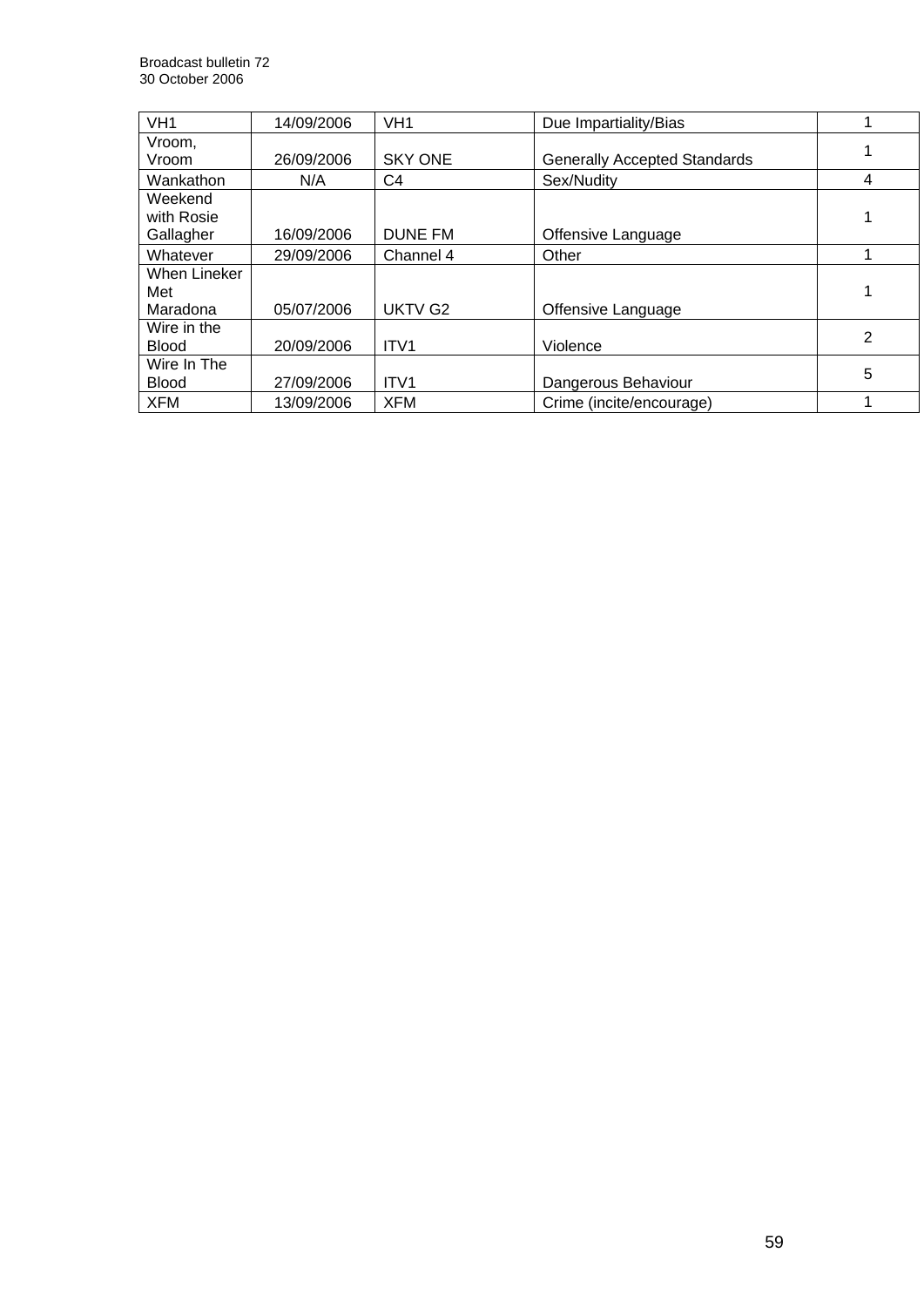| | | | | |
|---|---|---|---|---|
| VH1 | 14/09/2006 | VH1 | Due Impartiality/Bias | 1 |
| Vroom, Vroom | 26/09/2006 | SKY ONE | Generally Accepted Standards | 1 |
| Wankathon | N/A | C4 | Sex/Nudity | 4 |
| Weekend with Rosie Gallagher | 16/09/2006 | DUNE FM | Offensive Language | 1 |
| Whatever | 29/09/2006 | Channel 4 | Other | 1 |
| When Lineker Met Maradona | 05/07/2006 | UKTV G2 | Offensive Language | 1 |
| Wire in the Blood | 20/09/2006 | ITV1 | Violence | 2 |
| Wire In The Blood | 27/09/2006 | ITV1 | Dangerous Behaviour | 5 |
| XFM | 13/09/2006 | XFM | Crime (incite/encourage) | 1 |